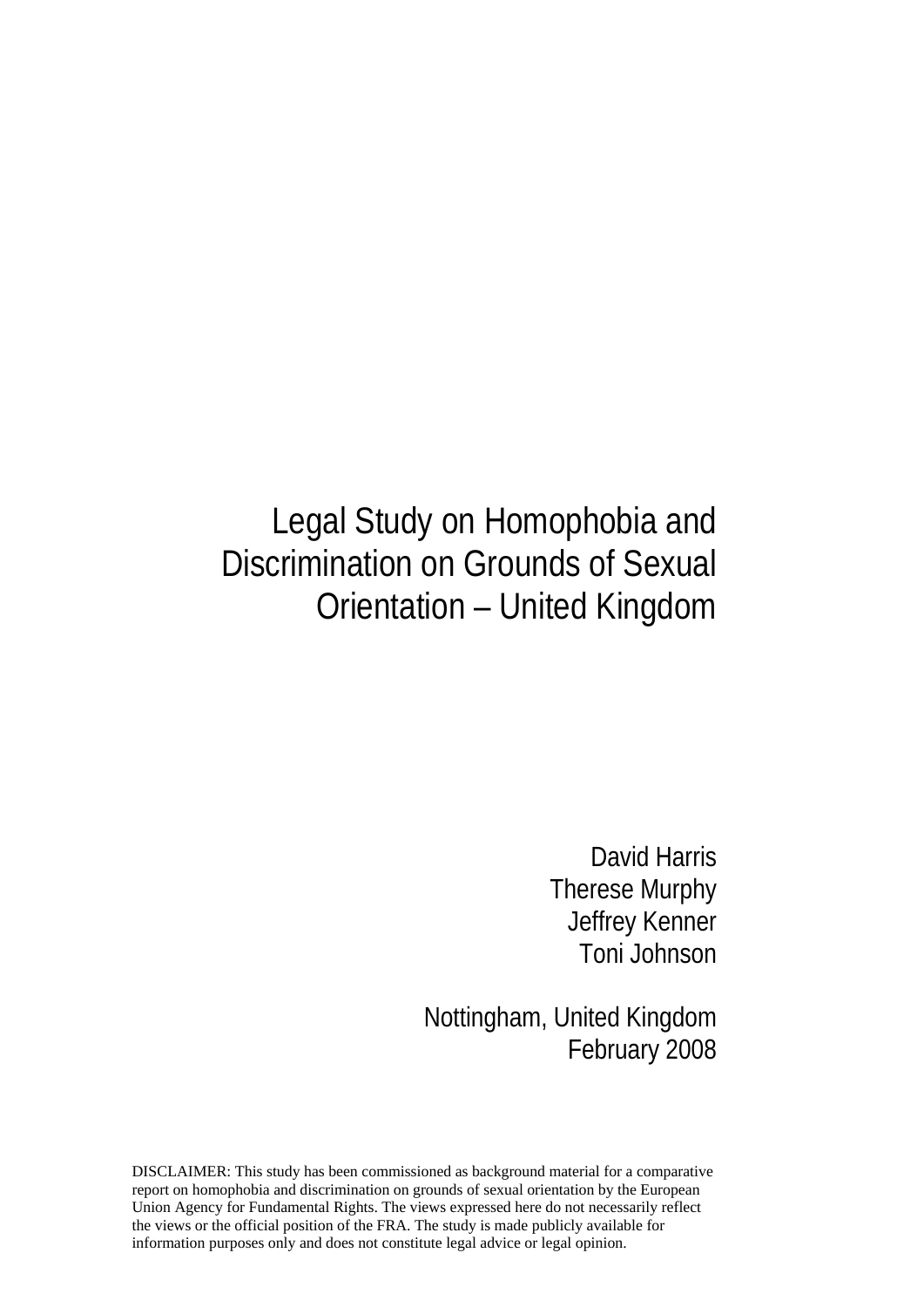# Legal Study on Homophobia and Discrimination on Grounds of Sexual Orientation – United Kingdom

David Harris
Therese Murphy
Jeffrey Kenner
Toni Johnson

Nottingham, United Kingdom
February 2008

DISCLAIMER: This study has been commissioned as background material for a comparative report on homophobia and discrimination on grounds of sexual orientation by the European Union Agency for Fundamental Rights. The views expressed here do not necessarily reflect the views or the official position of the FRA. The study is made publicly available for information purposes only and does not constitute legal advice or legal opinion.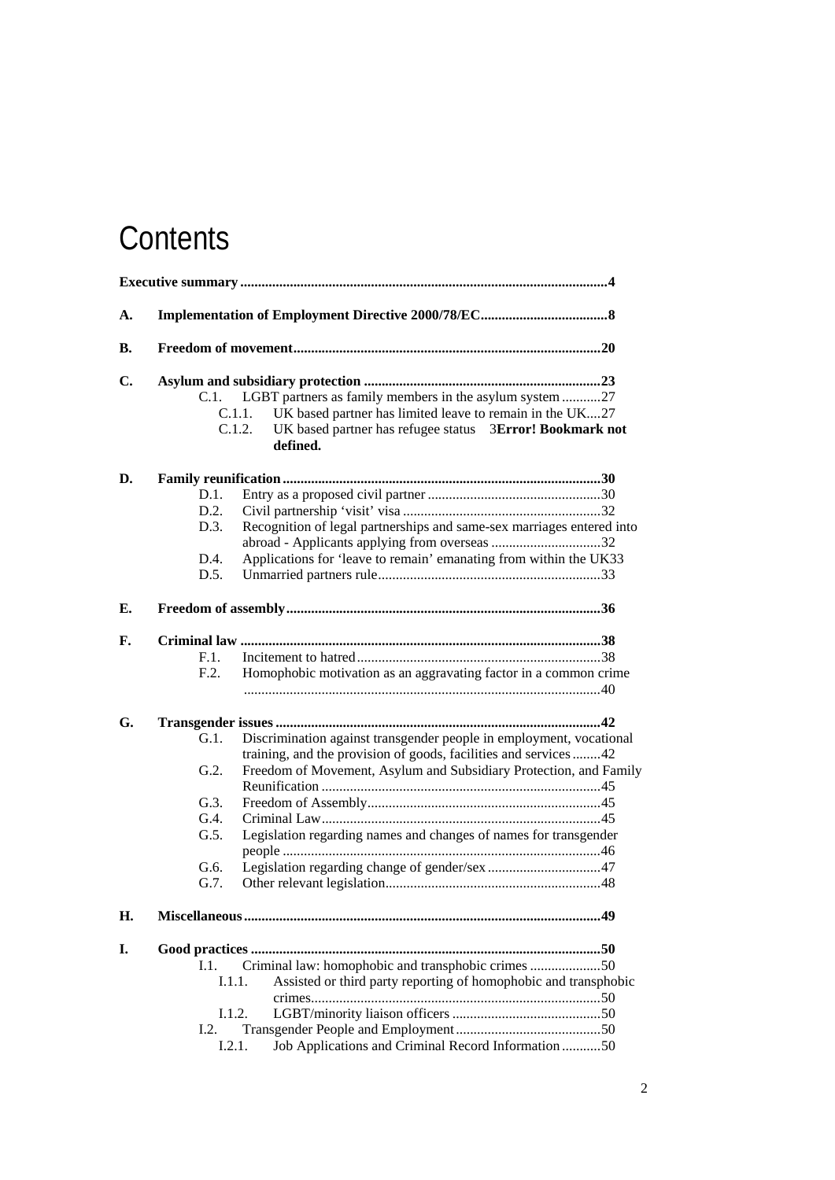# Contents

**Executive summary** ......................................................................................................**4**

**A. Implementation of Employment Directive 2000/78/EC**....................................**8**

**B. Freedom of movement**......................................................................................**20**

**C. Asylum and subsidiary protection** ..................................................................**23**
- C.1. LGBT partners as family members in the asylum system ...........27
  - C.1.1. UK based partner has limited leave to remain in the UK....27
  - C.1.2. UK based partner has refugee status 3**Error! Bookmark not defined.**

**D. Family reunification** .........................................................................................**30**
- D.1. Entry as a proposed civil partner ................................................30
- D.2. Civil partnership 'visit' visa ........................................................32
- D.3. Recognition of legal partnerships and same-sex marriages entered into abroad - Applicants applying from overseas ...............................32
- D.4. Applications for 'leave to remain' emanating from within the UK33
- D.5. Unmarried partners rule..............................................................33

**E. Freedom of assembly**........................................................................................**36**

**F. Criminal law** ......................................................................................................**38**
- F.1. Incitement to hatred.....................................................................38
- F.2. Homophobic motivation as an aggravating factor in a common crime ....................................................................................................40

**G. Transgender issues** ...........................................................................................**42**
- G.1. Discrimination against transgender people in employment, vocational training, and the provision of goods, facilities and services ........42
- G.2. Freedom of Movement, Asylum and Subsidiary Protection, and Family Reunification ..............................................................................45
- G.3. Freedom of Assembly.................................................................45
- G.4. Criminal Law..............................................................................45
- G.5. Legislation regarding names and changes of names for transgender people .........................................................................................46
- G.6. Legislation regarding change of gender/sex ................................47
- G.7. Other relevant legislation............................................................48

**H. Miscellaneous**....................................................................................................**49**

**I. Good practices** ...................................................................................................**50**
- I.1. Criminal law: homophobic and transphobic crimes ....................50
  - I.1.1. Assisted or third party reporting of homophobic and transphobic crimes.................................................................................50
  - I.1.2. LGBT/minority liaison officers ..........................................50
- I.2. Transgender People and Employment.........................................50
  - I.2.1. Job Applications and Criminal Record Information ...........50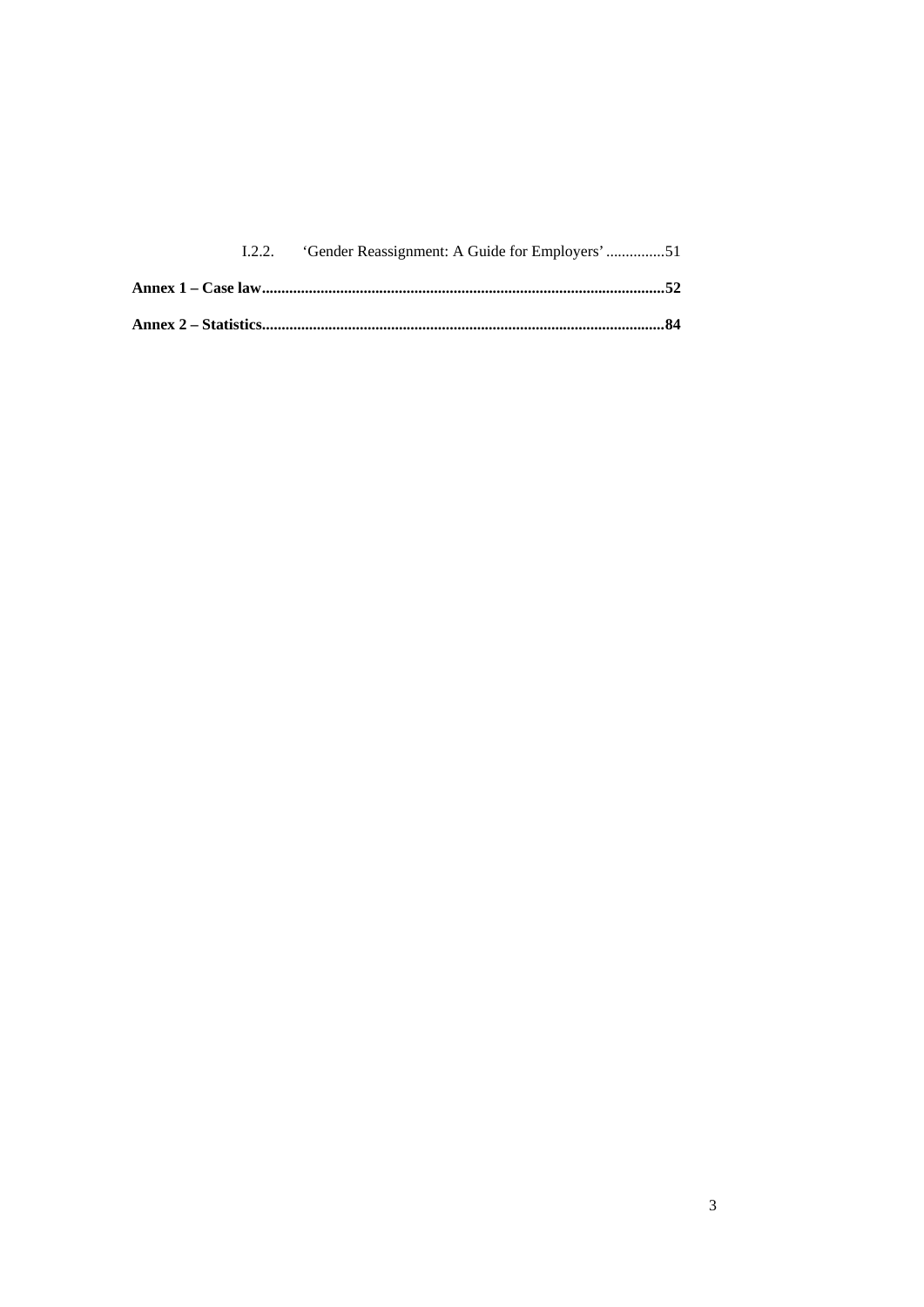I.2.2. ‘Gender Reassignment: A Guide for Employers’ ...............51

**Annex 1 – Case law.......................................................................................................52**

**Annex 2 – Statistics.......................................................................................................84**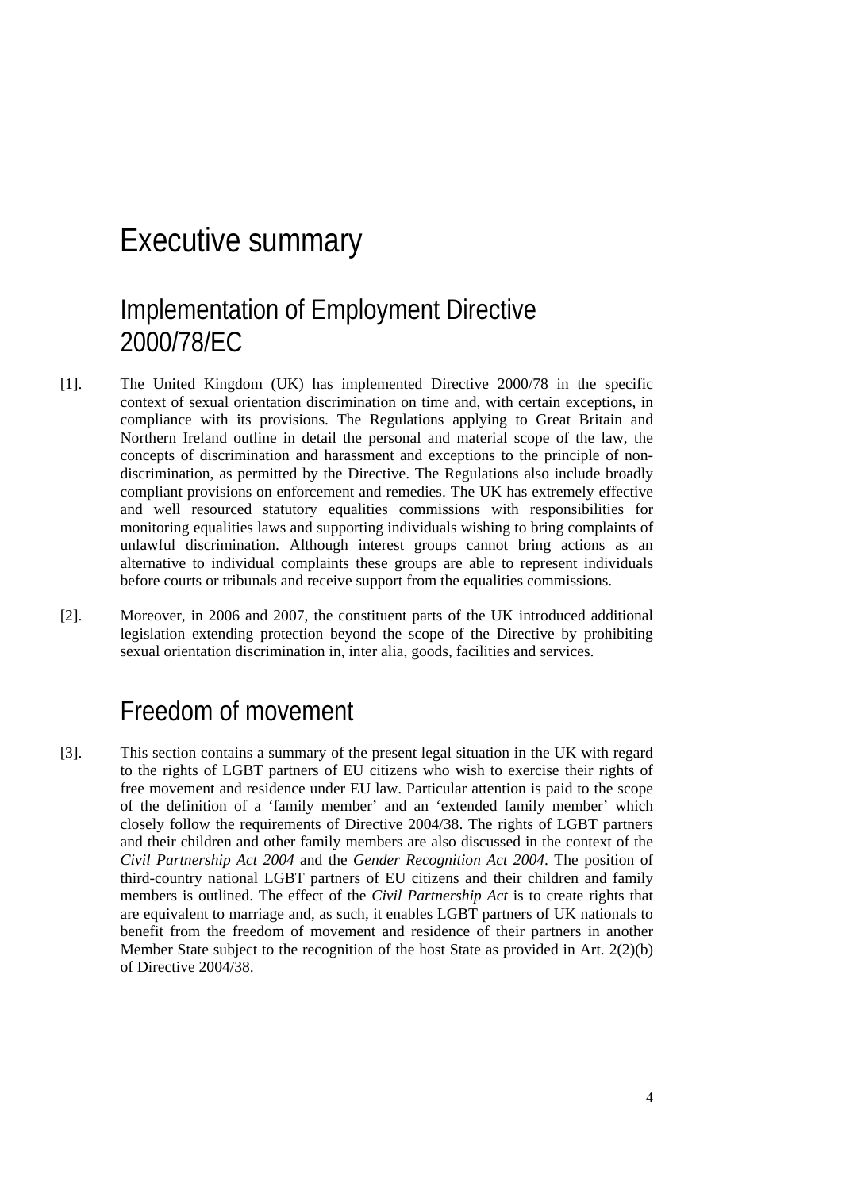# Executive summary

## Implementation of Employment Directive 2000/78/EC

[1]. The United Kingdom (UK) has implemented Directive 2000/78 in the specific context of sexual orientation discrimination on time and, with certain exceptions, in compliance with its provisions. The Regulations applying to Great Britain and Northern Ireland outline in detail the personal and material scope of the law, the concepts of discrimination and harassment and exceptions to the principle of non-discrimination, as permitted by the Directive. The Regulations also include broadly compliant provisions on enforcement and remedies. The UK has extremely effective and well resourced statutory equalities commissions with responsibilities for monitoring equalities laws and supporting individuals wishing to bring complaints of unlawful discrimination. Although interest groups cannot bring actions as an alternative to individual complaints these groups are able to represent individuals before courts or tribunals and receive support from the equalities commissions.

[2]. Moreover, in 2006 and 2007, the constituent parts of the UK introduced additional legislation extending protection beyond the scope of the Directive by prohibiting sexual orientation discrimination in, inter alia, goods, facilities and services.

## Freedom of movement

[3]. This section contains a summary of the present legal situation in the UK with regard to the rights of LGBT partners of EU citizens who wish to exercise their rights of free movement and residence under EU law. Particular attention is paid to the scope of the definition of a 'family member' and an 'extended family member' which closely follow the requirements of Directive 2004/38. The rights of LGBT partners and their children and other family members are also discussed in the context of the *Civil Partnership Act 2004* and the *Gender Recognition Act 2004*. The position of third-country national LGBT partners of EU citizens and their children and family members is outlined. The effect of the *Civil Partnership Act* is to create rights that are equivalent to marriage and, as such, it enables LGBT partners of UK nationals to benefit from the freedom of movement and residence of their partners in another Member State subject to the recognition of the host State as provided in Art. 2(2)(b) of Directive 2004/38.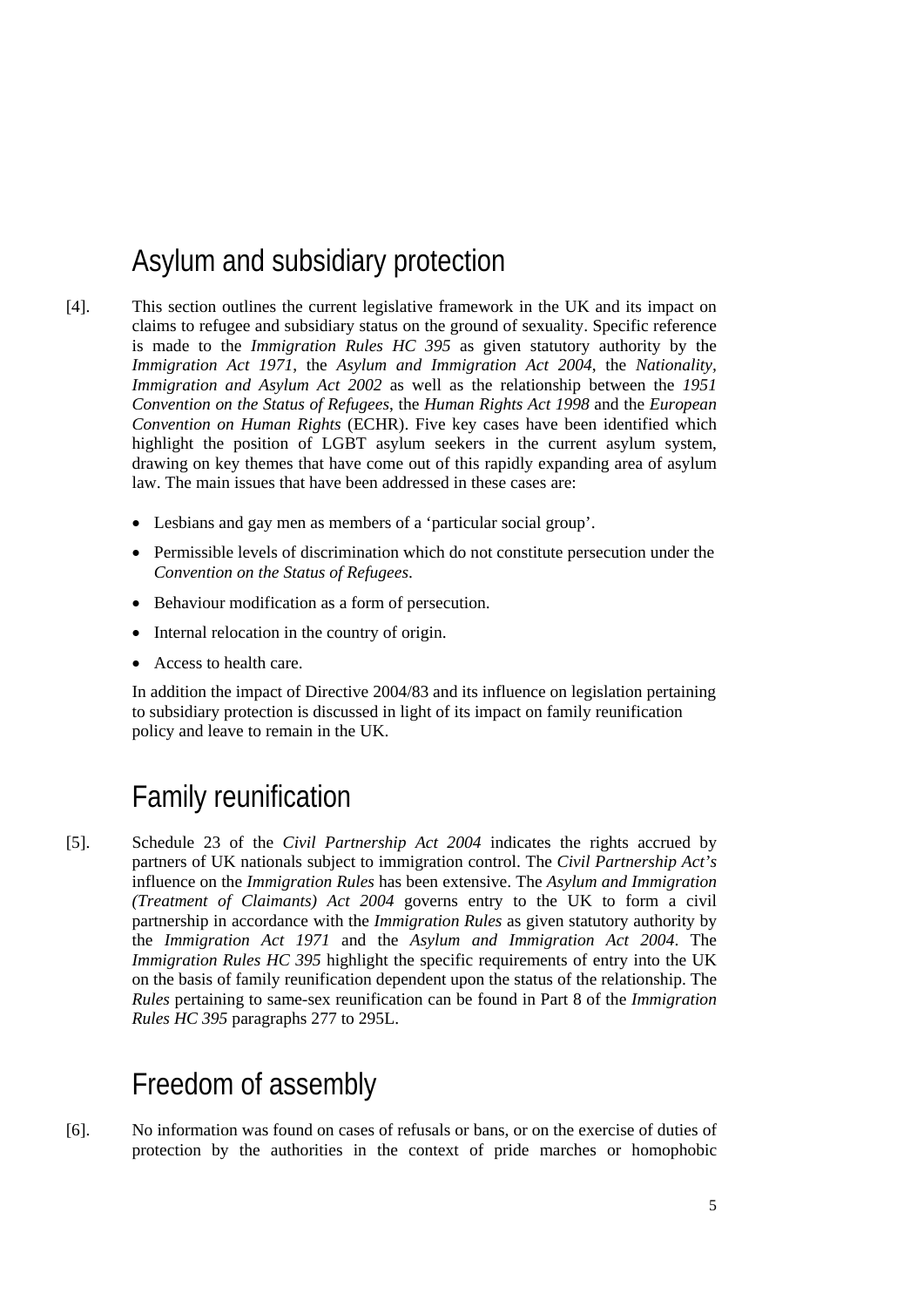## Asylum and subsidiary protection

[4]. This section outlines the current legislative framework in the UK and its impact on claims to refugee and subsidiary status on the ground of sexuality. Specific reference is made to the *Immigration Rules HC 395* as given statutory authority by the *Immigration Act 1971*, the *Asylum and Immigration Act 2004*, the *Nationality, Immigration and Asylum Act 2002* as well as the relationship between the *1951 Convention on the Status of Refugees*, the *Human Rights Act 1998* and the *European Convention on Human Rights* (ECHR). Five key cases have been identified which highlight the position of LGBT asylum seekers in the current asylum system, drawing on key themes that have come out of this rapidly expanding area of asylum law. The main issues that have been addressed in these cases are:

- Lesbians and gay men as members of a 'particular social group'.
- Permissible levels of discrimination which do not constitute persecution under the *Convention on the Status of Refugees*.
- Behaviour modification as a form of persecution.
- Internal relocation in the country of origin.
- Access to health care.

In addition the impact of Directive 2004/83 and its influence on legislation pertaining to subsidiary protection is discussed in light of its impact on family reunification policy and leave to remain in the UK.

## Family reunification

[5]. Schedule 23 of the *Civil Partnership Act 2004* indicates the rights accrued by partners of UK nationals subject to immigration control. The *Civil Partnership Act's* influence on the *Immigration Rules* has been extensive. The *Asylum and Immigration (Treatment of Claimants) Act 2004* governs entry to the UK to form a civil partnership in accordance with the *Immigration Rules* as given statutory authority by the *Immigration Act 1971* and the *Asylum and Immigration Act 2004*. The *Immigration Rules HC 395* highlight the specific requirements of entry into the UK on the basis of family reunification dependent upon the status of the relationship. The *Rules* pertaining to same-sex reunification can be found in Part 8 of the *Immigration Rules HC 395* paragraphs 277 to 295L.

## Freedom of assembly

[6]. No information was found on cases of refusals or bans, or on the exercise of duties of protection by the authorities in the context of pride marches or homophobic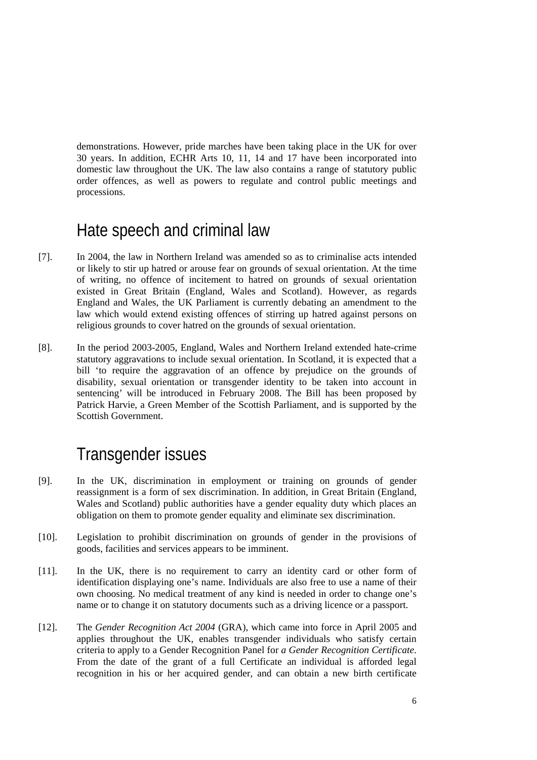demonstrations. However, pride marches have been taking place in the UK for over 30 years. In addition, ECHR Arts 10, 11, 14 and 17 have been incorporated into domestic law throughout the UK. The law also contains a range of statutory public order offences, as well as powers to regulate and control public meetings and processions.

## Hate speech and criminal law

[7]. In 2004, the law in Northern Ireland was amended so as to criminalise acts intended or likely to stir up hatred or arouse fear on grounds of sexual orientation. At the time of writing, no offence of incitement to hatred on grounds of sexual orientation existed in Great Britain (England, Wales and Scotland). However, as regards England and Wales, the UK Parliament is currently debating an amendment to the law which would extend existing offences of stirring up hatred against persons on religious grounds to cover hatred on the grounds of sexual orientation.

[8]. In the period 2003-2005, England, Wales and Northern Ireland extended hate-crime statutory aggravations to include sexual orientation. In Scotland, it is expected that a bill 'to require the aggravation of an offence by prejudice on the grounds of disability, sexual orientation or transgender identity to be taken into account in sentencing' will be introduced in February 2008. The Bill has been proposed by Patrick Harvie, a Green Member of the Scottish Parliament, and is supported by the Scottish Government.

## Transgender issues

[9]. In the UK, discrimination in employment or training on grounds of gender reassignment is a form of sex discrimination. In addition, in Great Britain (England, Wales and Scotland) public authorities have a gender equality duty which places an obligation on them to promote gender equality and eliminate sex discrimination.

[10]. Legislation to prohibit discrimination on grounds of gender in the provisions of goods, facilities and services appears to be imminent.

[11]. In the UK, there is no requirement to carry an identity card or other form of identification displaying one's name. Individuals are also free to use a name of their own choosing. No medical treatment of any kind is needed in order to change one's name or to change it on statutory documents such as a driving licence or a passport.

[12]. The *Gender Recognition Act 2004* (GRA), which came into force in April 2005 and applies throughout the UK, enables transgender individuals who satisfy certain criteria to apply to a Gender Recognition Panel for *a Gender Recognition Certificate*. From the date of the grant of a full Certificate an individual is afforded legal recognition in his or her acquired gender, and can obtain a new birth certificate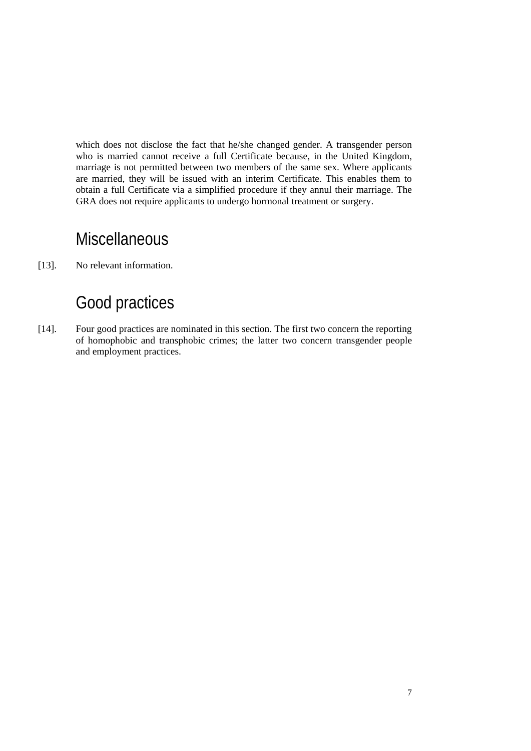which does not disclose the fact that he/she changed gender. A transgender person who is married cannot receive a full Certificate because, in the United Kingdom, marriage is not permitted between two members of the same sex. Where applicants are married, they will be issued with an interim Certificate. This enables them to obtain a full Certificate via a simplified procedure if they annul their marriage. The GRA does not require applicants to undergo hormonal treatment or surgery.

## Miscellaneous

[13]. No relevant information.

## Good practices

[14]. Four good practices are nominated in this section. The first two concern the reporting of homophobic and transphobic crimes; the latter two concern transgender people and employment practices.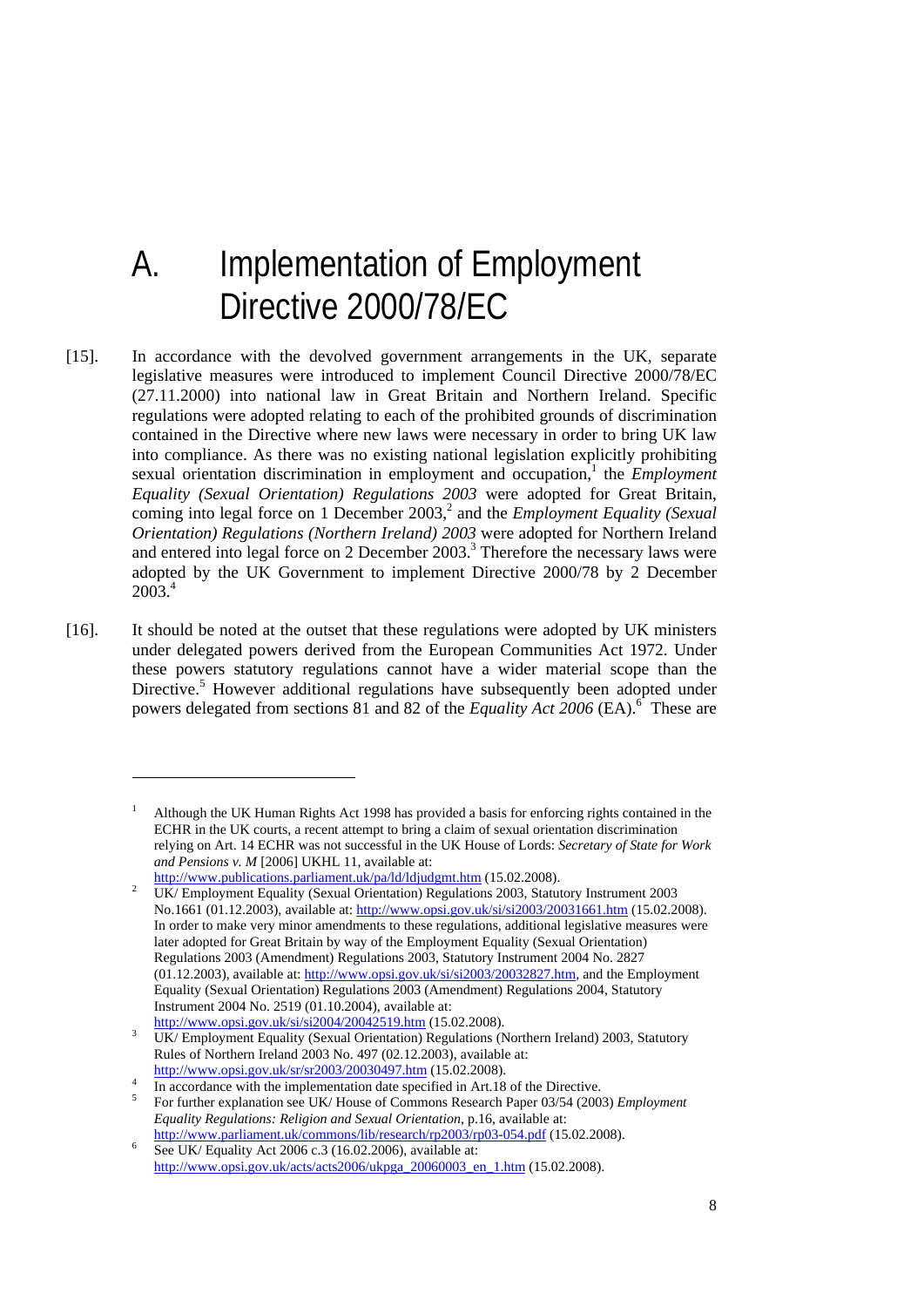# A. Implementation of Employment Directive 2000/78/EC

[15]. In accordance with the devolved government arrangements in the UK, separate legislative measures were introduced to implement Council Directive 2000/78/EC (27.11.2000) into national law in Great Britain and Northern Ireland. Specific regulations were adopted relating to each of the prohibited grounds of discrimination contained in the Directive where new laws were necessary in order to bring UK law into compliance. As there was no existing national legislation explicitly prohibiting sexual orientation discrimination in employment and occupation,[1] the *Employment Equality (Sexual Orientation) Regulations 2003* were adopted for Great Britain, coming into legal force on 1 December 2003,[2] and the *Employment Equality (Sexual Orientation) Regulations (Northern Ireland) 2003* were adopted for Northern Ireland and entered into legal force on 2 December 2003.[3] Therefore the necessary laws were adopted by the UK Government to implement Directive 2000/78 by 2 December 2003.[4]

[16]. It should be noted at the outset that these regulations were adopted by UK ministers under delegated powers derived from the European Communities Act 1972. Under these powers statutory regulations cannot have a wider material scope than the Directive.[5] However additional regulations have subsequently been adopted under powers delegated from sections 81 and 82 of the *Equality Act 2006* (EA).[6] These are

---

[1] Although the UK Human Rights Act 1998 has provided a basis for enforcing rights contained in the ECHR in the UK courts, a recent attempt to bring a claim of sexual orientation discrimination relying on Art. 14 ECHR was not successful in the UK House of Lords: *Secretary of State for Work and Pensions v. M* [2006] UKHL 11, available at: http://www.publications.parliament.uk/pa/ld/ldjudgmt.htm (15.02.2008).

[2] UK/ Employment Equality (Sexual Orientation) Regulations 2003, Statutory Instrument 2003 No.1661 (01.12.2003), available at: http://www.opsi.gov.uk/si/si2003/20031661.htm (15.02.2008). In order to make very minor amendments to these regulations, additional legislative measures were later adopted for Great Britain by way of the Employment Equality (Sexual Orientation) Regulations 2003 (Amendment) Regulations 2003, Statutory Instrument 2004 No. 2827 (01.12.2003), available at: http://www.opsi.gov.uk/si/si2003/20032827.htm, and the Employment Equality (Sexual Orientation) Regulations 2003 (Amendment) Regulations 2004, Statutory Instrument 2004 No. 2519 (01.10.2004), available at: http://www.opsi.gov.uk/si/si2004/20042519.htm (15.02.2008).

[3] UK/ Employment Equality (Sexual Orientation) Regulations (Northern Ireland) 2003, Statutory Rules of Northern Ireland 2003 No. 497 (02.12.2003), available at: http://www.opsi.gov.uk/sr/sr2003/20030497.htm (15.02.2008).

[4] In accordance with the implementation date specified in Art.18 of the Directive.

[5] For further explanation see UK/ House of Commons Research Paper 03/54 (2003) *Employment Equality Regulations: Religion and Sexual Orientation*, p.16, available at: http://www.parliament.uk/commons/lib/research/rp2003/rp03-054.pdf (15.02.2008).

[6] See UK/ Equality Act 2006 c.3 (16.02.2006), available at: http://www.opsi.gov.uk/acts/acts2006/ukpga_20060003_en_1.htm (15.02.2008).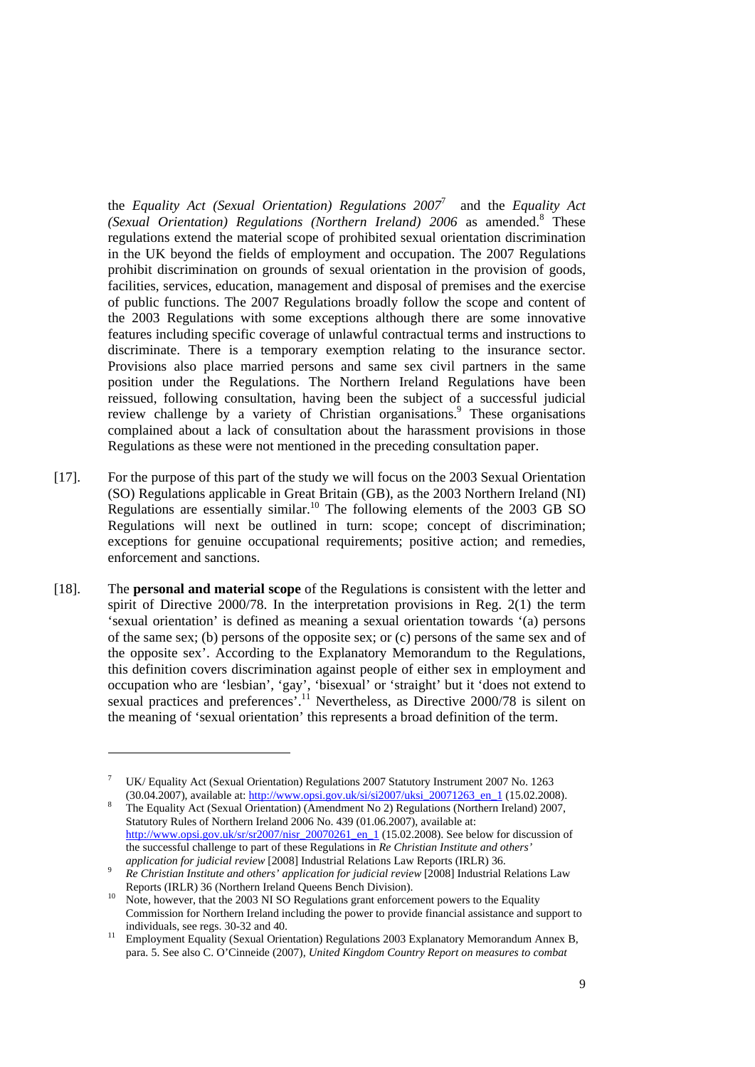the *Equality Act (Sexual Orientation) Regulations 2007*[7] and the *Equality Act (Sexual Orientation) Regulations (Northern Ireland) 2006* as amended.[8] These regulations extend the material scope of prohibited sexual orientation discrimination in the UK beyond the fields of employment and occupation. The 2007 Regulations prohibit discrimination on grounds of sexual orientation in the provision of goods, facilities, services, education, management and disposal of premises and the exercise of public functions. The 2007 Regulations broadly follow the scope and content of the 2003 Regulations with some exceptions although there are some innovative features including specific coverage of unlawful contractual terms and instructions to discriminate. There is a temporary exemption relating to the insurance sector. Provisions also place married persons and same sex civil partners in the same position under the Regulations. The Northern Ireland Regulations have been reissued, following consultation, having been the subject of a successful judicial review challenge by a variety of Christian organisations.[9] These organisations complained about a lack of consultation about the harassment provisions in those Regulations as these were not mentioned in the preceding consultation paper.

[17]. For the purpose of this part of the study we will focus on the 2003 Sexual Orientation (SO) Regulations applicable in Great Britain (GB), as the 2003 Northern Ireland (NI) Regulations are essentially similar.[10] The following elements of the 2003 GB SO Regulations will next be outlined in turn: scope; concept of discrimination; exceptions for genuine occupational requirements; positive action; and remedies, enforcement and sanctions.

[18]. The **personal and material scope** of the Regulations is consistent with the letter and spirit of Directive 2000/78. In the interpretation provisions in Reg. 2(1) the term 'sexual orientation' is defined as meaning a sexual orientation towards '(a) persons of the same sex; (b) persons of the opposite sex; or (c) persons of the same sex and of the opposite sex'. According to the Explanatory Memorandum to the Regulations, this definition covers discrimination against people of either sex in employment and occupation who are 'lesbian', 'gay', 'bisexual' or 'straight' but it 'does not extend to sexual practices and preferences'.[11] Nevertheless, as Directive 2000/78 is silent on the meaning of 'sexual orientation' this represents a broad definition of the term.

---

[7] UK/ Equality Act (Sexual Orientation) Regulations 2007 Statutory Instrument 2007 No. 1263 (30.04.2007), available at: http://www.opsi.gov.uk/si/si2007/uksi_20071263_en_1 (15.02.2008).

[8] The Equality Act (Sexual Orientation) (Amendment No 2) Regulations (Northern Ireland) 2007, Statutory Rules of Northern Ireland 2006 No. 439 (01.06.2007), available at: http://www.opsi.gov.uk/sr/sr2007/nisr_20070261_en_1 (15.02.2008). See below for discussion of the successful challenge to part of these Regulations in *Re Christian Institute and others' application for judicial review* [2008] Industrial Relations Law Reports (IRLR) 36.

[9] *Re Christian Institute and others' application for judicial review* [2008] Industrial Relations Law Reports (IRLR) 36 (Northern Ireland Queens Bench Division).

[10] Note, however, that the 2003 NI SO Regulations grant enforcement powers to the Equality Commission for Northern Ireland including the power to provide financial assistance and support to individuals, see regs. 30-32 and 40.

[11] Employment Equality (Sexual Orientation) Regulations 2003 Explanatory Memorandum Annex B, para. 5. See also C. O'Cinneide (2007), *United Kingdom Country Report on measures to combat*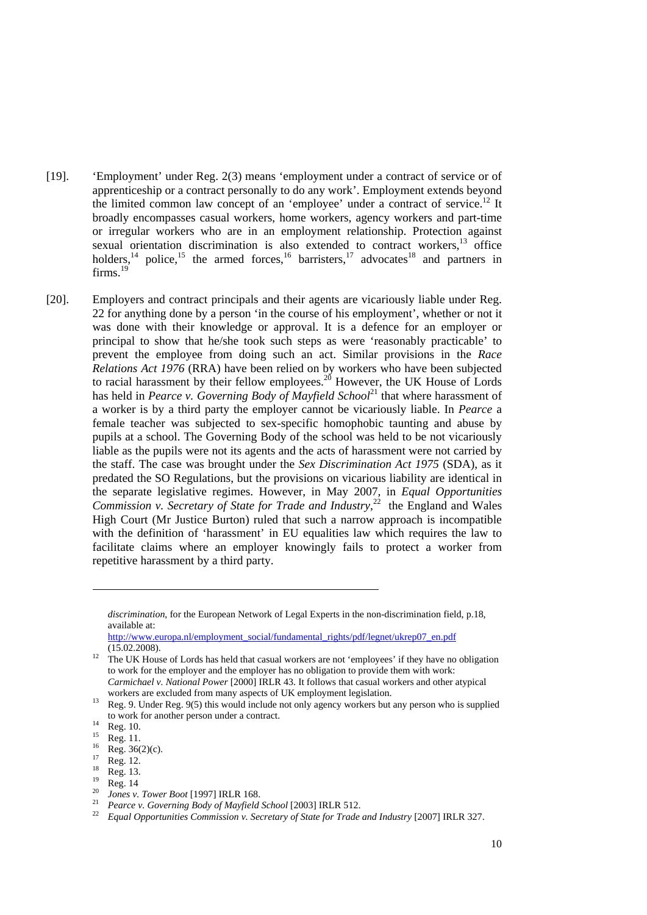[19]. 'Employment' under Reg. 2(3) means 'employment under a contract of service or of apprenticeship or a contract personally to do any work'. Employment extends beyond the limited common law concept of an 'employee' under a contract of service.[12] It broadly encompasses casual workers, home workers, agency workers and part-time or irregular workers who are in an employment relationship. Protection against sexual orientation discrimination is also extended to contract workers,[13] office holders,[14] police,[15] the armed forces,[16] barristers,[17] advocates[18] and partners in firms.[19]

[20]. Employers and contract principals and their agents are vicariously liable under Reg. 22 for anything done by a person 'in the course of his employment', whether or not it was done with their knowledge or approval. It is a defence for an employer or principal to show that he/she took such steps as were 'reasonably practicable' to prevent the employee from doing such an act. Similar provisions in the *Race Relations Act 1976* (RRA) have been relied on by workers who have been subjected to racial harassment by their fellow employees.[20] However, the UK House of Lords has held in *Pearce v. Governing Body of Mayfield School*[21] that where harassment of a worker is by a third party the employer cannot be vicariously liable. In *Pearce* a female teacher was subjected to sex-specific homophobic taunting and abuse by pupils at a school. The Governing Body of the school was held to be not vicariously liable as the pupils were not its agents and the acts of harassment were not carried by the staff. The case was brought under the *Sex Discrimination Act 1975* (SDA), as it predated the SO Regulations, but the provisions on vicarious liability are identical in the separate legislative regimes. However, in May 2007, in *Equal Opportunities Commission v. Secretary of State for Trade and Industry*,[22] the England and Wales High Court (Mr Justice Burton) ruled that such a narrow approach is incompatible with the definition of 'harassment' in EU equalities law which requires the law to facilitate claims where an employer knowingly fails to protect a worker from repetitive harassment by a third party.

---

*discrimination*, for the European Network of Legal Experts in the non-discrimination field, p.18, available at: http://www.europa.nl/employment_social/fundamental_rights/pdf/legnet/ukrep07_en.pdf (15.02.2008).

[12] The UK House of Lords has held that casual workers are not 'employees' if they have no obligation to work for the employer and the employer has no obligation to provide them with work: *Carmichael v. National Power* [2000] IRLR 43. It follows that casual workers and other atypical workers are excluded from many aspects of UK employment legislation.

[13] Reg. 9. Under Reg. 9(5) this would include not only agency workers but any person who is supplied to work for another person under a contract.

[14] Reg. 10.

[15] Reg. 11.

[16] Reg. 36(2)(c).

[17] Reg. 12.

[18] Reg. 13.

[19] Reg. 14

[20] *Jones v. Tower Boot* [1997] IRLR 168.

[21] *Pearce v. Governing Body of Mayfield School* [2003] IRLR 512.

[22] *Equal Opportunities Commission v. Secretary of State for Trade and Industry* [2007] IRLR 327.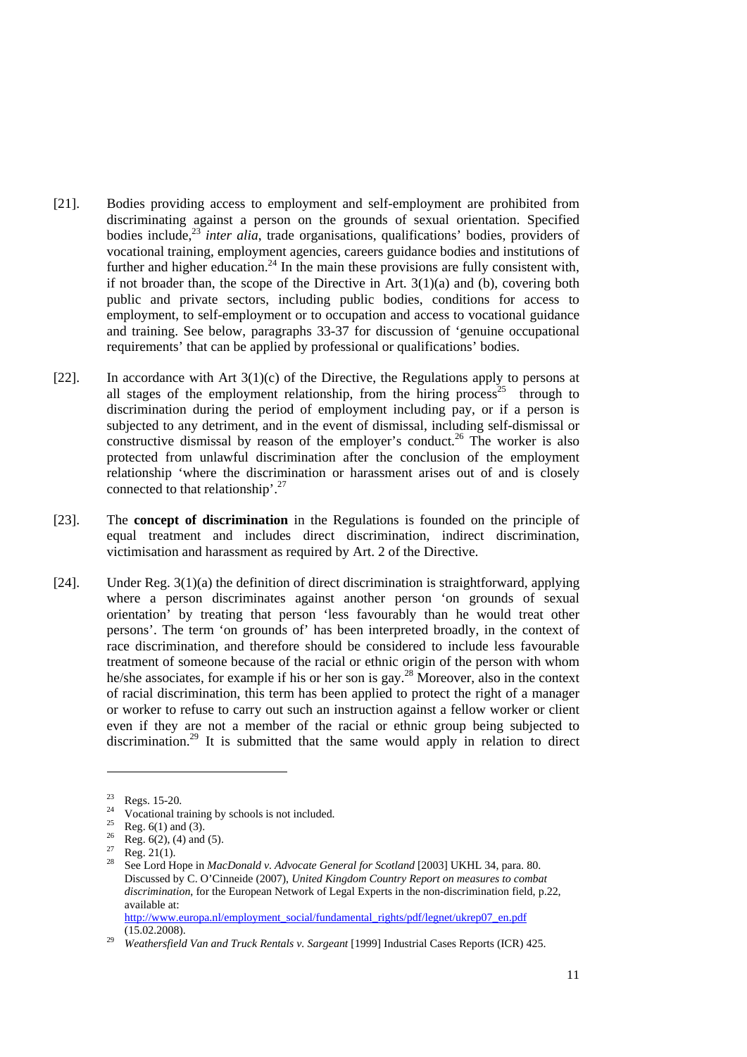[21]. Bodies providing access to employment and self-employment are prohibited from discriminating against a person on the grounds of sexual orientation. Specified bodies include,[23] *inter alia*, trade organisations, qualifications' bodies, providers of vocational training, employment agencies, careers guidance bodies and institutions of further and higher education.[24] In the main these provisions are fully consistent with, if not broader than, the scope of the Directive in Art. 3(1)(a) and (b), covering both public and private sectors, including public bodies, conditions for access to employment, to self-employment or to occupation and access to vocational guidance and training. See below, paragraphs 33-37 for discussion of 'genuine occupational requirements' that can be applied by professional or qualifications' bodies.

[22]. In accordance with Art 3(1)(c) of the Directive, the Regulations apply to persons at all stages of the employment relationship, from the hiring process[25] through to discrimination during the period of employment including pay, or if a person is subjected to any detriment, and in the event of dismissal, including self-dismissal or constructive dismissal by reason of the employer's conduct.[26] The worker is also protected from unlawful discrimination after the conclusion of the employment relationship 'where the discrimination or harassment arises out of and is closely connected to that relationship'.[27]

[23]. The **concept of discrimination** in the Regulations is founded on the principle of equal treatment and includes direct discrimination, indirect discrimination, victimisation and harassment as required by Art. 2 of the Directive.

[24]. Under Reg. 3(1)(a) the definition of direct discrimination is straightforward, applying where a person discriminates against another person 'on grounds of sexual orientation' by treating that person 'less favourably than he would treat other persons'. The term 'on grounds of' has been interpreted broadly, in the context of race discrimination, and therefore should be considered to include less favourable treatment of someone because of the racial or ethnic origin of the person with whom he/she associates, for example if his or her son is gay.[28] Moreover, also in the context of racial discrimination, this term has been applied to protect the right of a manager or worker to refuse to carry out such an instruction against a fellow worker or client even if they are not a member of the racial or ethnic group being subjected to discrimination.[29] It is submitted that the same would apply in relation to direct

---

[23] Regs. 15-20.

[24] Vocational training by schools is not included.

[25] Reg. 6(1) and (3).

[26] Reg. 6(2), (4) and (5).

[27] Reg. 21(1).

[28] See Lord Hope in *MacDonald v. Advocate General for Scotland* [2003] UKHL 34, para. 80. Discussed by C. O'Cinneide (2007), *United Kingdom Country Report on measures to combat discrimination*, for the European Network of Legal Experts in the non-discrimination field, p.22, available at: http://www.europa.nl/employment_social/fundamental_rights/pdf/legnet/ukrep07_en.pdf (15.02.2008).

[29] *Weathersfield Van and Truck Rentals v. Sargeant* [1999] Industrial Cases Reports (ICR) 425.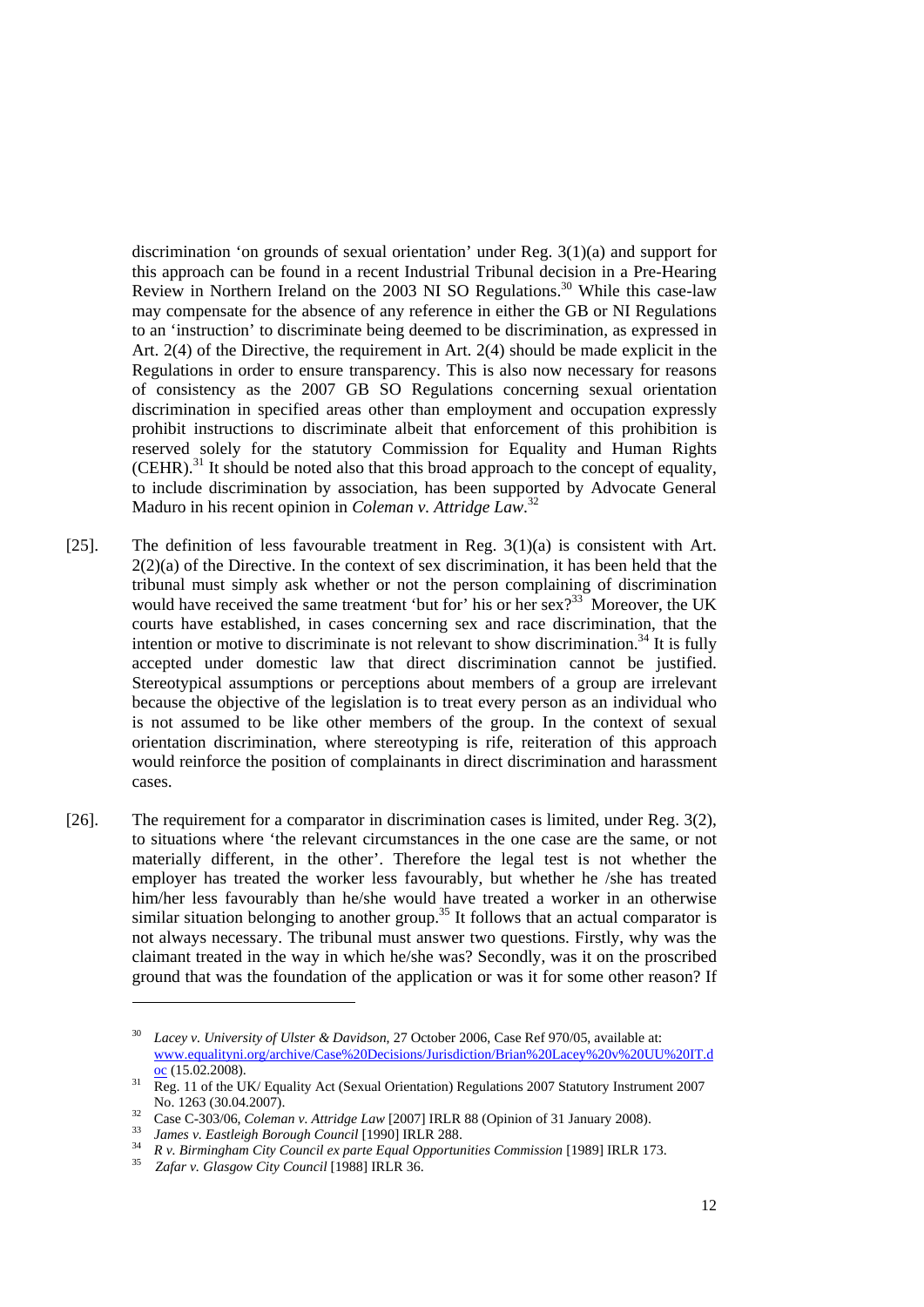discrimination 'on grounds of sexual orientation' under Reg. 3(1)(a) and support for this approach can be found in a recent Industrial Tribunal decision in a Pre-Hearing Review in Northern Ireland on the 2003 NI SO Regulations.[30] While this case-law may compensate for the absence of any reference in either the GB or NI Regulations to an 'instruction' to discriminate being deemed to be discrimination, as expressed in Art. 2(4) of the Directive, the requirement in Art. 2(4) should be made explicit in the Regulations in order to ensure transparency. This is also now necessary for reasons of consistency as the 2007 GB SO Regulations concerning sexual orientation discrimination in specified areas other than employment and occupation expressly prohibit instructions to discriminate albeit that enforcement of this prohibition is reserved solely for the statutory Commission for Equality and Human Rights (CEHR).[31] It should be noted also that this broad approach to the concept of equality, to include discrimination by association, has been supported by Advocate General Maduro in his recent opinion in *Coleman v. Attridge Law*.[32]

[25]. The definition of less favourable treatment in Reg. 3(1)(a) is consistent with Art. 2(2)(a) of the Directive. In the context of sex discrimination, it has been held that the tribunal must simply ask whether or not the person complaining of discrimination would have received the same treatment 'but for' his or her sex?[33] Moreover, the UK courts have established, in cases concerning sex and race discrimination, that the intention or motive to discriminate is not relevant to show discrimination.[34] It is fully accepted under domestic law that direct discrimination cannot be justified. Stereotypical assumptions or perceptions about members of a group are irrelevant because the objective of the legislation is to treat every person as an individual who is not assumed to be like other members of the group. In the context of sexual orientation discrimination, where stereotyping is rife, reiteration of this approach would reinforce the position of complainants in direct discrimination and harassment cases.

[26]. The requirement for a comparator in discrimination cases is limited, under Reg. 3(2), to situations where 'the relevant circumstances in the one case are the same, or not materially different, in the other'. Therefore the legal test is not whether the employer has treated the worker less favourably, but whether he /she has treated him/her less favourably than he/she would have treated a worker in an otherwise similar situation belonging to another group.[35] It follows that an actual comparator is not always necessary. The tribunal must answer two questions. Firstly, why was the claimant treated in the way in which he/she was? Secondly, was it on the proscribed ground that was the foundation of the application or was it for some other reason? If

---

[30] *Lacey v. University of Ulster & Davidson*, 27 October 2006, Case Ref 970/05, available at: www.equalityni.org/archive/Case%20Decisions/Jurisdiction/Brian%20Lacey%20v%20UU%20IT.doc (15.02.2008).

[31] Reg. 11 of the UK/ Equality Act (Sexual Orientation) Regulations 2007 Statutory Instrument 2007 No. 1263 (30.04.2007).

[32] Case C-303/06, *Coleman v. Attridge Law* [2007] IRLR 88 (Opinion of 31 January 2008).

[33] *James v. Eastleigh Borough Council* [1990] IRLR 288.

[34] *R v. Birmingham City Council ex parte Equal Opportunities Commission* [1989] IRLR 173.

[35] *Zafar v. Glasgow City Council* [1988] IRLR 36.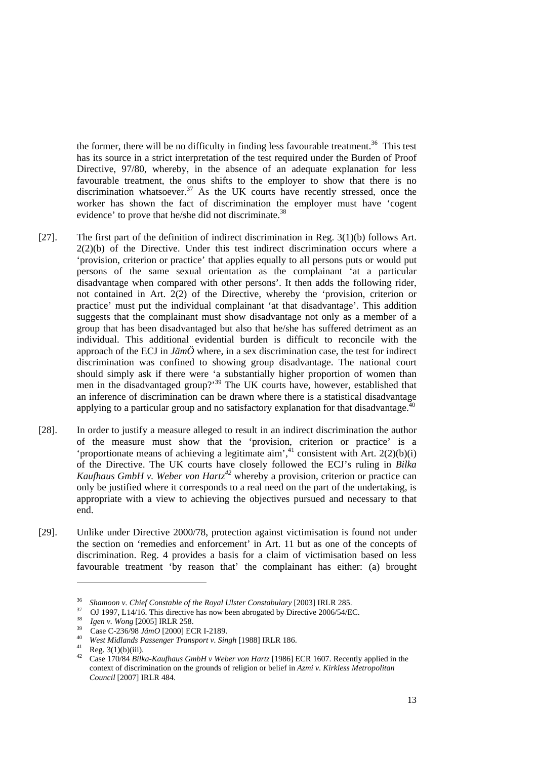the former, there will be no difficulty in finding less favourable treatment.[36] This test has its source in a strict interpretation of the test required under the Burden of Proof Directive, 97/80, whereby, in the absence of an adequate explanation for less favourable treatment, the onus shifts to the employer to show that there is no discrimination whatsoever.[37] As the UK courts have recently stressed, once the worker has shown the fact of discrimination the employer must have 'cogent evidence' to prove that he/she did not discriminate.[38]

[27]. The first part of the definition of indirect discrimination in Reg. 3(1)(b) follows Art. 2(2)(b) of the Directive. Under this test indirect discrimination occurs where a 'provision, criterion or practice' that applies equally to all persons puts or would put persons of the same sexual orientation as the complainant 'at a particular disadvantage when compared with other persons'. It then adds the following rider, not contained in Art. 2(2) of the Directive, whereby the 'provision, criterion or practice' must put the individual complainant 'at that disadvantage'. This addition suggests that the complainant must show disadvantage not only as a member of a group that has been disadvantaged but also that he/she has suffered detriment as an individual. This additional evidential burden is difficult to reconcile with the approach of the ECJ in *JämÖ* where, in a sex discrimination case, the test for indirect discrimination was confined to showing group disadvantage. The national court should simply ask if there were 'a substantially higher proportion of women than men in the disadvantaged group?'[39] The UK courts have, however, established that an inference of discrimination can be drawn where there is a statistical disadvantage applying to a particular group and no satisfactory explanation for that disadvantage.[40]

[28]. In order to justify a measure alleged to result in an indirect discrimination the author of the measure must show that the 'provision, criterion or practice' is a 'proportionate means of achieving a legitimate aim',[41] consistent with Art. 2(2)(b)(i) of the Directive. The UK courts have closely followed the ECJ's ruling in *Bilka Kaufhaus GmbH v. Weber von Hartz*[42] whereby a provision, criterion or practice can only be justified where it corresponds to a real need on the part of the undertaking, is appropriate with a view to achieving the objectives pursued and necessary to that end.

[29]. Unlike under Directive 2000/78, protection against victimisation is found not under the section on 'remedies and enforcement' in Art. 11 but as one of the concepts of discrimination. Reg. 4 provides a basis for a claim of victimisation based on less favourable treatment 'by reason that' the complainant has either: (a) brought

---

[36] *Shamoon v. Chief Constable of the Royal Ulster Constabulary* [2003] IRLR 285.

[37] OJ 1997, L14/16. This directive has now been abrogated by Directive 2006/54/EC.

[38] *Igen v. Wong* [2005] IRLR 258.

[39] Case C-236/98 *JämO* [2000] ECR I-2189.

[40] *West Midlands Passenger Transport v. Singh* [1988] IRLR 186.

[41] Reg. 3(1)(b)(iii).

[42] Case 170/84 *Bilka-Kaufhaus GmbH v Weber von Hartz* [1986] ECR 1607. Recently applied in the context of discrimination on the grounds of religion or belief in *Azmi v. Kirkless Metropolitan Council* [2007] IRLR 484.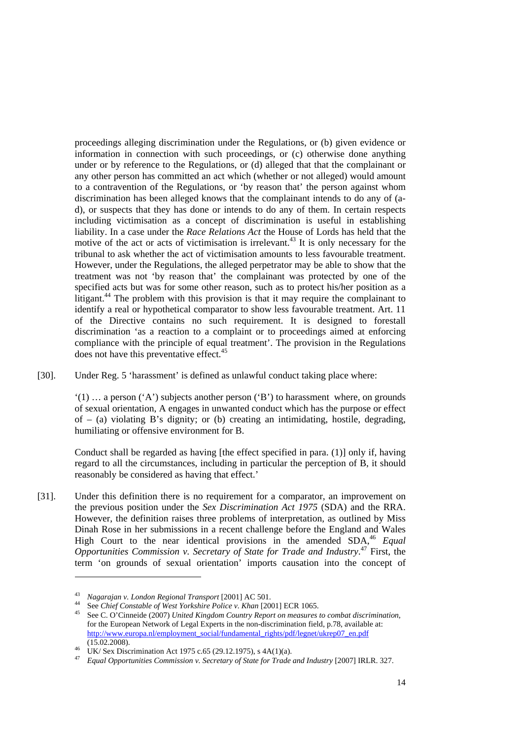proceedings alleging discrimination under the Regulations, or (b) given evidence or information in connection with such proceedings, or (c) otherwise done anything under or by reference to the Regulations, or (d) alleged that that the complainant or any other person has committed an act which (whether or not alleged) would amount to a contravention of the Regulations, or 'by reason that' the person against whom discrimination has been alleged knows that the complainant intends to do any of (a-d), or suspects that they has done or intends to do any of them. In certain respects including victimisation as a concept of discrimination is useful in establishing liability. In a case under the *Race Relations Act* the House of Lords has held that the motive of the act or acts of victimisation is irrelevant.[43] It is only necessary for the tribunal to ask whether the act of victimisation amounts to less favourable treatment. However, under the Regulations, the alleged perpetrator may be able to show that the treatment was not 'by reason that' the complainant was protected by one of the specified acts but was for some other reason, such as to protect his/her position as a litigant.[44] The problem with this provision is that it may require the complainant to identify a real or hypothetical comparator to show less favourable treatment. Art. 11 of the Directive contains no such requirement. It is designed to forestall discrimination 'as a reaction to a complaint or to proceedings aimed at enforcing compliance with the principle of equal treatment'. The provision in the Regulations does not have this preventative effect.[45]

[30]. Under Reg. 5 'harassment' is defined as unlawful conduct taking place where:

> '(1) … a person ('A') subjects another person ('B') to harassment where, on grounds of sexual orientation, A engages in unwanted conduct which has the purpose or effect of – (a) violating B's dignity; or (b) creating an intimidating, hostile, degrading, humiliating or offensive environment for B.
>
> Conduct shall be regarded as having [the effect specified in para. (1)] only if, having regard to all the circumstances, including in particular the perception of B, it should reasonably be considered as having that effect.'

[31]. Under this definition there is no requirement for a comparator, an improvement on the previous position under the *Sex Discrimination Act 1975* (SDA) and the RRA. However, the definition raises three problems of interpretation, as outlined by Miss Dinah Rose in her submissions in a recent challenge before the England and Wales High Court to the near identical provisions in the amended SDA,[46] *Equal Opportunities Commission v. Secretary of State for Trade and Industry*.[47] First, the term 'on grounds of sexual orientation' imports causation into the concept of

---

[43] *Nagarajan v. London Regional Transport* [2001] AC 501.

[44] See *Chief Constable of West Yorkshire Police v. Khan* [2001] ECR 1065.

[45] See C. O'Cinneide (2007) *United Kingdom Country Report on measures to combat discrimination*, for the European Network of Legal Experts in the non-discrimination field, p.78, available at: http://www.europa.nl/employment_social/fundamental_rights/pdf/legnet/ukrep07_en.pdf (15.02.2008).

[46] UK/ Sex Discrimination Act 1975 c.65 (29.12.1975), s 4A(1)(a).

[47] *Equal Opportunities Commission v. Secretary of State for Trade and Industry* [2007] IRLR. 327.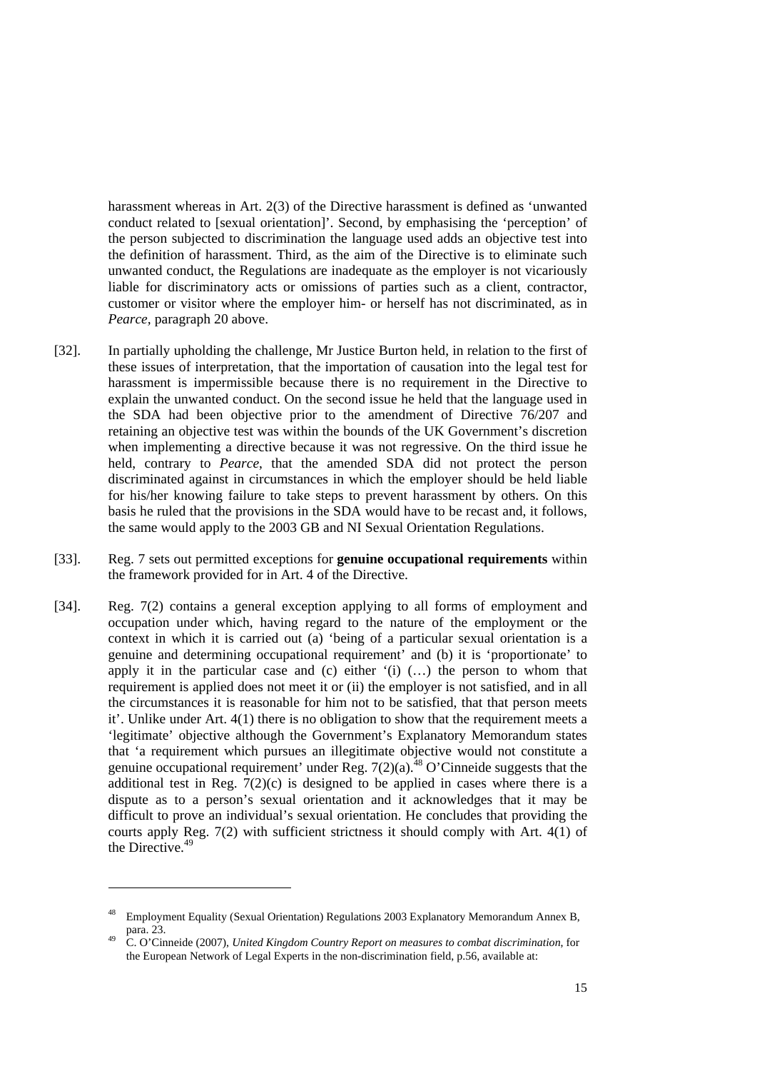harassment whereas in Art. 2(3) of the Directive harassment is defined as 'unwanted conduct related to [sexual orientation]'. Second, by emphasising the 'perception' of the person subjected to discrimination the language used adds an objective test into the definition of harassment. Third, as the aim of the Directive is to eliminate such unwanted conduct, the Regulations are inadequate as the employer is not vicariously liable for discriminatory acts or omissions of parties such as a client, contractor, customer or visitor where the employer him- or herself has not discriminated, as in *Pearce*, paragraph 20 above.

[32]. In partially upholding the challenge, Mr Justice Burton held, in relation to the first of these issues of interpretation, that the importation of causation into the legal test for harassment is impermissible because there is no requirement in the Directive to explain the unwanted conduct. On the second issue he held that the language used in the SDA had been objective prior to the amendment of Directive 76/207 and retaining an objective test was within the bounds of the UK Government's discretion when implementing a directive because it was not regressive. On the third issue he held, contrary to *Pearce*, that the amended SDA did not protect the person discriminated against in circumstances in which the employer should be held liable for his/her knowing failure to take steps to prevent harassment by others. On this basis he ruled that the provisions in the SDA would have to be recast and, it follows, the same would apply to the 2003 GB and NI Sexual Orientation Regulations.

[33]. Reg. 7 sets out permitted exceptions for **genuine occupational requirements** within the framework provided for in Art. 4 of the Directive.

[34]. Reg. 7(2) contains a general exception applying to all forms of employment and occupation under which, having regard to the nature of the employment or the context in which it is carried out (a) 'being of a particular sexual orientation is a genuine and determining occupational requirement' and (b) it is 'proportionate' to apply it in the particular case and (c) either '(i) (…) the person to whom that requirement is applied does not meet it or (ii) the employer is not satisfied, and in all the circumstances it is reasonable for him not to be satisfied, that that person meets it'. Unlike under Art. 4(1) there is no obligation to show that the requirement meets a 'legitimate' objective although the Government's Explanatory Memorandum states that 'a requirement which pursues an illegitimate objective would not constitute a genuine occupational requirement' under Reg. 7(2)(a).[48] O'Cinneide suggests that the additional test in Reg. 7(2)(c) is designed to be applied in cases where there is a dispute as to a person's sexual orientation and it acknowledges that it may be difficult to prove an individual's sexual orientation. He concludes that providing the courts apply Reg. 7(2) with sufficient strictness it should comply with Art. 4(1) of the Directive.[49]

---

[48] Employment Equality (Sexual Orientation) Regulations 2003 Explanatory Memorandum Annex B, para. 23.

[49] C. O'Cinneide (2007), *United Kingdom Country Report on measures to combat discrimination*, for the European Network of Legal Experts in the non-discrimination field, p.56, available at: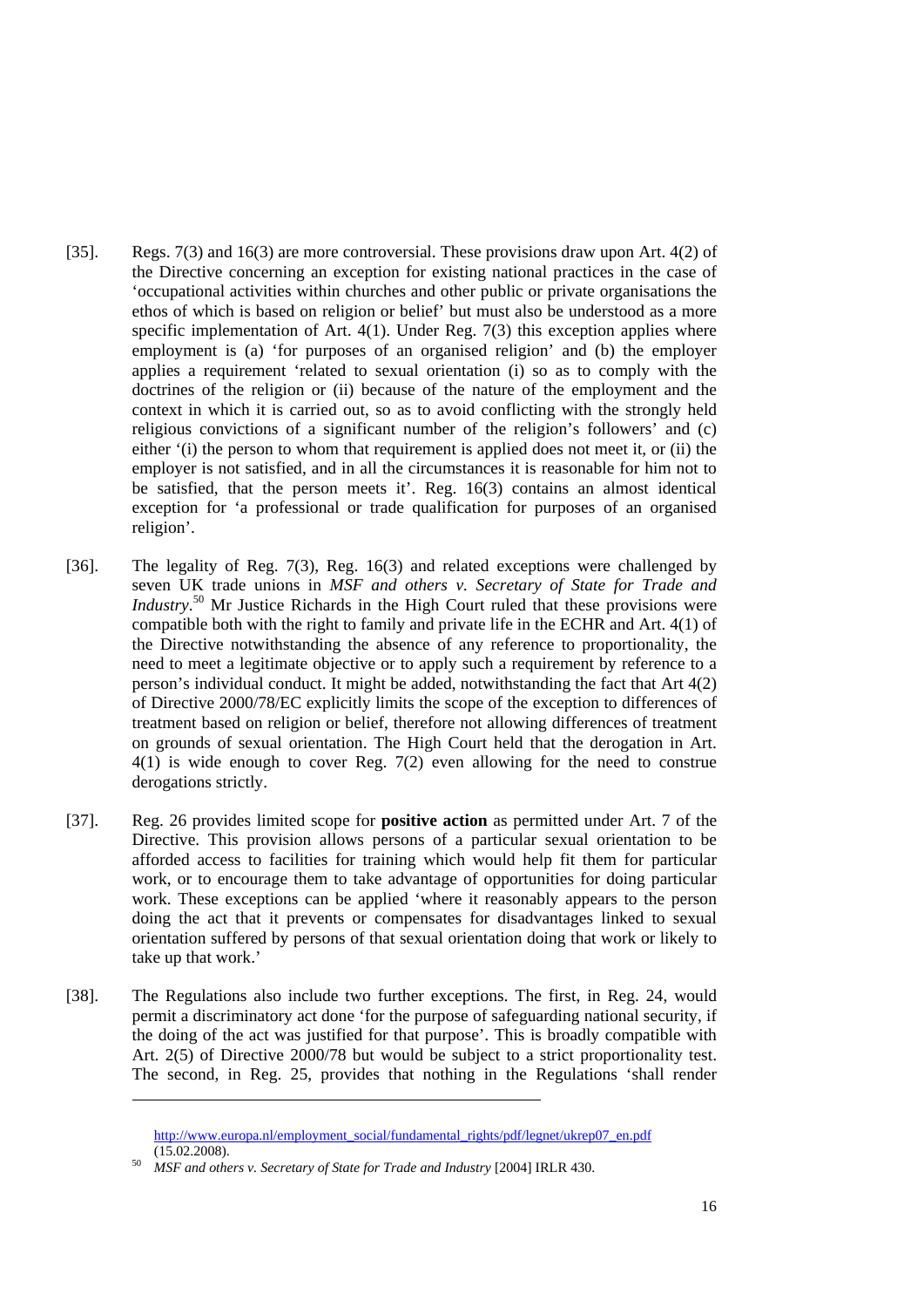[35]. Regs. 7(3) and 16(3) are more controversial. These provisions draw upon Art. 4(2) of the Directive concerning an exception for existing national practices in the case of 'occupational activities within churches and other public or private organisations the ethos of which is based on religion or belief' but must also be understood as a more specific implementation of Art. 4(1). Under Reg. 7(3) this exception applies where employment is (a) 'for purposes of an organised religion' and (b) the employer applies a requirement 'related to sexual orientation (i) so as to comply with the doctrines of the religion or (ii) because of the nature of the employment and the context in which it is carried out, so as to avoid conflicting with the strongly held religious convictions of a significant number of the religion's followers' and (c) either '(i) the person to whom that requirement is applied does not meet it, or (ii) the employer is not satisfied, and in all the circumstances it is reasonable for him not to be satisfied, that the person meets it'. Reg. 16(3) contains an almost identical exception for 'a professional or trade qualification for purposes of an organised religion'.

[36]. The legality of Reg. 7(3), Reg. 16(3) and related exceptions were challenged by seven UK trade unions in *MSF and others v. Secretary of State for Trade and Industry*.[50] Mr Justice Richards in the High Court ruled that these provisions were compatible both with the right to family and private life in the ECHR and Art. 4(1) of the Directive notwithstanding the absence of any reference to proportionality, the need to meet a legitimate objective or to apply such a requirement by reference to a person's individual conduct. It might be added, notwithstanding the fact that Art 4(2) of Directive 2000/78/EC explicitly limits the scope of the exception to differences of treatment based on religion or belief, therefore not allowing differences of treatment on grounds of sexual orientation. The High Court held that the derogation in Art. 4(1) is wide enough to cover Reg. 7(2) even allowing for the need to construe derogations strictly.

[37]. Reg. 26 provides limited scope for **positive action** as permitted under Art. 7 of the Directive. This provision allows persons of a particular sexual orientation to be afforded access to facilities for training which would help fit them for particular work, or to encourage them to take advantage of opportunities for doing particular work. These exceptions can be applied 'where it reasonably appears to the person doing the act that it prevents or compensates for disadvantages linked to sexual orientation suffered by persons of that sexual orientation doing that work or likely to take up that work.'

[38]. The Regulations also include two further exceptions. The first, in Reg. 24, would permit a discriminatory act done 'for the purpose of safeguarding national security, if the doing of the act was justified for that purpose'. This is broadly compatible with Art. 2(5) of Directive 2000/78 but would be subject to a strict proportionality test. The second, in Reg. 25, provides that nothing in the Regulations 'shall render

---

http://www.europa.nl/employment_social/fundamental_rights/pdf/legnet/ukrep07_en.pdf (15.02.2008).

[50] *MSF and others v. Secretary of State for Trade and Industry* [2004] IRLR 430.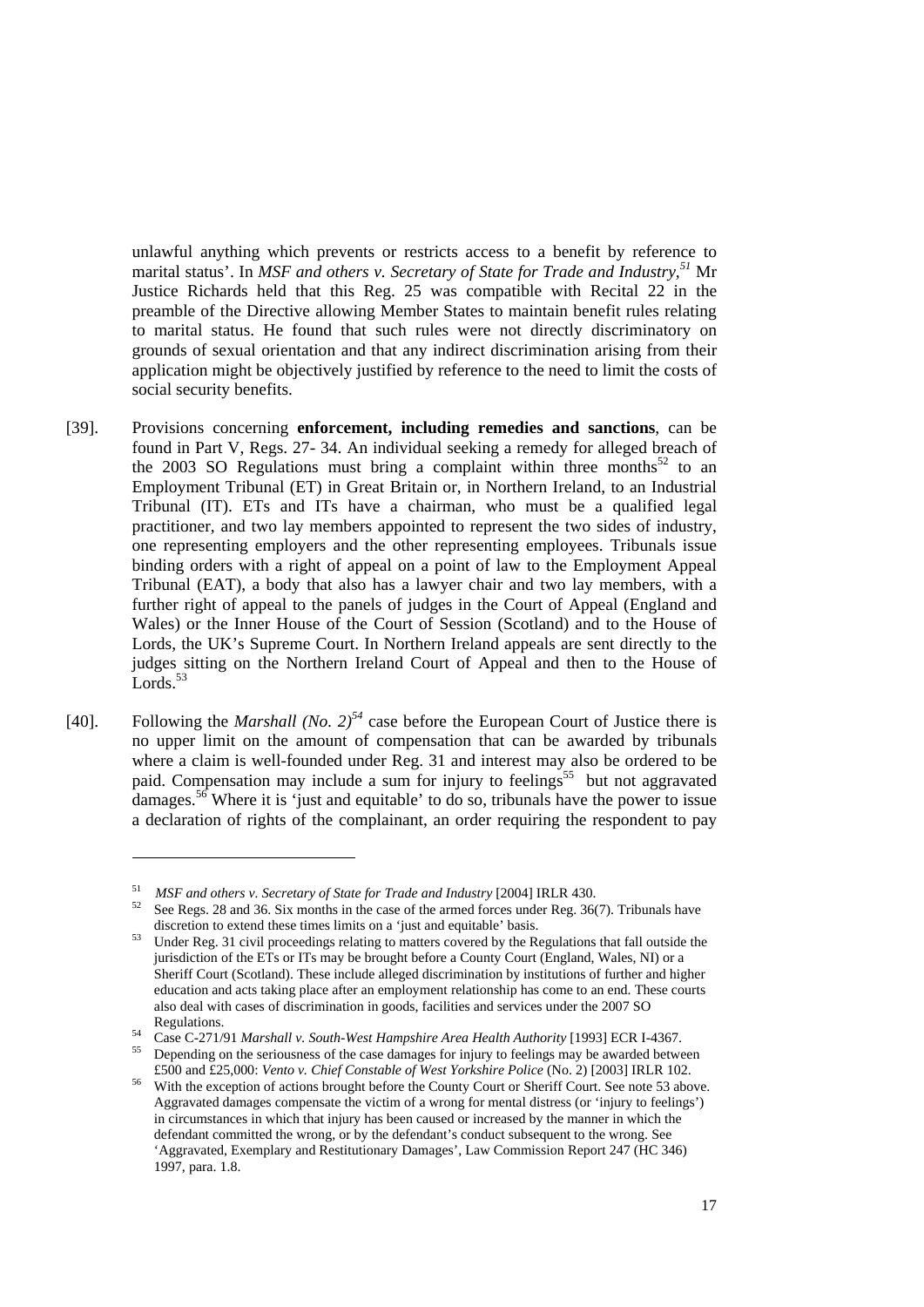unlawful anything which prevents or restricts access to a benefit by reference to marital status'. In *MSF and others v. Secretary of State for Trade and Industry*,[51] Mr Justice Richards held that this Reg. 25 was compatible with Recital 22 in the preamble of the Directive allowing Member States to maintain benefit rules relating to marital status. He found that such rules were not directly discriminatory on grounds of sexual orientation and that any indirect discrimination arising from their application might be objectively justified by reference to the need to limit the costs of social security benefits.

[39]. Provisions concerning **enforcement, including remedies and sanctions**, can be found in Part V, Regs. 27- 34. An individual seeking a remedy for alleged breach of the 2003 SO Regulations must bring a complaint within three months[52] to an Employment Tribunal (ET) in Great Britain or, in Northern Ireland, to an Industrial Tribunal (IT). ETs and ITs have a chairman, who must be a qualified legal practitioner, and two lay members appointed to represent the two sides of industry, one representing employers and the other representing employees. Tribunals issue binding orders with a right of appeal on a point of law to the Employment Appeal Tribunal (EAT), a body that also has a lawyer chair and two lay members, with a further right of appeal to the panels of judges in the Court of Appeal (England and Wales) or the Inner House of the Court of Session (Scotland) and to the House of Lords, the UK's Supreme Court. In Northern Ireland appeals are sent directly to the judges sitting on the Northern Ireland Court of Appeal and then to the House of Lords.[53]

[40]. Following the *Marshall (No. 2)*[54] case before the European Court of Justice there is no upper limit on the amount of compensation that can be awarded by tribunals where a claim is well-founded under Reg. 31 and interest may also be ordered to be paid. Compensation may include a sum for injury to feelings[55] but not aggravated damages.[56] Where it is 'just and equitable' to do so, tribunals have the power to issue a declaration of rights of the complainant, an order requiring the respondent to pay

---

[51] *MSF and others v. Secretary of State for Trade and Industry* [2004] IRLR 430.

[52] See Regs. 28 and 36. Six months in the case of the armed forces under Reg. 36(7). Tribunals have discretion to extend these times limits on a 'just and equitable' basis.

[53] Under Reg. 31 civil proceedings relating to matters covered by the Regulations that fall outside the jurisdiction of the ETs or ITs may be brought before a County Court (England, Wales, NI) or a Sheriff Court (Scotland). These include alleged discrimination by institutions of further and higher education and acts taking place after an employment relationship has come to an end. These courts also deal with cases of discrimination in goods, facilities and services under the 2007 SO Regulations.

[54] Case C-271/91 *Marshall v. South-West Hampshire Area Health Authority* [1993] ECR I-4367.

[55] Depending on the seriousness of the case damages for injury to feelings may be awarded between £500 and £25,000: *Vento v. Chief Constable of West Yorkshire Police* (No. 2) [2003] IRLR 102.

[56] With the exception of actions brought before the County Court or Sheriff Court. See note 53 above. Aggravated damages compensate the victim of a wrong for mental distress (or 'injury to feelings') in circumstances in which that injury has been caused or increased by the manner in which the defendant committed the wrong, or by the defendant's conduct subsequent to the wrong. See 'Aggravated, Exemplary and Restitutionary Damages', Law Commission Report 247 (HC 346) 1997, para. 1.8.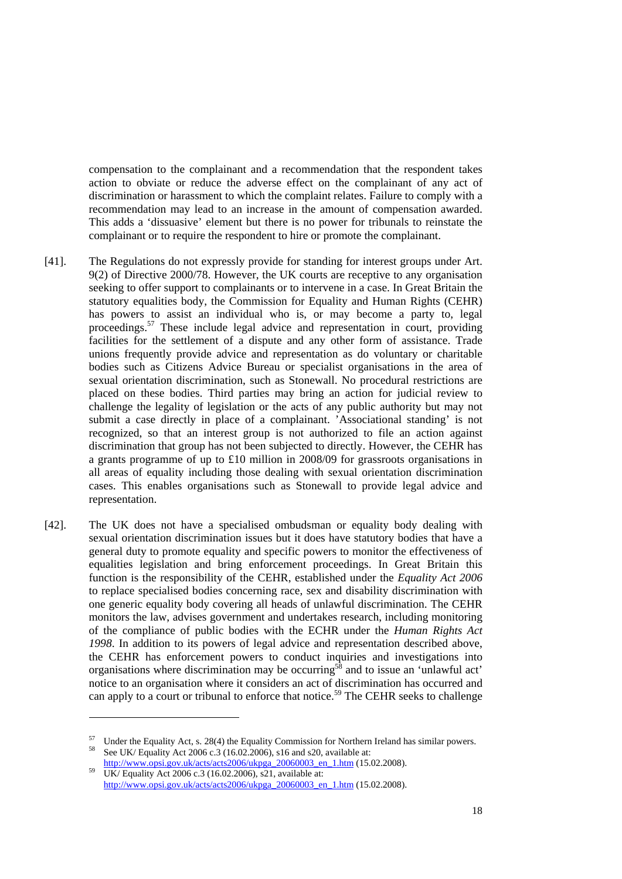compensation to the complainant and a recommendation that the respondent takes action to obviate or reduce the adverse effect on the complainant of any act of discrimination or harassment to which the complaint relates. Failure to comply with a recommendation may lead to an increase in the amount of compensation awarded. This adds a 'dissuasive' element but there is no power for tribunals to reinstate the complainant or to require the respondent to hire or promote the complainant.

[41]. The Regulations do not expressly provide for standing for interest groups under Art. 9(2) of Directive 2000/78. However, the UK courts are receptive to any organisation seeking to offer support to complainants or to intervene in a case. In Great Britain the statutory equalities body, the Commission for Equality and Human Rights (CEHR) has powers to assist an individual who is, or may become a party to, legal proceedings.[57] These include legal advice and representation in court, providing facilities for the settlement of a dispute and any other form of assistance. Trade unions frequently provide advice and representation as do voluntary or charitable bodies such as Citizens Advice Bureau or specialist organisations in the area of sexual orientation discrimination, such as Stonewall. No procedural restrictions are placed on these bodies. Third parties may bring an action for judicial review to challenge the legality of legislation or the acts of any public authority but may not submit a case directly in place of a complainant. 'Associational standing' is not recognized, so that an interest group is not authorized to file an action against discrimination that group has not been subjected to directly. However, the CEHR has a grants programme of up to £10 million in 2008/09 for grassroots organisations in all areas of equality including those dealing with sexual orientation discrimination cases. This enables organisations such as Stonewall to provide legal advice and representation.

[42]. The UK does not have a specialised ombudsman or equality body dealing with sexual orientation discrimination issues but it does have statutory bodies that have a general duty to promote equality and specific powers to monitor the effectiveness of equalities legislation and bring enforcement proceedings. In Great Britain this function is the responsibility of the CEHR, established under the *Equality Act 2006* to replace specialised bodies concerning race, sex and disability discrimination with one generic equality body covering all heads of unlawful discrimination. The CEHR monitors the law, advises government and undertakes research, including monitoring of the compliance of public bodies with the ECHR under the *Human Rights Act 1998*. In addition to its powers of legal advice and representation described above, the CEHR has enforcement powers to conduct inquiries and investigations into organisations where discrimination may be occurring[58] and to issue an 'unlawful act' notice to an organisation where it considers an act of discrimination has occurred and can apply to a court or tribunal to enforce that notice.[59] The CEHR seeks to challenge

---

[57] Under the Equality Act, s. 28(4) the Equality Commission for Northern Ireland has similar powers.

[58] See UK/ Equality Act 2006 c.3 (16.02.2006), s16 and s20, available at: http://www.opsi.gov.uk/acts/acts2006/ukpga_20060003_en_1.htm (15.02.2008).

[59] UK/ Equality Act 2006 c.3 (16.02.2006), s21, available at: http://www.opsi.gov.uk/acts/acts2006/ukpga_20060003_en_1.htm (15.02.2008).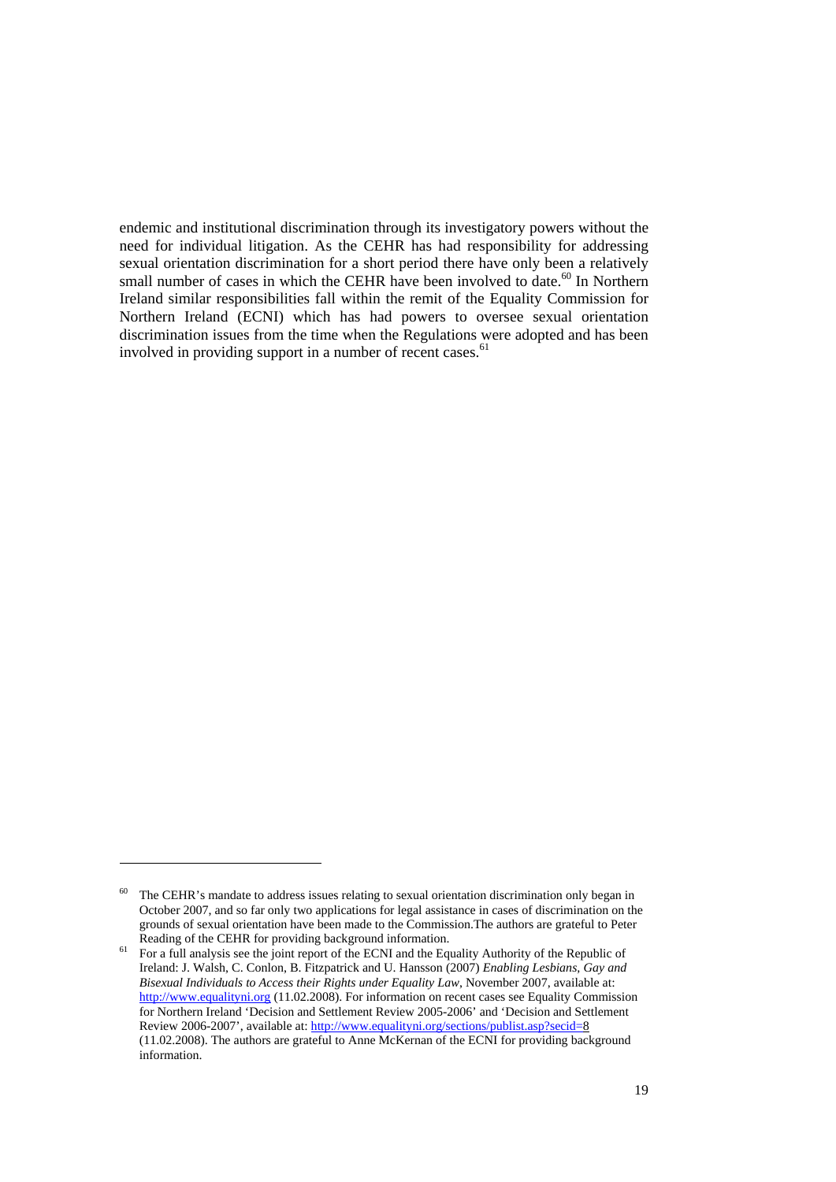endemic and institutional discrimination through its investigatory powers without the need for individual litigation. As the CEHR has had responsibility for addressing sexual orientation discrimination for a short period there have only been a relatively small number of cases in which the CEHR have been involved to date.[60] In Northern Ireland similar responsibilities fall within the remit of the Equality Commission for Northern Ireland (ECNI) which has had powers to oversee sexual orientation discrimination issues from the time when the Regulations were adopted and has been involved in providing support in a number of recent cases.[61]

---

[60] The CEHR's mandate to address issues relating to sexual orientation discrimination only began in October 2007, and so far only two applications for legal assistance in cases of discrimination on the grounds of sexual orientation have been made to the Commission.The authors are grateful to Peter Reading of the CEHR for providing background information.

[61] For a full analysis see the joint report of the ECNI and the Equality Authority of the Republic of Ireland: J. Walsh, C. Conlon, B. Fitzpatrick and U. Hansson (2007) *Enabling Lesbians, Gay and Bisexual Individuals to Access their Rights under Equality Law*, November 2007, available at: http://www.equalityni.org (11.02.2008). For information on recent cases see Equality Commission for Northern Ireland 'Decision and Settlement Review 2005-2006' and 'Decision and Settlement Review 2006-2007', available at: http://www.equalityni.org/sections/publist.asp?secid=8 (11.02.2008). The authors are grateful to Anne McKernan of the ECNI for providing background information.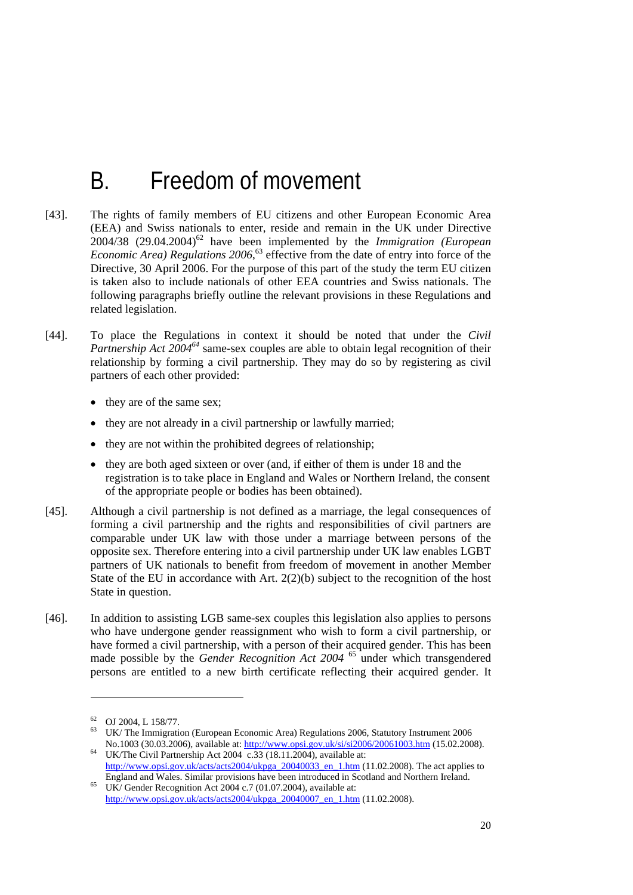# B. Freedom of movement

[43]. The rights of family members of EU citizens and other European Economic Area (EEA) and Swiss nationals to enter, reside and remain in the UK under Directive 2004/38 (29.04.2004)[62] have been implemented by the *Immigration (European Economic Area) Regulations 2006*,[63] effective from the date of entry into force of the Directive, 30 April 2006. For the purpose of this part of the study the term EU citizen is taken also to include nationals of other EEA countries and Swiss nationals. The following paragraphs briefly outline the relevant provisions in these Regulations and related legislation.

[44]. To place the Regulations in context it should be noted that under the *Civil Partnership Act 2004*[64] same-sex couples are able to obtain legal recognition of their relationship by forming a civil partnership. They may do so by registering as civil partners of each other provided:

- they are of the same sex;
- they are not already in a civil partnership or lawfully married;
- they are not within the prohibited degrees of relationship;
- they are both aged sixteen or over (and, if either of them is under 18 and the registration is to take place in England and Wales or Northern Ireland, the consent of the appropriate people or bodies has been obtained).

[45]. Although a civil partnership is not defined as a marriage, the legal consequences of forming a civil partnership and the rights and responsibilities of civil partners are comparable under UK law with those under a marriage between persons of the opposite sex. Therefore entering into a civil partnership under UK law enables LGBT partners of UK nationals to benefit from freedom of movement in another Member State of the EU in accordance with Art. 2(2)(b) subject to the recognition of the host State in question.

[46]. In addition to assisting LGB same-sex couples this legislation also applies to persons who have undergone gender reassignment who wish to form a civil partnership, or have formed a civil partnership, with a person of their acquired gender. This has been made possible by the *Gender Recognition Act 2004* [65] under which transgendered persons are entitled to a new birth certificate reflecting their acquired gender. It

---

[62] OJ 2004, L 158/77.

[63] UK/ The Immigration (European Economic Area) Regulations 2006, Statutory Instrument 2006 No.1003 (30.03.2006), available at: http://www.opsi.gov.uk/si/si2006/20061003.htm (15.02.2008).

[64] UK/The Civil Partnership Act 2004 c.33 (18.11.2004), available at: http://www.opsi.gov.uk/acts/acts2004/ukpga_20040033_en_1.htm (11.02.2008). The act applies to England and Wales. Similar provisions have been introduced in Scotland and Northern Ireland.

[65] UK/ Gender Recognition Act 2004 c.7 (01.07.2004), available at: http://www.opsi.gov.uk/acts/acts2004/ukpga_20040007_en_1.htm (11.02.2008).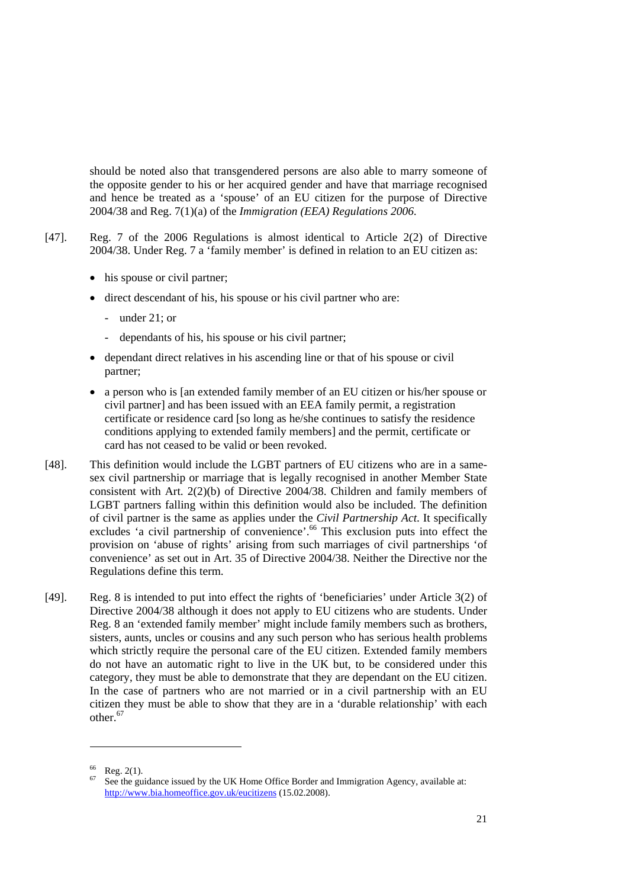should be noted also that transgendered persons are also able to marry someone of the opposite gender to his or her acquired gender and have that marriage recognised and hence be treated as a 'spouse' of an EU citizen for the purpose of Directive 2004/38 and Reg. 7(1)(a) of the *Immigration (EEA) Regulations 2006.*

[47]. Reg. 7 of the 2006 Regulations is almost identical to Article 2(2) of Directive 2004/38. Under Reg. 7 a 'family member' is defined in relation to an EU citizen as:

- his spouse or civil partner;
- direct descendant of his, his spouse or his civil partner who are:
  - under 21; or
  - dependants of his, his spouse or his civil partner;
- dependant direct relatives in his ascending line or that of his spouse or civil partner;
- a person who is [an extended family member of an EU citizen or his/her spouse or civil partner] and has been issued with an EEA family permit, a registration certificate or residence card [so long as he/she continues to satisfy the residence conditions applying to extended family members] and the permit, certificate or card has not ceased to be valid or been revoked.

[48]. This definition would include the LGBT partners of EU citizens who are in a same-sex civil partnership or marriage that is legally recognised in another Member State consistent with Art. 2(2)(b) of Directive 2004/38. Children and family members of LGBT partners falling within this definition would also be included. The definition of civil partner is the same as applies under the *Civil Partnership Act.* It specifically excludes 'a civil partnership of convenience'.[66] This exclusion puts into effect the provision on 'abuse of rights' arising from such marriages of civil partnerships 'of convenience' as set out in Art. 35 of Directive 2004/38. Neither the Directive nor the Regulations define this term.

[49]. Reg. 8 is intended to put into effect the rights of 'beneficiaries' under Article 3(2) of Directive 2004/38 although it does not apply to EU citizens who are students. Under Reg. 8 an 'extended family member' might include family members such as brothers, sisters, aunts, uncles or cousins and any such person who has serious health problems which strictly require the personal care of the EU citizen. Extended family members do not have an automatic right to live in the UK but, to be considered under this category, they must be able to demonstrate that they are dependant on the EU citizen. In the case of partners who are not married or in a civil partnership with an EU citizen they must be able to show that they are in a 'durable relationship' with each other.[67]

---

[66] Reg. 2(1).

[67] See the guidance issued by the UK Home Office Border and Immigration Agency, available at: http://www.bia.homeoffice.gov.uk/eucitizens (15.02.2008).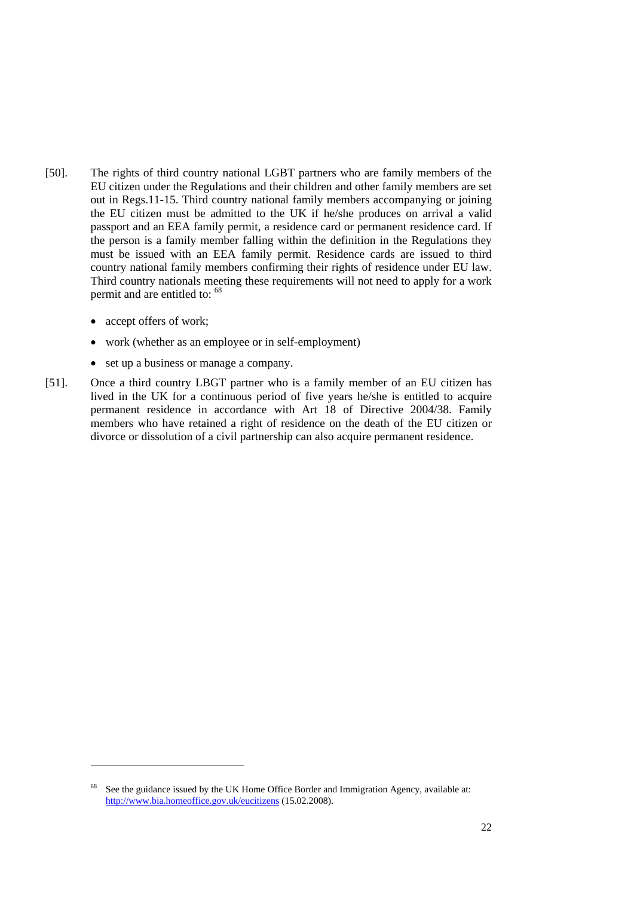[50]. The rights of third country national LGBT partners who are family members of the EU citizen under the Regulations and their children and other family members are set out in Regs.11-15. Third country national family members accompanying or joining the EU citizen must be admitted to the UK if he/she produces on arrival a valid passport and an EEA family permit, a residence card or permanent residence card. If the person is a family member falling within the definition in the Regulations they must be issued with an EEA family permit. Residence cards are issued to third country national family members confirming their rights of residence under EU law. Third country nationals meeting these requirements will not need to apply for a work permit and are entitled to: [68]

- accept offers of work;
- work (whether as an employee or in self-employment)
- set up a business or manage a company.

[51]. Once a third country LBGT partner who is a family member of an EU citizen has lived in the UK for a continuous period of five years he/she is entitled to acquire permanent residence in accordance with Art 18 of Directive 2004/38. Family members who have retained a right of residence on the death of the EU citizen or divorce or dissolution of a civil partnership can also acquire permanent residence.

---

[68] See the guidance issued by the UK Home Office Border and Immigration Agency, available at: http://www.bia.homeoffice.gov.uk/eucitizens (15.02.2008).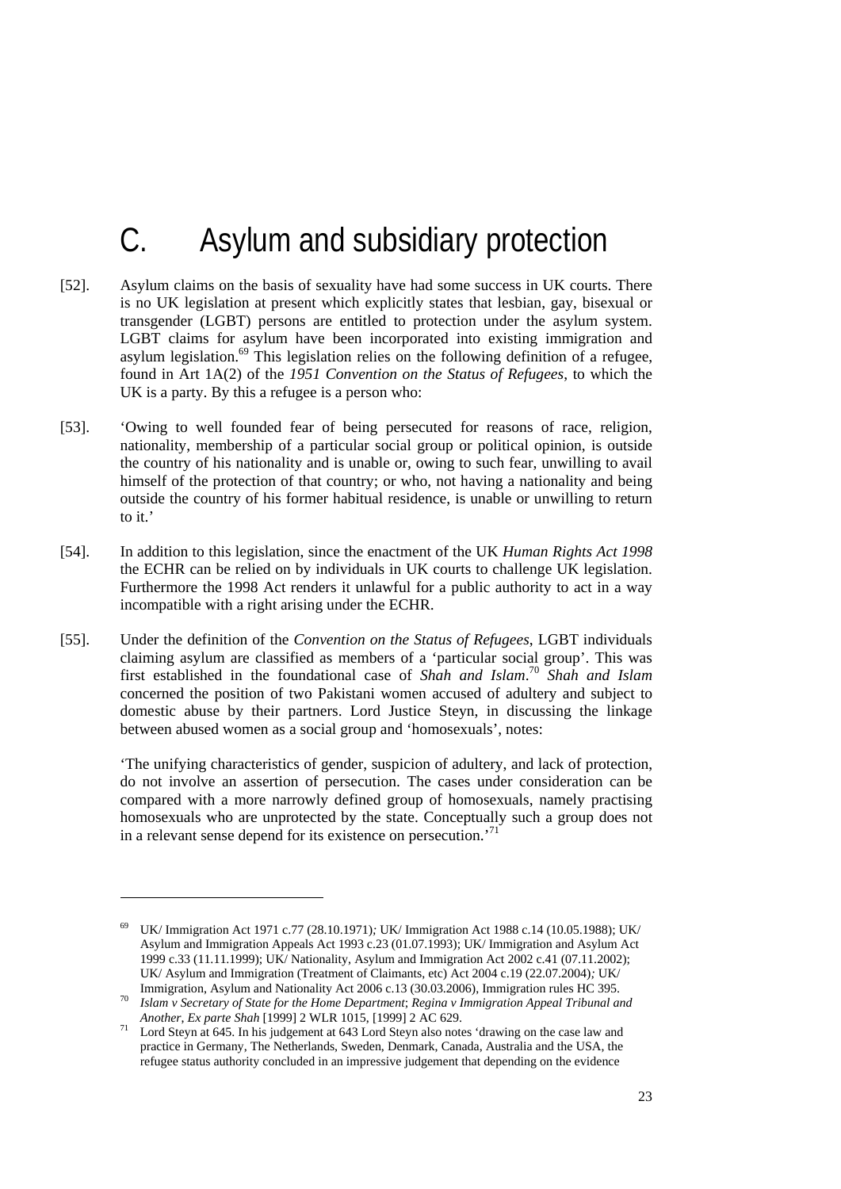# C. Asylum and subsidiary protection

[52]. Asylum claims on the basis of sexuality have had some success in UK courts. There is no UK legislation at present which explicitly states that lesbian, gay, bisexual or transgender (LGBT) persons are entitled to protection under the asylum system. LGBT claims for asylum have been incorporated into existing immigration and asylum legislation.[69] This legislation relies on the following definition of a refugee, found in Art 1A(2) of the *1951 Convention on the Status of Refugees*, to which the UK is a party. By this a refugee is a person who:

[53]. 'Owing to well founded fear of being persecuted for reasons of race, religion, nationality, membership of a particular social group or political opinion, is outside the country of his nationality and is unable or, owing to such fear, unwilling to avail himself of the protection of that country; or who, not having a nationality and being outside the country of his former habitual residence, is unable or unwilling to return to it.'

[54]. In addition to this legislation, since the enactment of the UK *Human Rights Act 1998* the ECHR can be relied on by individuals in UK courts to challenge UK legislation. Furthermore the 1998 Act renders it unlawful for a public authority to act in a way incompatible with a right arising under the ECHR.

[55]. Under the definition of the *Convention on the Status of Refugees*, LGBT individuals claiming asylum are classified as members of a 'particular social group'. This was first established in the foundational case of *Shah and Islam*.[70] *Shah and Islam* concerned the position of two Pakistani women accused of adultery and subject to domestic abuse by their partners. Lord Justice Steyn, in discussing the linkage between abused women as a social group and 'homosexuals', notes:

> 'The unifying characteristics of gender, suspicion of adultery, and lack of protection, do not involve an assertion of persecution. The cases under consideration can be compared with a more narrowly defined group of homosexuals, namely practising homosexuals who are unprotected by the state. Conceptually such a group does not in a relevant sense depend for its existence on persecution.'[71]

---

[69] UK/ Immigration Act 1971 c.77 (28.10.1971)*;* UK/ Immigration Act 1988 c.14 (10.05.1988); UK/ Asylum and Immigration Appeals Act 1993 c.23 (01.07.1993); UK/ Immigration and Asylum Act 1999 c.33 (11.11.1999); UK/ Nationality, Asylum and Immigration Act 2002 c.41 (07.11.2002); UK/ Asylum and Immigration (Treatment of Claimants, etc) Act 2004 c.19 (22.07.2004)*;* UK/ Immigration, Asylum and Nationality Act 2006 c.13 (30.03.2006), Immigration rules HC 395.

[70] *Islam v Secretary of State for the Home Department*; *Regina v Immigration Appeal Tribunal and Another, Ex parte Shah* [1999] 2 WLR 1015, [1999] 2 AC 629.

[71] Lord Steyn at 645. In his judgement at 643 Lord Steyn also notes 'drawing on the case law and practice in Germany, The Netherlands, Sweden, Denmark, Canada, Australia and the USA, the refugee status authority concluded in an impressive judgement that depending on the evidence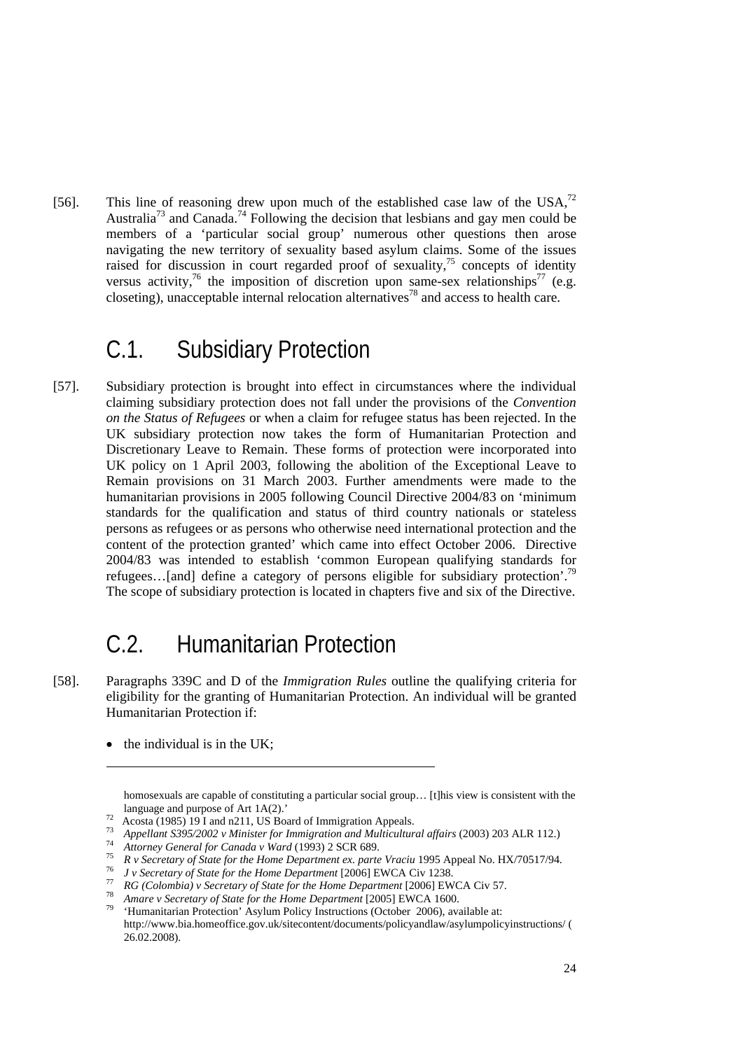[56]. This line of reasoning drew upon much of the established case law of the USA,[72] Australia[73] and Canada.[74] Following the decision that lesbians and gay men could be members of a 'particular social group' numerous other questions then arose navigating the new territory of sexuality based asylum claims. Some of the issues raised for discussion in court regarded proof of sexuality,[75] concepts of identity versus activity,[76] the imposition of discretion upon same-sex relationships[77] (e.g. closeting), unacceptable internal relocation alternatives[78] and access to health care.

## C.1. Subsidiary Protection

[57]. Subsidiary protection is brought into effect in circumstances where the individual claiming subsidiary protection does not fall under the provisions of the *Convention on the Status of Refugees* or when a claim for refugee status has been rejected. In the UK subsidiary protection now takes the form of Humanitarian Protection and Discretionary Leave to Remain. These forms of protection were incorporated into UK policy on 1 April 2003, following the abolition of the Exceptional Leave to Remain provisions on 31 March 2003. Further amendments were made to the humanitarian provisions in 2005 following Council Directive 2004/83 on 'minimum standards for the qualification and status of third country nationals or stateless persons as refugees or as persons who otherwise need international protection and the content of the protection granted' which came into effect October 2006. Directive 2004/83 was intended to establish 'common European qualifying standards for refugees…[and] define a category of persons eligible for subsidiary protection'.[79] The scope of subsidiary protection is located in chapters five and six of the Directive.

## C.2. Humanitarian Protection

[58]. Paragraphs 339C and D of the *Immigration Rules* outline the qualifying criteria for eligibility for the granting of Humanitarian Protection. An individual will be granted Humanitarian Protection if:

- the individual is in the UK;

---

homosexuals are capable of constituting a particular social group… [t]his view is consistent with the language and purpose of Art 1A(2).'

[72] Acosta (1985) 19 I and n211, US Board of Immigration Appeals.

[73] *Appellant S395/2002 v Minister for Immigration and Multicultural affairs* (2003) 203 ALR 112.)

[74] *Attorney General for Canada v Ward* (1993) 2 SCR 689.

[75] *R v Secretary of State for the Home Department ex. parte Vraciu* 1995 Appeal No. HX/70517/94.

[76] *J v Secretary of State for the Home Department* [2006] EWCA Civ 1238.

[77] *RG (Colombia) v Secretary of State for the Home Department* [2006] EWCA Civ 57.

[78] *Amare v Secretary of State for the Home Department* [2005] EWCA 1600.

[79] 'Humanitarian Protection' Asylum Policy Instructions (October 2006), available at: http://www.bia.homeoffice.gov.uk/sitecontent/documents/policyandlaw/asylumpolicyinstructions/ (26.02.2008).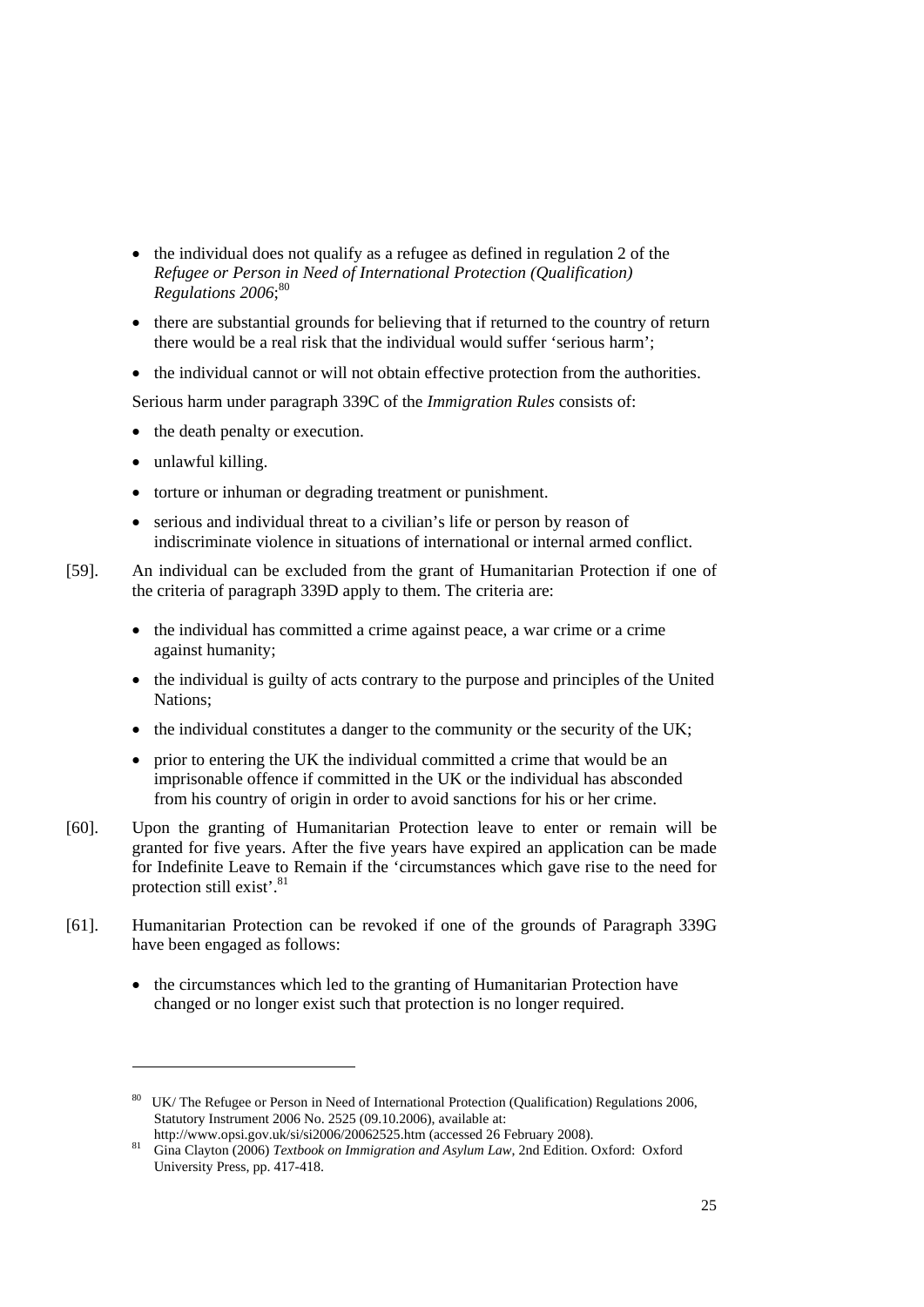- the individual does not qualify as a refugee as defined in regulation 2 of the *Refugee or Person in Need of International Protection (Qualification) Regulations 2006*;[80]
- there are substantial grounds for believing that if returned to the country of return there would be a real risk that the individual would suffer 'serious harm';
- the individual cannot or will not obtain effective protection from the authorities.

Serious harm under paragraph 339C of the *Immigration Rules* consists of:

- the death penalty or execution.
- unlawful killing.
- torture or inhuman or degrading treatment or punishment.
- serious and individual threat to a civilian's life or person by reason of indiscriminate violence in situations of international or internal armed conflict.

[59]. An individual can be excluded from the grant of Humanitarian Protection if one of the criteria of paragraph 339D apply to them. The criteria are:

- the individual has committed a crime against peace, a war crime or a crime against humanity;
- the individual is guilty of acts contrary to the purpose and principles of the United Nations;
- the individual constitutes a danger to the community or the security of the UK;
- prior to entering the UK the individual committed a crime that would be an imprisonable offence if committed in the UK or the individual has absconded from his country of origin in order to avoid sanctions for his or her crime.

[60]. Upon the granting of Humanitarian Protection leave to enter or remain will be granted for five years. After the five years have expired an application can be made for Indefinite Leave to Remain if the 'circumstances which gave rise to the need for protection still exist'.[81]

[61]. Humanitarian Protection can be revoked if one of the grounds of Paragraph 339G have been engaged as follows:

- the circumstances which led to the granting of Humanitarian Protection have changed or no longer exist such that protection is no longer required.

---

[80] UK/ The Refugee or Person in Need of International Protection (Qualification) Regulations 2006, Statutory Instrument 2006 No. 2525 (09.10.2006), available at: http://www.opsi.gov.uk/si/si2006/20062525.htm (accessed 26 February 2008).

[81] Gina Clayton (2006) *Textbook on Immigration and Asylum Law*, 2nd Edition. Oxford: Oxford University Press, pp. 417-418.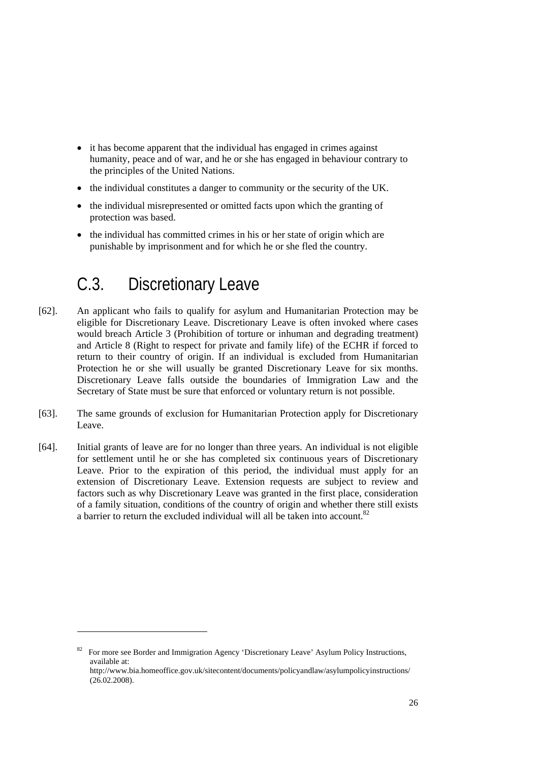- it has become apparent that the individual has engaged in crimes against humanity, peace and of war, and he or she has engaged in behaviour contrary to the principles of the United Nations.
- the individual constitutes a danger to community or the security of the UK.
- the individual misrepresented or omitted facts upon which the granting of protection was based.
- the individual has committed crimes in his or her state of origin which are punishable by imprisonment and for which he or she fled the country.

## C.3. Discretionary Leave

[62]. An applicant who fails to qualify for asylum and Humanitarian Protection may be eligible for Discretionary Leave. Discretionary Leave is often invoked where cases would breach Article 3 (Prohibition of torture or inhuman and degrading treatment) and Article 8 (Right to respect for private and family life) of the ECHR if forced to return to their country of origin. If an individual is excluded from Humanitarian Protection he or she will usually be granted Discretionary Leave for six months. Discretionary Leave falls outside the boundaries of Immigration Law and the Secretary of State must be sure that enforced or voluntary return is not possible.

[63]. The same grounds of exclusion for Humanitarian Protection apply for Discretionary Leave.

[64]. Initial grants of leave are for no longer than three years. An individual is not eligible for settlement until he or she has completed six continuous years of Discretionary Leave. Prior to the expiration of this period, the individual must apply for an extension of Discretionary Leave. Extension requests are subject to review and factors such as why Discretionary Leave was granted in the first place, consideration of a family situation, conditions of the country of origin and whether there still exists a barrier to return the excluded individual will all be taken into account.[82]

---

[82] For more see Border and Immigration Agency 'Discretionary Leave' Asylum Policy Instructions, available at: http://www.bia.homeoffice.gov.uk/sitecontent/documents/policyandlaw/asylumpolicyinstructions/ (26.02.2008).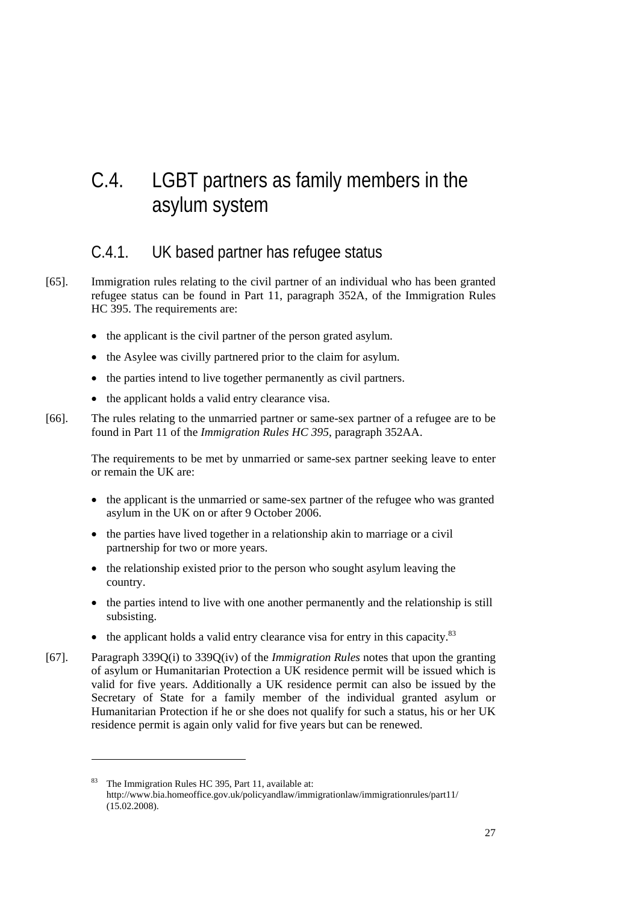# C.4. LGBT partners as family members in the asylum system

## C.4.1. UK based partner has refugee status

[65]. Immigration rules relating to the civil partner of an individual who has been granted refugee status can be found in Part 11, paragraph 352A, of the Immigration Rules HC 395. The requirements are:

- the applicant is the civil partner of the person grated asylum.
- the Asylee was civilly partnered prior to the claim for asylum.
- the parties intend to live together permanently as civil partners.
- the applicant holds a valid entry clearance visa.

[66]. The rules relating to the unmarried partner or same-sex partner of a refugee are to be found in Part 11 of the *Immigration Rules HC 395*, paragraph 352AA.

The requirements to be met by unmarried or same-sex partner seeking leave to enter or remain the UK are:

- the applicant is the unmarried or same-sex partner of the refugee who was granted asylum in the UK on or after 9 October 2006.
- the parties have lived together in a relationship akin to marriage or a civil partnership for two or more years.
- the relationship existed prior to the person who sought asylum leaving the country.
- the parties intend to live with one another permanently and the relationship is still subsisting.
- the applicant holds a valid entry clearance visa for entry in this capacity.[83]

[67]. Paragraph 339Q(i) to 339Q(iv) of the *Immigration Rules* notes that upon the granting of asylum or Humanitarian Protection a UK residence permit will be issued which is valid for five years. Additionally a UK residence permit can also be issued by the Secretary of State for a family member of the individual granted asylum or Humanitarian Protection if he or she does not qualify for such a status, his or her UK residence permit is again only valid for five years but can be renewed.

---

[83] The Immigration Rules HC 395, Part 11, available at: http://www.bia.homeoffice.gov.uk/policyandlaw/immigrationlaw/immigrationrules/part11/ (15.02.2008).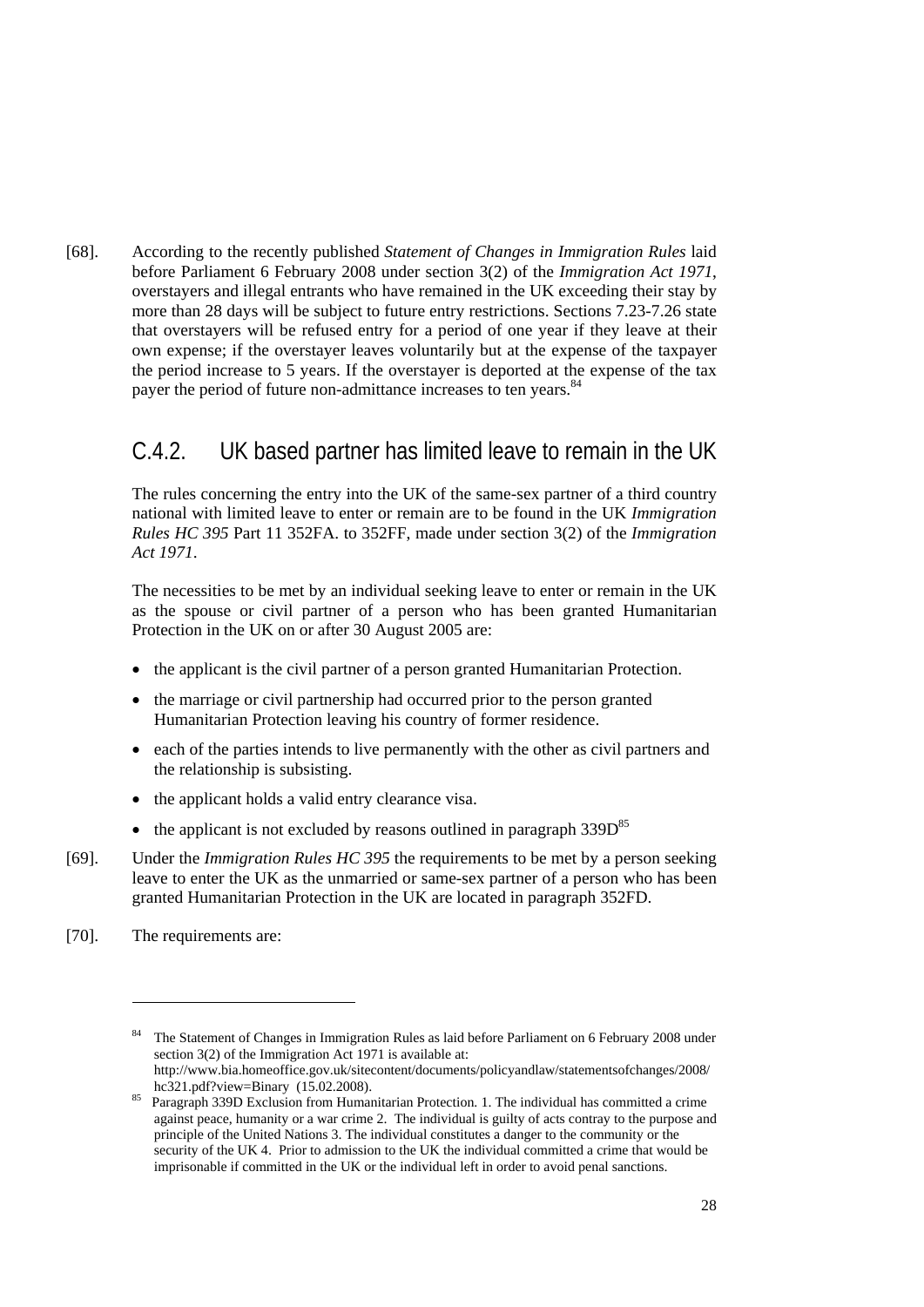[68]. According to the recently published *Statement of Changes in Immigration Rules* laid before Parliament 6 February 2008 under section 3(2) of the *Immigration Act 1971*, overstayers and illegal entrants who have remained in the UK exceeding their stay by more than 28 days will be subject to future entry restrictions. Sections 7.23-7.26 state that overstayers will be refused entry for a period of one year if they leave at their own expense; if the overstayer leaves voluntarily but at the expense of the taxpayer the period increase to 5 years. If the overstayer is deported at the expense of the tax payer the period of future non-admittance increases to ten years.[84]

## C.4.2. UK based partner has limited leave to remain in the UK

The rules concerning the entry into the UK of the same-sex partner of a third country national with limited leave to enter or remain are to be found in the UK *Immigration Rules HC 395* Part 11 352FA. to 352FF, made under section 3(2) of the *Immigration Act 1971*.

The necessities to be met by an individual seeking leave to enter or remain in the UK as the spouse or civil partner of a person who has been granted Humanitarian Protection in the UK on or after 30 August 2005 are:

- the applicant is the civil partner of a person granted Humanitarian Protection.
- the marriage or civil partnership had occurred prior to the person granted Humanitarian Protection leaving his country of former residence.
- each of the parties intends to live permanently with the other as civil partners and the relationship is subsisting.
- the applicant holds a valid entry clearance visa.
- the applicant is not excluded by reasons outlined in paragraph 339D[85]

[69]. Under the *Immigration Rules HC 395* the requirements to be met by a person seeking leave to enter the UK as the unmarried or same-sex partner of a person who has been granted Humanitarian Protection in the UK are located in paragraph 352FD.

[70]. The requirements are:

---

[84] The Statement of Changes in Immigration Rules as laid before Parliament on 6 February 2008 under section 3(2) of the Immigration Act 1971 is available at: http://www.bia.homeoffice.gov.uk/sitecontent/documents/policyandlaw/statementsofchanges/2008/hc321.pdf?view=Binary (15.02.2008).

[85] Paragraph 339D Exclusion from Humanitarian Protection. 1. The individual has committed a crime against peace, humanity or a war crime 2. The individual is guilty of acts contray to the purpose and principle of the United Nations 3. The individual constitutes a danger to the community or the security of the UK 4. Prior to admission to the UK the individual committed a crime that would be imprisonable if committed in the UK or the individual left in order to avoid penal sanctions.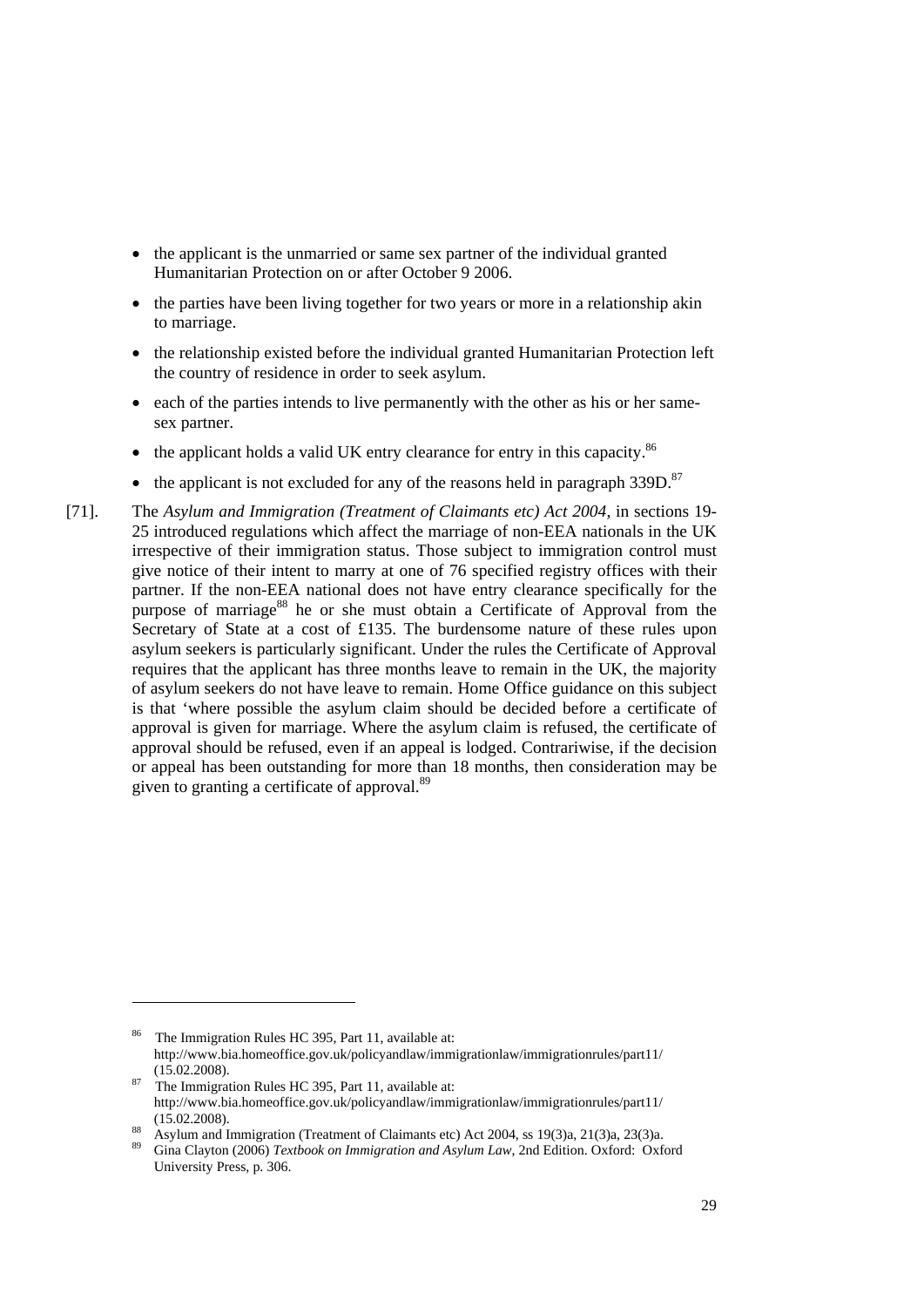- the applicant is the unmarried or same sex partner of the individual granted Humanitarian Protection on or after October 9 2006.
- the parties have been living together for two years or more in a relationship akin to marriage.
- the relationship existed before the individual granted Humanitarian Protection left the country of residence in order to seek asylum.
- each of the parties intends to live permanently with the other as his or her same-sex partner.
- the applicant holds a valid UK entry clearance for entry in this capacity.[86]
- the applicant is not excluded for any of the reasons held in paragraph 339D.[87]

[71]. The *Asylum and Immigration (Treatment of Claimants etc) Act 2004*, in sections 19-25 introduced regulations which affect the marriage of non-EEA nationals in the UK irrespective of their immigration status. Those subject to immigration control must give notice of their intent to marry at one of 76 specified registry offices with their partner. If the non-EEA national does not have entry clearance specifically for the purpose of marriage[88] he or she must obtain a Certificate of Approval from the Secretary of State at a cost of £135. The burdensome nature of these rules upon asylum seekers is particularly significant. Under the rules the Certificate of Approval requires that the applicant has three months leave to remain in the UK, the majority of asylum seekers do not have leave to remain. Home Office guidance on this subject is that 'where possible the asylum claim should be decided before a certificate of approval is given for marriage. Where the asylum claim is refused, the certificate of approval should be refused, even if an appeal is lodged. Contrariwise, if the decision or appeal has been outstanding for more than 18 months, then consideration may be given to granting a certificate of approval.[89]

---

[86] The Immigration Rules HC 395, Part 11, available at: http://www.bia.homeoffice.gov.uk/policyandlaw/immigrationlaw/immigrationrules/part11/ (15.02.2008).

[87] The Immigration Rules HC 395, Part 11, available at: http://www.bia.homeoffice.gov.uk/policyandlaw/immigrationlaw/immigrationrules/part11/ (15.02.2008).

[88] Asylum and Immigration (Treatment of Claimants etc) Act 2004, ss 19(3)a, 21(3)a, 23(3)a.

[89] Gina Clayton (2006) *Textbook on Immigration and Asylum Law*, 2nd Edition. Oxford: Oxford University Press, p. 306.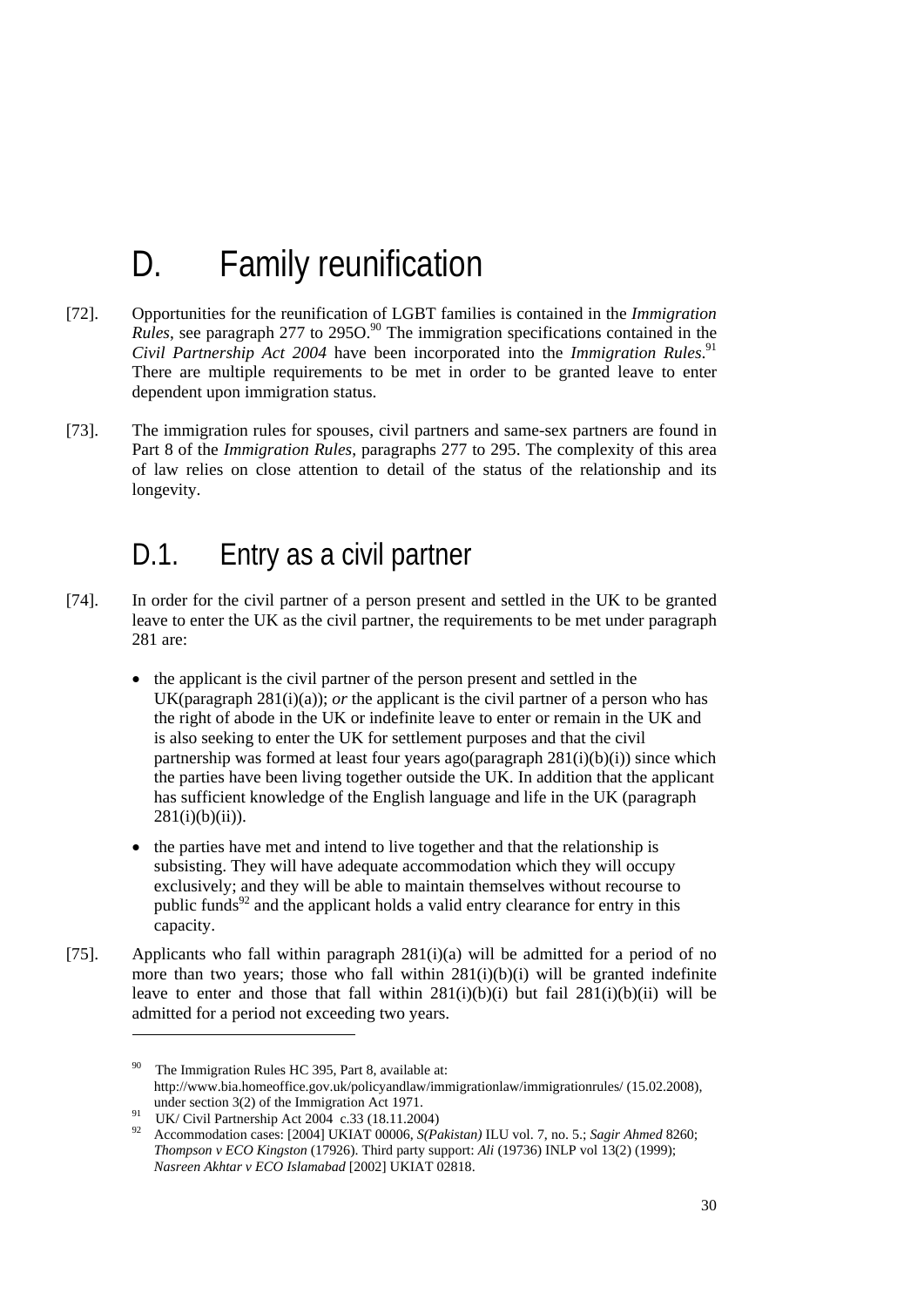# D. Family reunification

[72]. Opportunities for the reunification of LGBT families is contained in the *Immigration Rules*, see paragraph 277 to 295O.[90] The immigration specifications contained in the *Civil Partnership Act 2004* have been incorporated into the *Immigration Rules*.[91] There are multiple requirements to be met in order to be granted leave to enter dependent upon immigration status.

[73]. The immigration rules for spouses, civil partners and same-sex partners are found in Part 8 of the *Immigration Rules*, paragraphs 277 to 295. The complexity of this area of law relies on close attention to detail of the status of the relationship and its longevity.

## D.1. Entry as a civil partner

[74]. In order for the civil partner of a person present and settled in the UK to be granted leave to enter the UK as the civil partner, the requirements to be met under paragraph 281 are:

- the applicant is the civil partner of the person present and settled in the UK(paragraph 281(i)(a)); *or* the applicant is the civil partner of a person who has the right of abode in the UK or indefinite leave to enter or remain in the UK and is also seeking to enter the UK for settlement purposes and that the civil partnership was formed at least four years ago(paragraph 281(i)(b)(i)) since which the parties have been living together outside the UK. In addition that the applicant has sufficient knowledge of the English language and life in the UK (paragraph 281(i)(b)(ii)).
- the parties have met and intend to live together and that the relationship is subsisting. They will have adequate accommodation which they will occupy exclusively; and they will be able to maintain themselves without recourse to public funds[92] and the applicant holds a valid entry clearance for entry in this capacity.

[75]. Applicants who fall within paragraph 281(i)(a) will be admitted for a period of no more than two years; those who fall within 281(i)(b)(i) will be granted indefinite leave to enter and those that fall within 281(i)(b)(i) but fail 281(i)(b)(ii) will be admitted for a period not exceeding two years.

---

[90] The Immigration Rules HC 395, Part 8, available at: http://www.bia.homeoffice.gov.uk/policyandlaw/immigrationlaw/immigrationrules/ (15.02.2008), under section 3(2) of the Immigration Act 1971.

[91] UK/ Civil Partnership Act 2004 c.33 (18.11.2004)

[92] Accommodation cases: [2004] UKIAT 00006, *S(Pakistan)* ILU vol. 7, no. 5.; *Sagir Ahmed* 8260; *Thompson v ECO Kingston* (17926). Third party support: *Ali* (19736) INLP vol 13(2) (1999); *Nasreen Akhtar v ECO Islamabad* [2002] UKIAT 02818.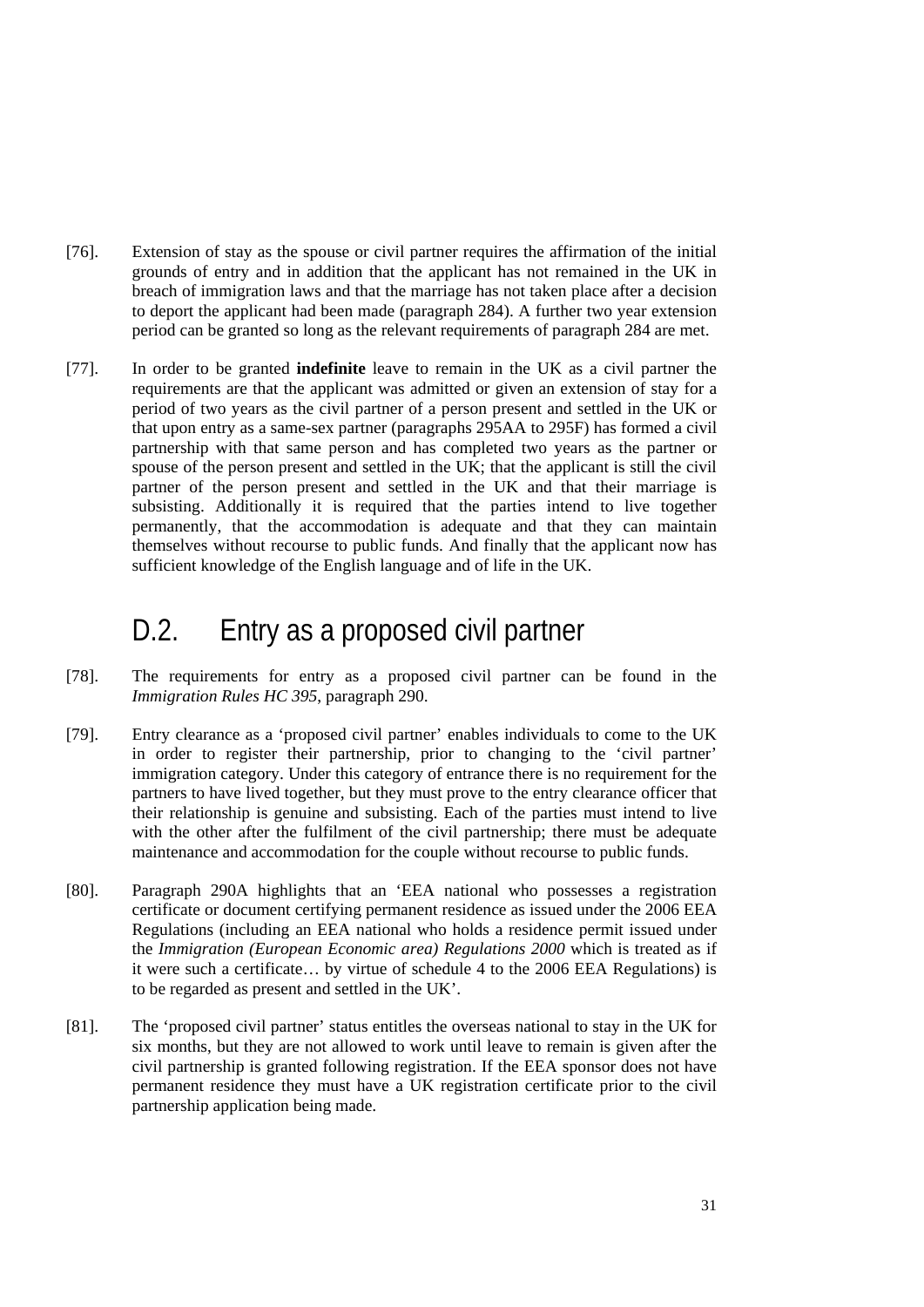[76]. Extension of stay as the spouse or civil partner requires the affirmation of the initial grounds of entry and in addition that the applicant has not remained in the UK in breach of immigration laws and that the marriage has not taken place after a decision to deport the applicant had been made (paragraph 284). A further two year extension period can be granted so long as the relevant requirements of paragraph 284 are met.

[77]. In order to be granted **indefinite** leave to remain in the UK as a civil partner the requirements are that the applicant was admitted or given an extension of stay for a period of two years as the civil partner of a person present and settled in the UK or that upon entry as a same-sex partner (paragraphs 295AA to 295F) has formed a civil partnership with that same person and has completed two years as the partner or spouse of the person present and settled in the UK; that the applicant is still the civil partner of the person present and settled in the UK and that their marriage is subsisting. Additionally it is required that the parties intend to live together permanently, that the accommodation is adequate and that they can maintain themselves without recourse to public funds. And finally that the applicant now has sufficient knowledge of the English language and of life in the UK.

## D.2. Entry as a proposed civil partner

[78]. The requirements for entry as a proposed civil partner can be found in the *Immigration Rules HC 395*, paragraph 290.

[79]. Entry clearance as a 'proposed civil partner' enables individuals to come to the UK in order to register their partnership, prior to changing to the 'civil partner' immigration category. Under this category of entrance there is no requirement for the partners to have lived together, but they must prove to the entry clearance officer that their relationship is genuine and subsisting. Each of the parties must intend to live with the other after the fulfilment of the civil partnership; there must be adequate maintenance and accommodation for the couple without recourse to public funds.

[80]. Paragraph 290A highlights that an 'EEA national who possesses a registration certificate or document certifying permanent residence as issued under the 2006 EEA Regulations (including an EEA national who holds a residence permit issued under the *Immigration (European Economic area) Regulations 2000* which is treated as if it were such a certificate… by virtue of schedule 4 to the 2006 EEA Regulations) is to be regarded as present and settled in the UK'.

[81]. The 'proposed civil partner' status entitles the overseas national to stay in the UK for six months, but they are not allowed to work until leave to remain is given after the civil partnership is granted following registration. If the EEA sponsor does not have permanent residence they must have a UK registration certificate prior to the civil partnership application being made.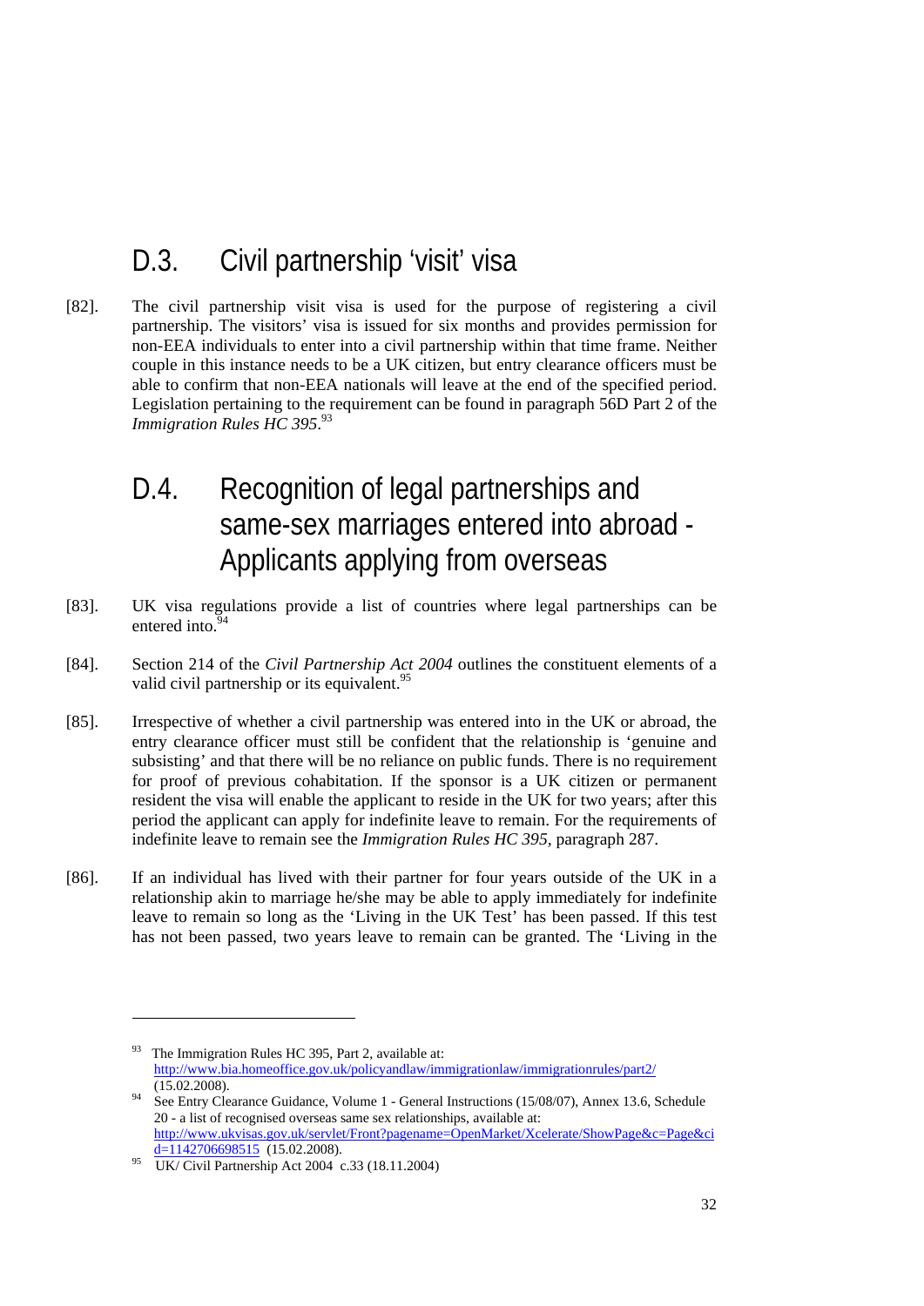## D.3. Civil partnership 'visit' visa

[82]. The civil partnership visit visa is used for the purpose of registering a civil partnership. The visitors' visa is issued for six months and provides permission for non-EEA individuals to enter into a civil partnership within that time frame. Neither couple in this instance needs to be a UK citizen, but entry clearance officers must be able to confirm that non-EEA nationals will leave at the end of the specified period. Legislation pertaining to the requirement can be found in paragraph 56D Part 2 of the *Immigration Rules HC 395*.[93]

## D.4. Recognition of legal partnerships and same-sex marriages entered into abroad - Applicants applying from overseas

[83]. UK visa regulations provide a list of countries where legal partnerships can be entered into.[94]

[84]. Section 214 of the *Civil Partnership Act 2004* outlines the constituent elements of a valid civil partnership or its equivalent.[95]

[85]. Irrespective of whether a civil partnership was entered into in the UK or abroad, the entry clearance officer must still be confident that the relationship is 'genuine and subsisting' and that there will be no reliance on public funds. There is no requirement for proof of previous cohabitation. If the sponsor is a UK citizen or permanent resident the visa will enable the applicant to reside in the UK for two years; after this period the applicant can apply for indefinite leave to remain. For the requirements of indefinite leave to remain see the *Immigration Rules HC 395*, paragraph 287.

[86]. If an individual has lived with their partner for four years outside of the UK in a relationship akin to marriage he/she may be able to apply immediately for indefinite leave to remain so long as the 'Living in the UK Test' has been passed. If this test has not been passed, two years leave to remain can be granted. The 'Living in the

---

[93] The Immigration Rules HC 395, Part 2, available at: http://www.bia.homeoffice.gov.uk/policyandlaw/immigrationlaw/immigrationrules/part2/ (15.02.2008).

[94] See Entry Clearance Guidance, Volume 1 - General Instructions (15/08/07), Annex 13.6, Schedule 20 - a list of recognised overseas same sex relationships, available at: http://www.ukvisas.gov.uk/servlet/Front?pagename=OpenMarket/Xcelerate/ShowPage&c=Page&cid=1142706698515 (15.02.2008).

[95] UK/ Civil Partnership Act 2004 c.33 (18.11.2004)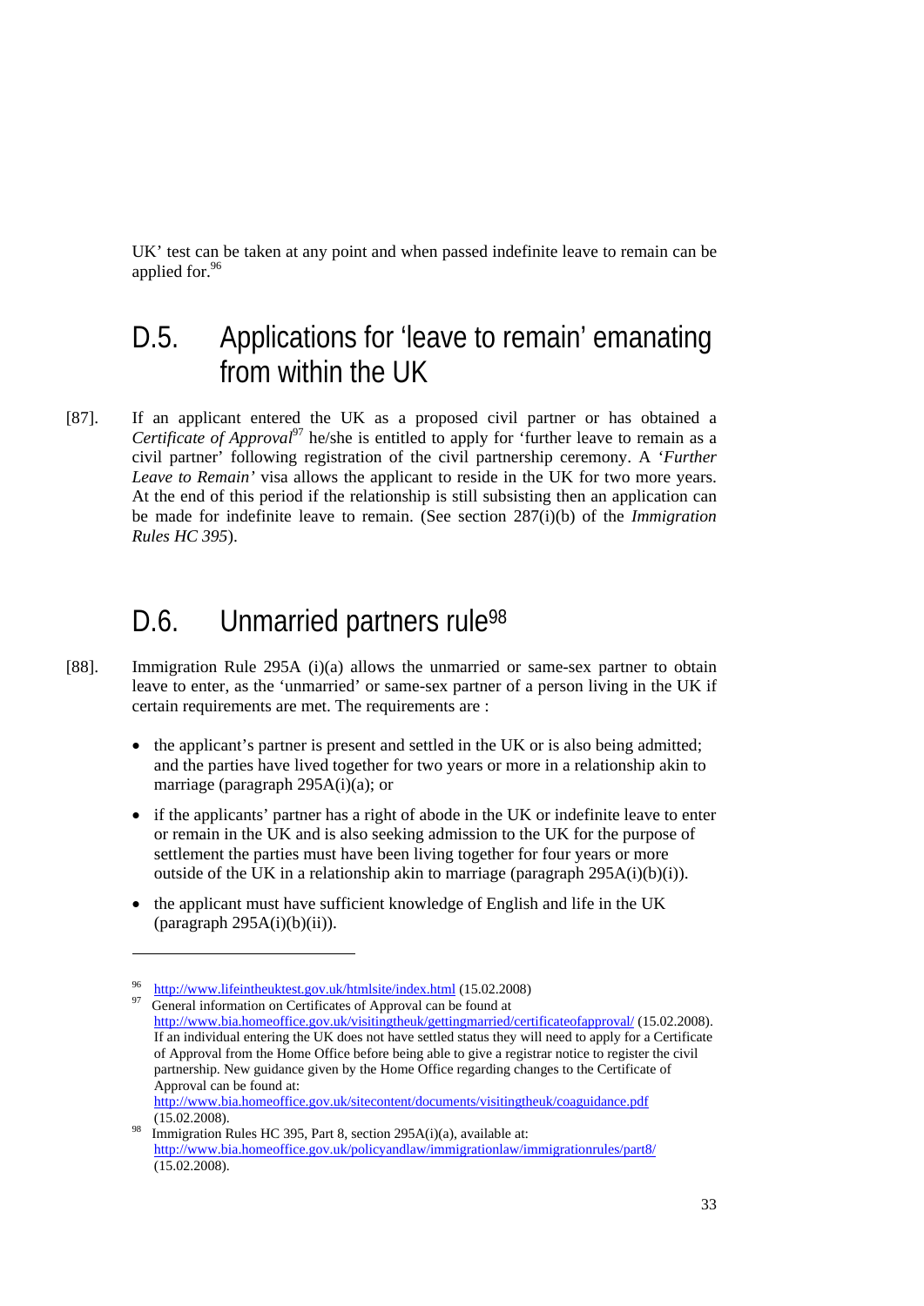UK' test can be taken at any point and when passed indefinite leave to remain can be applied for.[96]

## D.5. Applications for 'leave to remain' emanating from within the UK

[87]. If an applicant entered the UK as a proposed civil partner or has obtained a *Certificate of Approval*[97] he/she is entitled to apply for 'further leave to remain as a civil partner' following registration of the civil partnership ceremony. A '*Further Leave to Remain'* visa allows the applicant to reside in the UK for two more years. At the end of this period if the relationship is still subsisting then an application can be made for indefinite leave to remain. (See section 287(i)(b) of the *Immigration Rules HC 395*).

## D.6. Unmarried partners rule[98]

[88]. Immigration Rule 295A (i)(a) allows the unmarried or same-sex partner to obtain leave to enter, as the 'unmarried' or same-sex partner of a person living in the UK if certain requirements are met. The requirements are :

- the applicant's partner is present and settled in the UK or is also being admitted; and the parties have lived together for two years or more in a relationship akin to marriage (paragraph 295A(i)(a); or
- if the applicants' partner has a right of abode in the UK or indefinite leave to enter or remain in the UK and is also seeking admission to the UK for the purpose of settlement the parties must have been living together for four years or more outside of the UK in a relationship akin to marriage (paragraph 295A(i)(b)(i)).
- the applicant must have sufficient knowledge of English and life in the UK (paragraph 295A(i)(b)(ii)).

---

[96] http://www.lifeintheuktest.gov.uk/htmlsite/index.html (15.02.2008)

[97] General information on Certificates of Approval can be found at http://www.bia.homeoffice.gov.uk/visitingtheuk/gettingmarried/certificateofapproval/ (15.02.2008). If an individual entering the UK does not have settled status they will need to apply for a Certificate of Approval from the Home Office before being able to give a registrar notice to register the civil partnership. New guidance given by the Home Office regarding changes to the Certificate of Approval can be found at: http://www.bia.homeoffice.gov.uk/sitecontent/documents/visitingtheuk/coaguidance.pdf (15.02.2008).

[98] Immigration Rules HC 395, Part 8, section 295A(i)(a), available at: http://www.bia.homeoffice.gov.uk/policyandlaw/immigrationlaw/immigrationrules/part8/ (15.02.2008).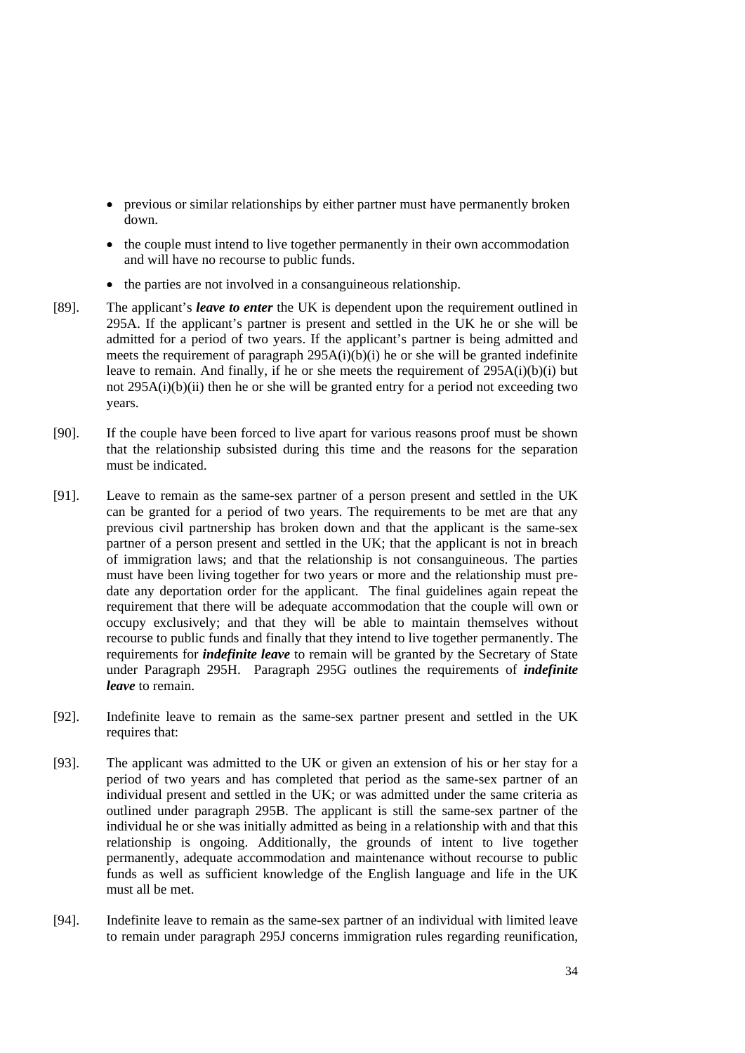- previous or similar relationships by either partner must have permanently broken down.
- the couple must intend to live together permanently in their own accommodation and will have no recourse to public funds.
- the parties are not involved in a consanguineous relationship.

[89]. The applicant's ***leave to enter*** the UK is dependent upon the requirement outlined in 295A. If the applicant's partner is present and settled in the UK he or she will be admitted for a period of two years. If the applicant's partner is being admitted and meets the requirement of paragraph 295A(i)(b)(i) he or she will be granted indefinite leave to remain. And finally, if he or she meets the requirement of 295A(i)(b)(i) but not 295A(i)(b)(ii) then he or she will be granted entry for a period not exceeding two years.

[90]. If the couple have been forced to live apart for various reasons proof must be shown that the relationship subsisted during this time and the reasons for the separation must be indicated.

[91]. Leave to remain as the same-sex partner of a person present and settled in the UK can be granted for a period of two years. The requirements to be met are that any previous civil partnership has broken down and that the applicant is the same-sex partner of a person present and settled in the UK; that the applicant is not in breach of immigration laws; and that the relationship is not consanguineous. The parties must have been living together for two years or more and the relationship must pre-date any deportation order for the applicant. The final guidelines again repeat the requirement that there will be adequate accommodation that the couple will own or occupy exclusively; and that they will be able to maintain themselves without recourse to public funds and finally that they intend to live together permanently. The requirements for ***indefinite leave*** to remain will be granted by the Secretary of State under Paragraph 295H. Paragraph 295G outlines the requirements of ***indefinite leave*** to remain.

[92]. Indefinite leave to remain as the same-sex partner present and settled in the UK requires that:

[93]. The applicant was admitted to the UK or given an extension of his or her stay for a period of two years and has completed that period as the same-sex partner of an individual present and settled in the UK; or was admitted under the same criteria as outlined under paragraph 295B. The applicant is still the same-sex partner of the individual he or she was initially admitted as being in a relationship with and that this relationship is ongoing. Additionally, the grounds of intent to live together permanently, adequate accommodation and maintenance without recourse to public funds as well as sufficient knowledge of the English language and life in the UK must all be met.

[94]. Indefinite leave to remain as the same-sex partner of an individual with limited leave to remain under paragraph 295J concerns immigration rules regarding reunification,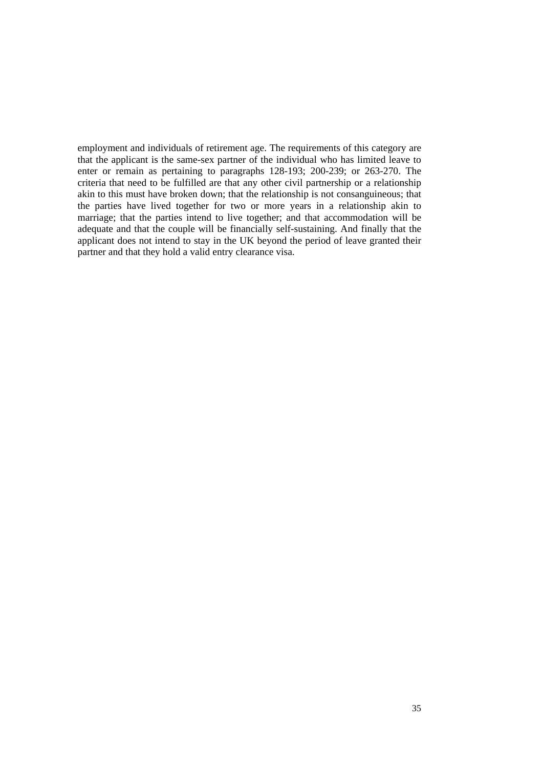employment and individuals of retirement age. The requirements of this category are that the applicant is the same-sex partner of the individual who has limited leave to enter or remain as pertaining to paragraphs 128-193; 200-239; or 263-270. The criteria that need to be fulfilled are that any other civil partnership or a relationship akin to this must have broken down; that the relationship is not consanguineous; that the parties have lived together for two or more years in a relationship akin to marriage; that the parties intend to live together; and that accommodation will be adequate and that the couple will be financially self-sustaining. And finally that the applicant does not intend to stay in the UK beyond the period of leave granted their partner and that they hold a valid entry clearance visa.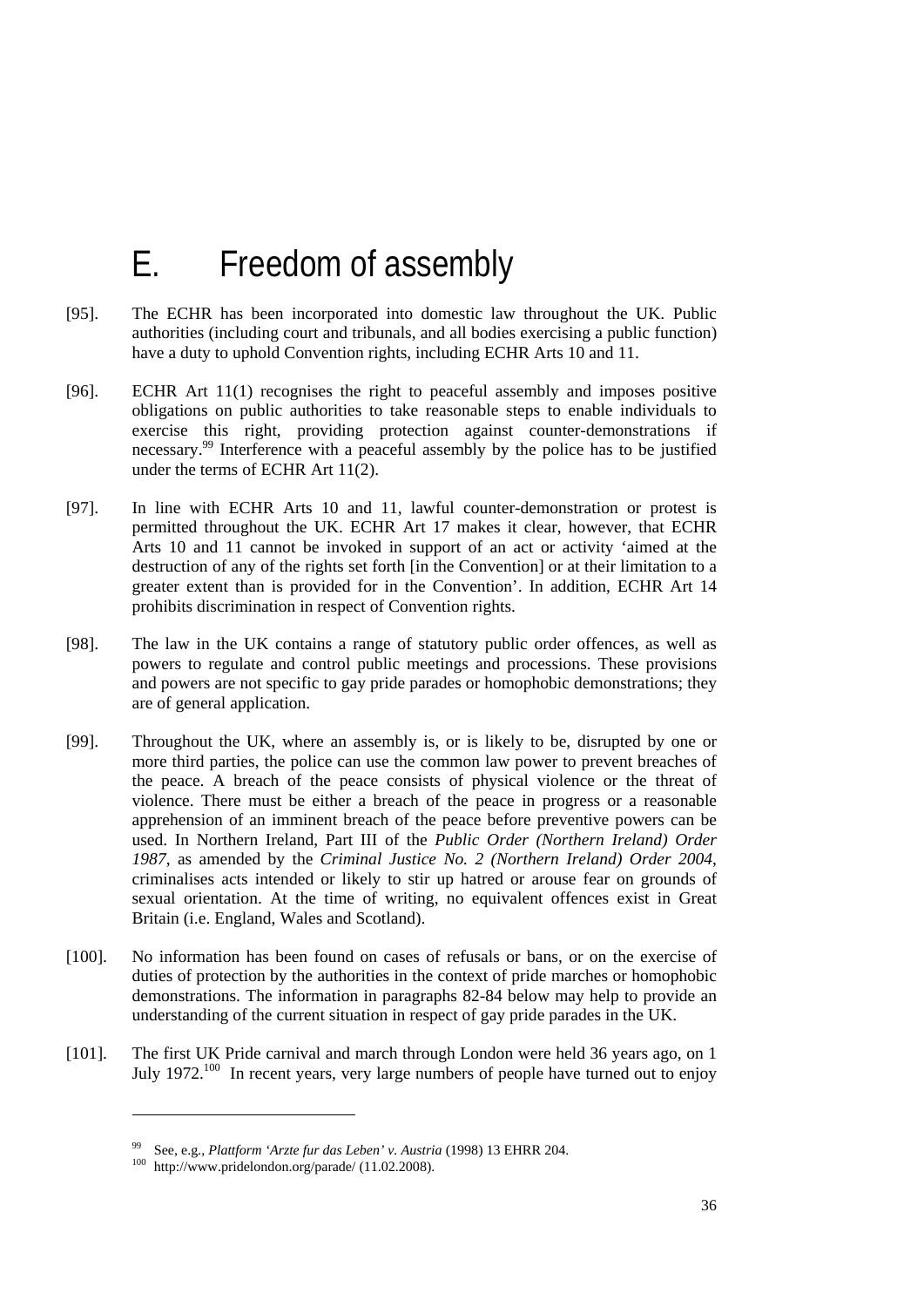# E. Freedom of assembly

[95]. The ECHR has been incorporated into domestic law throughout the UK. Public authorities (including court and tribunals, and all bodies exercising a public function) have a duty to uphold Convention rights, including ECHR Arts 10 and 11.

[96]. ECHR Art 11(1) recognises the right to peaceful assembly and imposes positive obligations on public authorities to take reasonable steps to enable individuals to exercise this right, providing protection against counter-demonstrations if necessary.[99] Interference with a peaceful assembly by the police has to be justified under the terms of ECHR Art 11(2).

[97]. In line with ECHR Arts 10 and 11, lawful counter-demonstration or protest is permitted throughout the UK. ECHR Art 17 makes it clear, however, that ECHR Arts 10 and 11 cannot be invoked in support of an act or activity 'aimed at the destruction of any of the rights set forth [in the Convention] or at their limitation to a greater extent than is provided for in the Convention'. In addition, ECHR Art 14 prohibits discrimination in respect of Convention rights.

[98]. The law in the UK contains a range of statutory public order offences, as well as powers to regulate and control public meetings and processions. These provisions and powers are not specific to gay pride parades or homophobic demonstrations; they are of general application.

[99]. Throughout the UK, where an assembly is, or is likely to be, disrupted by one or more third parties, the police can use the common law power to prevent breaches of the peace. A breach of the peace consists of physical violence or the threat of violence. There must be either a breach of the peace in progress or a reasonable apprehension of an imminent breach of the peace before preventive powers can be used. In Northern Ireland, Part III of the *Public Order (Northern Ireland) Order 1987*, as amended by the *Criminal Justice No. 2 (Northern Ireland) Order 2004*, criminalises acts intended or likely to stir up hatred or arouse fear on grounds of sexual orientation. At the time of writing, no equivalent offences exist in Great Britain (i.e. England, Wales and Scotland).

[100]. No information has been found on cases of refusals or bans, or on the exercise of duties of protection by the authorities in the context of pride marches or homophobic demonstrations. The information in paragraphs 82-84 below may help to provide an understanding of the current situation in respect of gay pride parades in the UK.

[101]. The first UK Pride carnival and march through London were held 36 years ago, on 1 July 1972.[100] In recent years, very large numbers of people have turned out to enjoy

---

[99] See, e.g., *Plattform 'Arzte fur das Leben' v. Austria* (1998) 13 EHRR 204.

[100] http://www.pridelondon.org/parade/ (11.02.2008).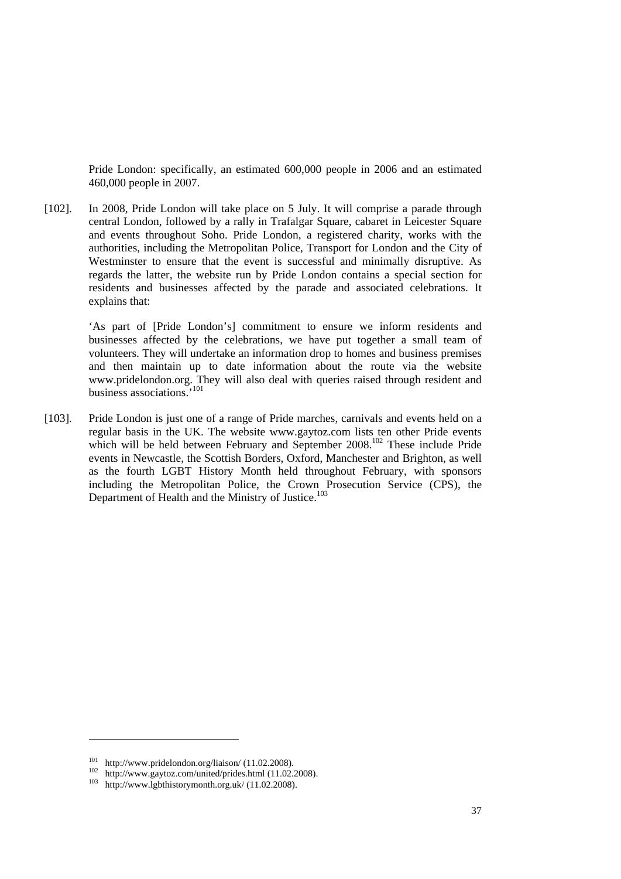Pride London: specifically, an estimated 600,000 people in 2006 and an estimated 460,000 people in 2007.

[102]. In 2008, Pride London will take place on 5 July. It will comprise a parade through central London, followed by a rally in Trafalgar Square, cabaret in Leicester Square and events throughout Soho. Pride London, a registered charity, works with the authorities, including the Metropolitan Police, Transport for London and the City of Westminster to ensure that the event is successful and minimally disruptive. As regards the latter, the website run by Pride London contains a special section for residents and businesses affected by the parade and associated celebrations. It explains that:

> 'As part of [Pride London's] commitment to ensure we inform residents and businesses affected by the celebrations, we have put together a small team of volunteers. They will undertake an information drop to homes and business premises and then maintain up to date information about the route via the website www.pridelondon.org. They will also deal with queries raised through resident and business associations.'[101]

[103]. Pride London is just one of a range of Pride marches, carnivals and events held on a regular basis in the UK. The website www.gaytoz.com lists ten other Pride events which will be held between February and September 2008.[102] These include Pride events in Newcastle, the Scottish Borders, Oxford, Manchester and Brighton, as well as the fourth LGBT History Month held throughout February, with sponsors including the Metropolitan Police, the Crown Prosecution Service (CPS), the Department of Health and the Ministry of Justice.[103]

---

[101] http://www.pridelondon.org/liaison/ (11.02.2008).

[102] http://www.gaytoz.com/united/prides.html (11.02.2008).

[103] http://www.lgbthistorymonth.org.uk/ (11.02.2008).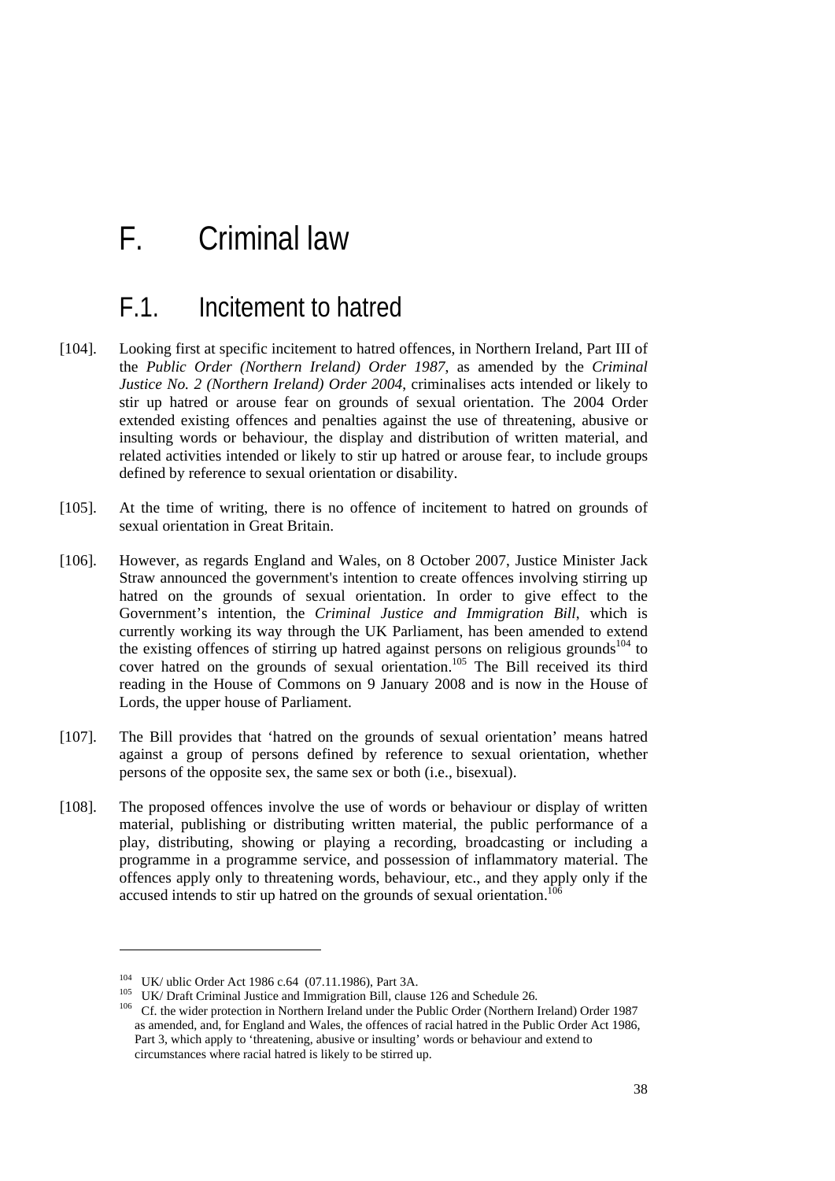# F. Criminal law

## F.1. Incitement to hatred

[104]. Looking first at specific incitement to hatred offences, in Northern Ireland, Part III of the *Public Order (Northern Ireland) Order 1987*, as amended by the *Criminal Justice No. 2 (Northern Ireland) Order 2004*, criminalises acts intended or likely to stir up hatred or arouse fear on grounds of sexual orientation. The 2004 Order extended existing offences and penalties against the use of threatening, abusive or insulting words or behaviour, the display and distribution of written material, and related activities intended or likely to stir up hatred or arouse fear, to include groups defined by reference to sexual orientation or disability.

[105]. At the time of writing, there is no offence of incitement to hatred on grounds of sexual orientation in Great Britain.

[106]. However, as regards England and Wales, on 8 October 2007, Justice Minister Jack Straw announced the government's intention to create offences involving stirring up hatred on the grounds of sexual orientation. In order to give effect to the Government's intention, the *Criminal Justice and Immigration Bill*, which is currently working its way through the UK Parliament, has been amended to extend the existing offences of stirring up hatred against persons on religious grounds[104] to cover hatred on the grounds of sexual orientation.[105] The Bill received its third reading in the House of Commons on 9 January 2008 and is now in the House of Lords, the upper house of Parliament.

[107]. The Bill provides that 'hatred on the grounds of sexual orientation' means hatred against a group of persons defined by reference to sexual orientation, whether persons of the opposite sex, the same sex or both (i.e., bisexual).

[108]. The proposed offences involve the use of words or behaviour or display of written material, publishing or distributing written material, the public performance of a play, distributing, showing or playing a recording, broadcasting or including a programme in a programme service, and possession of inflammatory material. The offences apply only to threatening words, behaviour, etc., and they apply only if the accused intends to stir up hatred on the grounds of sexual orientation.[106]

---

[104] UK/ ublic Order Act 1986 c.64 (07.11.1986), Part 3A.

[105] UK/ Draft Criminal Justice and Immigration Bill, clause 126 and Schedule 26.

[106] Cf. the wider protection in Northern Ireland under the Public Order (Northern Ireland) Order 1987 as amended, and, for England and Wales, the offences of racial hatred in the Public Order Act 1986, Part 3, which apply to 'threatening, abusive or insulting' words or behaviour and extend to circumstances where racial hatred is likely to be stirred up.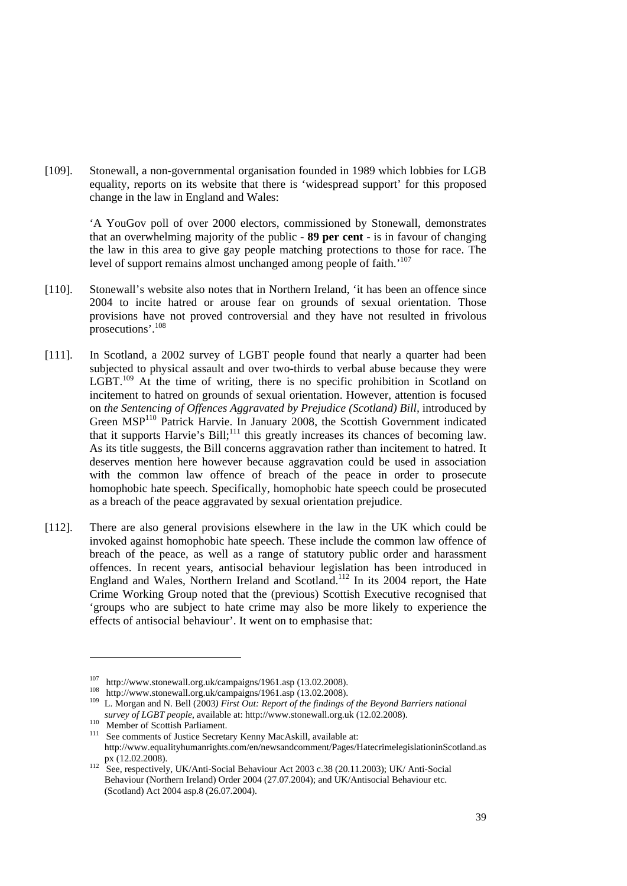[109]. Stonewall, a non-governmental organisation founded in 1989 which lobbies for LGB equality, reports on its website that there is 'widespread support' for this proposed change in the law in England and Wales:

> 'A YouGov poll of over 2000 electors, commissioned by Stonewall, demonstrates that an overwhelming majority of the public - **89 per cent** - is in favour of changing the law in this area to give gay people matching protections to those for race. The level of support remains almost unchanged among people of faith.'[107]

[110]. Stonewall's website also notes that in Northern Ireland, 'it has been an offence since 2004 to incite hatred or arouse fear on grounds of sexual orientation. Those provisions have not proved controversial and they have not resulted in frivolous prosecutions'.[108]

[111]. In Scotland, a 2002 survey of LGBT people found that nearly a quarter had been subjected to physical assault and over two-thirds to verbal abuse because they were LGBT.[109] At the time of writing, there is no specific prohibition in Scotland on incitement to hatred on grounds of sexual orientation. However, attention is focused on *the Sentencing of Offences Aggravated by Prejudice (Scotland) Bill*, introduced by Green MSP[110] Patrick Harvie. In January 2008, the Scottish Government indicated that it supports Harvie's Bill;[111] this greatly increases its chances of becoming law. As its title suggests, the Bill concerns aggravation rather than incitement to hatred. It deserves mention here however because aggravation could be used in association with the common law offence of breach of the peace in order to prosecute homophobic hate speech. Specifically, homophobic hate speech could be prosecuted as a breach of the peace aggravated by sexual orientation prejudice.

[112]. There are also general provisions elsewhere in the law in the UK which could be invoked against homophobic hate speech. These include the common law offence of breach of the peace, as well as a range of statutory public order and harassment offences. In recent years, antisocial behaviour legislation has been introduced in England and Wales, Northern Ireland and Scotland.[112] In its 2004 report, the Hate Crime Working Group noted that the (previous) Scottish Executive recognised that 'groups who are subject to hate crime may also be more likely to experience the effects of antisocial behaviour'. It went on to emphasise that:

---

[107] http://www.stonewall.org.uk/campaigns/1961.asp (13.02.2008).

[108] http://www.stonewall.org.uk/campaigns/1961.asp (13.02.2008).

[109] L. Morgan and N. Bell (2003*) First Out: Report of the findings of the Beyond Barriers national survey of LGBT people*, available at: http://www.stonewall.org.uk (12.02.2008).

[110] Member of Scottish Parliament.

[111] See comments of Justice Secretary Kenny MacAskill, available at: http://www.equalityhumanrights.com/en/newsandcomment/Pages/HatecrimelegislationinScotland.aspx (12.02.2008).

[112] See, respectively, UK/Anti-Social Behaviour Act 2003 c.38 (20.11.2003); UK/ Anti-Social Behaviour (Northern Ireland) Order 2004 (27.07.2004); and UK/Antisocial Behaviour etc. (Scotland) Act 2004 asp.8 (26.07.2004).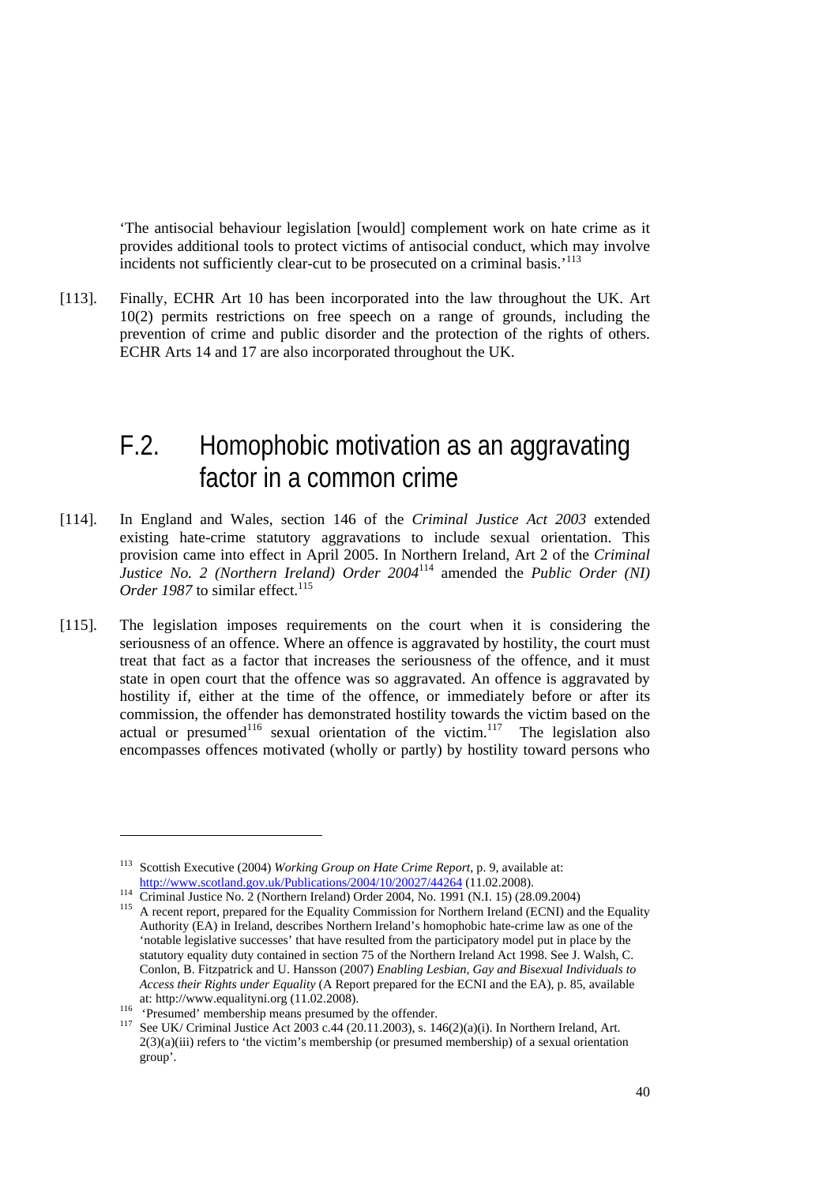'The antisocial behaviour legislation [would] complement work on hate crime as it provides additional tools to protect victims of antisocial conduct, which may involve incidents not sufficiently clear-cut to be prosecuted on a criminal basis.'[113]

[113]. Finally, ECHR Art 10 has been incorporated into the law throughout the UK. Art 10(2) permits restrictions on free speech on a range of grounds, including the prevention of crime and public disorder and the protection of the rights of others. ECHR Arts 14 and 17 are also incorporated throughout the UK.

## F.2. Homophobic motivation as an aggravating factor in a common crime

[114]. In England and Wales, section 146 of the *Criminal Justice Act 2003* extended existing hate-crime statutory aggravations to include sexual orientation. This provision came into effect in April 2005. In Northern Ireland, Art 2 of the *Criminal Justice No. 2 (Northern Ireland) Order 2004*[114] amended the *Public Order (NI) Order 1987* to similar effect.[115]

[115]. The legislation imposes requirements on the court when it is considering the seriousness of an offence. Where an offence is aggravated by hostility, the court must treat that fact as a factor that increases the seriousness of the offence, and it must state in open court that the offence was so aggravated. An offence is aggravated by hostility if, either at the time of the offence, or immediately before or after its commission, the offender has demonstrated hostility towards the victim based on the actual or presumed[116] sexual orientation of the victim.[117] The legislation also encompasses offences motivated (wholly or partly) by hostility toward persons who

---

[113] Scottish Executive (2004) *Working Group on Hate Crime Report*, p. 9, available at: http://www.scotland.gov.uk/Publications/2004/10/20027/44264 (11.02.2008).

[114] Criminal Justice No. 2 (Northern Ireland) Order 2004, No. 1991 (N.I. 15) (28.09.2004)

[115] A recent report, prepared for the Equality Commission for Northern Ireland (ECNI) and the Equality Authority (EA) in Ireland, describes Northern Ireland's homophobic hate-crime law as one of the 'notable legislative successes' that have resulted from the participatory model put in place by the statutory equality duty contained in section 75 of the Northern Ireland Act 1998. See J. Walsh, C. Conlon, B. Fitzpatrick and U. Hansson (2007) *Enabling Lesbian, Gay and Bisexual Individuals to Access their Rights under Equality* (A Report prepared for the ECNI and the EA), p. 85, available at: http://www.equalityni.org (11.02.2008).

[116] 'Presumed' membership means presumed by the offender.

[117] See UK/ Criminal Justice Act 2003 c.44 (20.11.2003), s. 146(2)(a)(i). In Northern Ireland, Art. 2(3)(a)(iii) refers to 'the victim's membership (or presumed membership) of a sexual orientation group'.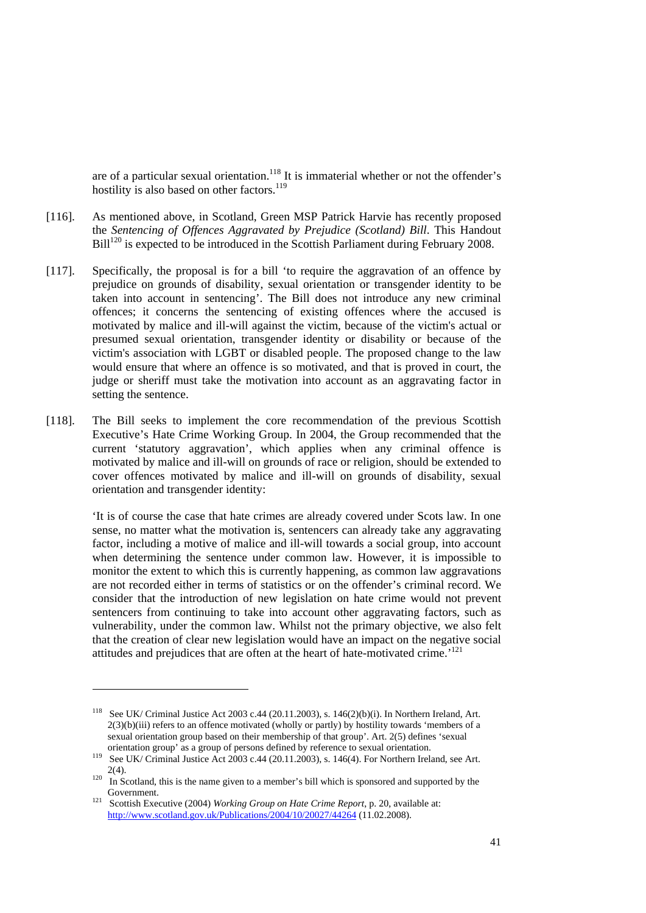are of a particular sexual orientation.[118] It is immaterial whether or not the offender's hostility is also based on other factors.[119]

[116]. As mentioned above, in Scotland, Green MSP Patrick Harvie has recently proposed the *Sentencing of Offences Aggravated by Prejudice (Scotland) Bill*. This Handout Bill[120] is expected to be introduced in the Scottish Parliament during February 2008.

[117]. Specifically, the proposal is for a bill 'to require the aggravation of an offence by prejudice on grounds of disability, sexual orientation or transgender identity to be taken into account in sentencing'. The Bill does not introduce any new criminal offences; it concerns the sentencing of existing offences where the accused is motivated by malice and ill-will against the victim, because of the victim's actual or presumed sexual orientation, transgender identity or disability or because of the victim's association with LGBT or disabled people. The proposed change to the law would ensure that where an offence is so motivated, and that is proved in court, the judge or sheriff must take the motivation into account as an aggravating factor in setting the sentence.

[118]. The Bill seeks to implement the core recommendation of the previous Scottish Executive's Hate Crime Working Group. In 2004, the Group recommended that the current 'statutory aggravation', which applies when any criminal offence is motivated by malice and ill-will on grounds of race or religion, should be extended to cover offences motivated by malice and ill-will on grounds of disability, sexual orientation and transgender identity:

> 'It is of course the case that hate crimes are already covered under Scots law. In one sense, no matter what the motivation is, sentencers can already take any aggravating factor, including a motive of malice and ill-will towards a social group, into account when determining the sentence under common law. However, it is impossible to monitor the extent to which this is currently happening, as common law aggravations are not recorded either in terms of statistics or on the offender's criminal record. We consider that the introduction of new legislation on hate crime would not prevent sentencers from continuing to take into account other aggravating factors, such as vulnerability, under the common law. Whilst not the primary objective, we also felt that the creation of clear new legislation would have an impact on the negative social attitudes and prejudices that are often at the heart of hate-motivated crime.'[121]

---

[118] See UK/ Criminal Justice Act 2003 c.44 (20.11.2003), s. 146(2)(b)(i). In Northern Ireland, Art. 2(3)(b)(iii) refers to an offence motivated (wholly or partly) by hostility towards 'members of a sexual orientation group based on their membership of that group'. Art. 2(5) defines 'sexual orientation group' as a group of persons defined by reference to sexual orientation.

[119] See UK/ Criminal Justice Act 2003 c.44 (20.11.2003), s. 146(4). For Northern Ireland, see Art. 2(4).

[120] In Scotland, this is the name given to a member's bill which is sponsored and supported by the Government.

[121] Scottish Executive (2004) *Working Group on Hate Crime Report*, p. 20, available at: http://www.scotland.gov.uk/Publications/2004/10/20027/44264 (11.02.2008).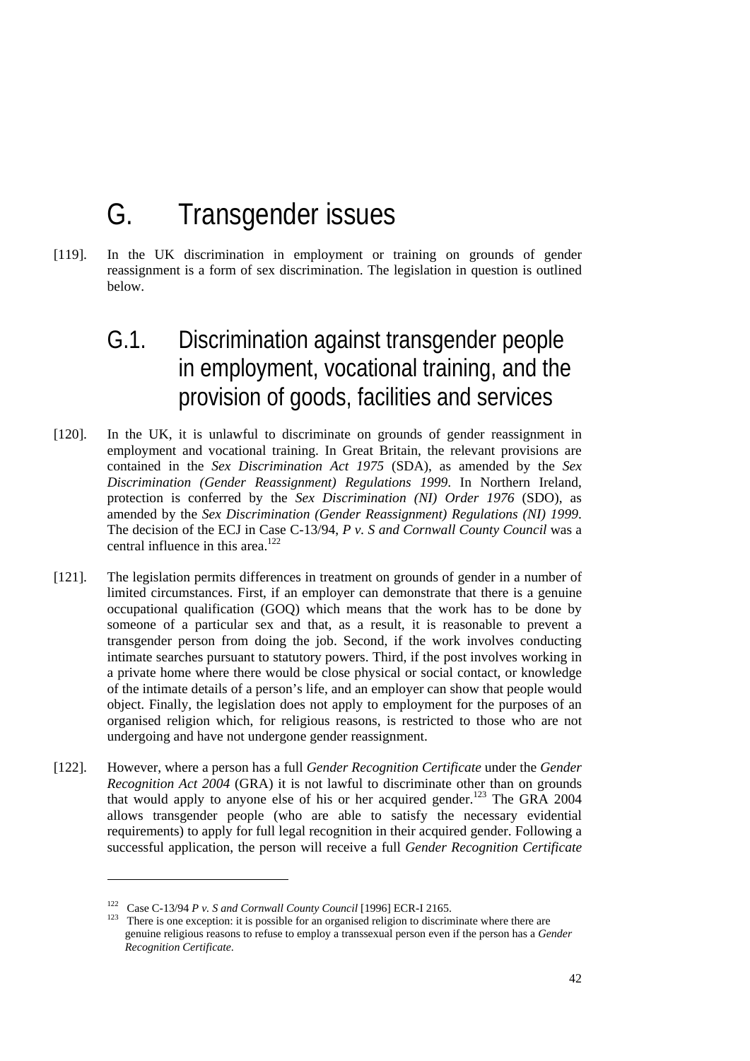# G. Transgender issues

[119]. In the UK discrimination in employment or training on grounds of gender reassignment is a form of sex discrimination. The legislation in question is outlined below.

## G.1. Discrimination against transgender people in employment, vocational training, and the provision of goods, facilities and services

[120]. In the UK, it is unlawful to discriminate on grounds of gender reassignment in employment and vocational training. In Great Britain, the relevant provisions are contained in the *Sex Discrimination Act 1975* (SDA), as amended by the *Sex Discrimination (Gender Reassignment) Regulations 1999*. In Northern Ireland, protection is conferred by the *Sex Discrimination (NI) Order 1976* (SDO), as amended by the *Sex Discrimination (Gender Reassignment) Regulations (NI) 1999*. The decision of the ECJ in Case C-13/94, *P v. S and Cornwall County Council* was a central influence in this area.[122]

[121]. The legislation permits differences in treatment on grounds of gender in a number of limited circumstances. First, if an employer can demonstrate that there is a genuine occupational qualification (GOQ) which means that the work has to be done by someone of a particular sex and that, as a result, it is reasonable to prevent a transgender person from doing the job. Second, if the work involves conducting intimate searches pursuant to statutory powers. Third, if the post involves working in a private home where there would be close physical or social contact, or knowledge of the intimate details of a person's life, and an employer can show that people would object. Finally, the legislation does not apply to employment for the purposes of an organised religion which, for religious reasons, is restricted to those who are not undergoing and have not undergone gender reassignment.

[122]. However, where a person has a full *Gender Recognition Certificate* under the *Gender Recognition Act 2004* (GRA) it is not lawful to discriminate other than on grounds that would apply to anyone else of his or her acquired gender.[123] The GRA 2004 allows transgender people (who are able to satisfy the necessary evidential requirements) to apply for full legal recognition in their acquired gender. Following a successful application, the person will receive a full *Gender Recognition Certificate*

---

[122] Case C-13/94 *P v. S and Cornwall County Council* [1996] ECR-I 2165.

[123] There is one exception: it is possible for an organised religion to discriminate where there are genuine religious reasons to refuse to employ a transsexual person even if the person has a *Gender Recognition Certificate*.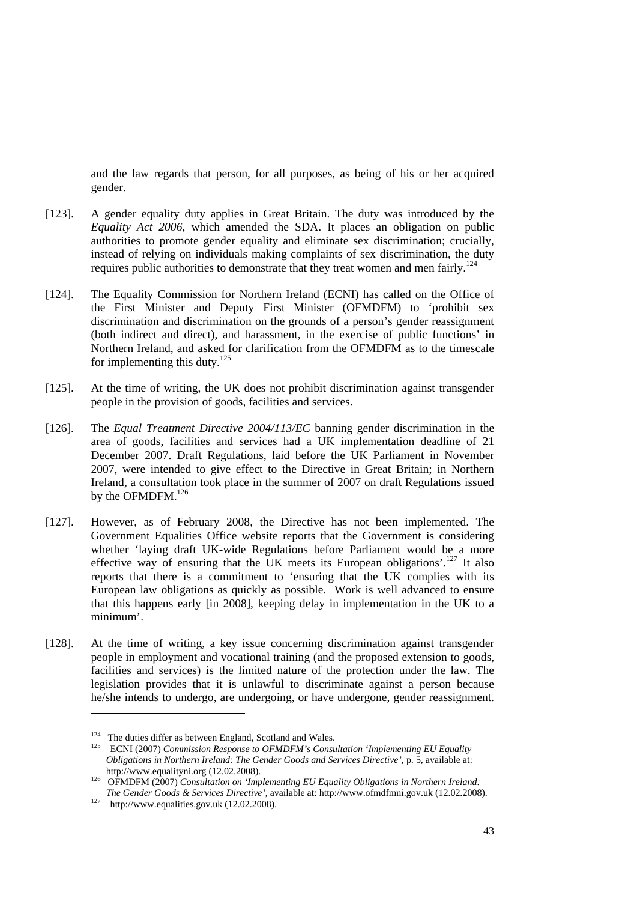and the law regards that person, for all purposes, as being of his or her acquired gender.

[123]. A gender equality duty applies in Great Britain. The duty was introduced by the *Equality Act 2006*, which amended the SDA. It places an obligation on public authorities to promote gender equality and eliminate sex discrimination; crucially, instead of relying on individuals making complaints of sex discrimination, the duty requires public authorities to demonstrate that they treat women and men fairly.[124]

[124]. The Equality Commission for Northern Ireland (ECNI) has called on the Office of the First Minister and Deputy First Minister (OFMDFM) to 'prohibit sex discrimination and discrimination on the grounds of a person's gender reassignment (both indirect and direct), and harassment, in the exercise of public functions' in Northern Ireland, and asked for clarification from the OFMDFM as to the timescale for implementing this duty.[125]

[125]. At the time of writing, the UK does not prohibit discrimination against transgender people in the provision of goods, facilities and services.

[126]. The *Equal Treatment Directive 2004/113/EC* banning gender discrimination in the area of goods, facilities and services had a UK implementation deadline of 21 December 2007. Draft Regulations, laid before the UK Parliament in November 2007, were intended to give effect to the Directive in Great Britain; in Northern Ireland, a consultation took place in the summer of 2007 on draft Regulations issued by the OFMDFM.[126]

[127]. However, as of February 2008, the Directive has not been implemented. The Government Equalities Office website reports that the Government is considering whether 'laying draft UK-wide Regulations before Parliament would be a more effective way of ensuring that the UK meets its European obligations'.[127] It also reports that there is a commitment to 'ensuring that the UK complies with its European law obligations as quickly as possible. Work is well advanced to ensure that this happens early [in 2008], keeping delay in implementation in the UK to a minimum'.

[128]. At the time of writing, a key issue concerning discrimination against transgender people in employment and vocational training (and the proposed extension to goods, facilities and services) is the limited nature of the protection under the law. The legislation provides that it is unlawful to discriminate against a person because he/she intends to undergo, are undergoing, or have undergone, gender reassignment.

---

[124] The duties differ as between England, Scotland and Wales.

[125] ECNI (2007) *Commission Response to OFMDFM's Consultation 'Implementing EU Equality Obligations in Northern Ireland: The Gender Goods and Services Directive'*, p. 5, available at: http://www.equalityni.org (12.02.2008).

[126] OFMDFM (2007) *Consultation on 'Implementing EU Equality Obligations in Northern Ireland: The Gender Goods & Services Directive'*, available at: http://www.ofmdfmni.gov.uk (12.02.2008).

[127] http://www.equalities.gov.uk (12.02.2008).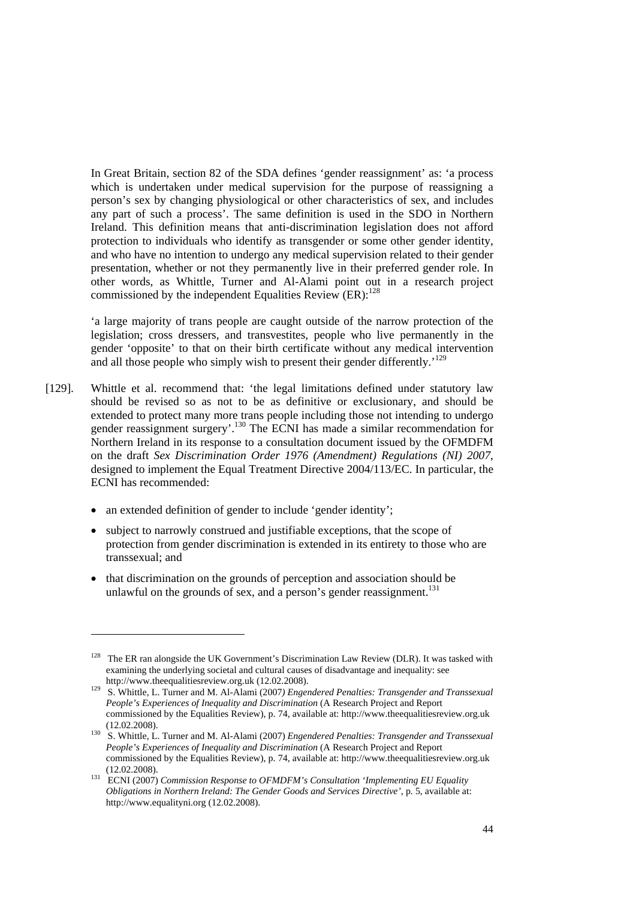In Great Britain, section 82 of the SDA defines 'gender reassignment' as: 'a process which is undertaken under medical supervision for the purpose of reassigning a person's sex by changing physiological or other characteristics of sex, and includes any part of such a process'. The same definition is used in the SDO in Northern Ireland. This definition means that anti-discrimination legislation does not afford protection to individuals who identify as transgender or some other gender identity, and who have no intention to undergo any medical supervision related to their gender presentation, whether or not they permanently live in their preferred gender role. In other words, as Whittle, Turner and Al-Alami point out in a research project commissioned by the independent Equalities Review (ER):[128]

'a large majority of trans people are caught outside of the narrow protection of the legislation; cross dressers, and transvestites, people who live permanently in the gender 'opposite' to that on their birth certificate without any medical intervention and all those people who simply wish to present their gender differently.'[129]

[129]. Whittle et al. recommend that: 'the legal limitations defined under statutory law should be revised so as not to be as definitive or exclusionary, and should be extended to protect many more trans people including those not intending to undergo gender reassignment surgery'.[130] The ECNI has made a similar recommendation for Northern Ireland in its response to a consultation document issued by the OFMDFM on the draft *Sex Discrimination Order 1976 (Amendment) Regulations (NI) 2007*, designed to implement the Equal Treatment Directive 2004/113/EC. In particular, the ECNI has recommended:

- an extended definition of gender to include 'gender identity';
- subject to narrowly construed and justifiable exceptions, that the scope of protection from gender discrimination is extended in its entirety to those who are transsexual; and
- that discrimination on the grounds of perception and association should be unlawful on the grounds of sex, and a person's gender reassignment.[131]

---

[128] The ER ran alongside the UK Government's Discrimination Law Review (DLR). It was tasked with examining the underlying societal and cultural causes of disadvantage and inequality: see http://www.theequalitiesreview.org.uk (12.02.2008).

[129] S. Whittle, L. Turner and M. Al-Alami (2007) *Engendered Penalties: Transgender and Transsexual People's Experiences of Inequality and Discrimination* (A Research Project and Report commissioned by the Equalities Review), p. 74, available at: http://www.theequalitiesreview.org.uk (12.02.2008).

[130] S. Whittle, L. Turner and M. Al-Alami (2007) *Engendered Penalties: Transgender and Transsexual People's Experiences of Inequality and Discrimination* (A Research Project and Report commissioned by the Equalities Review), p. 74, available at: http://www.theequalitiesreview.org.uk (12.02.2008).

[131] ECNI (2007) *Commission Response to OFMDFM's Consultation 'Implementing EU Equality Obligations in Northern Ireland: The Gender Goods and Services Directive'*, p. 5, available at: http://www.equalityni.org (12.02.2008).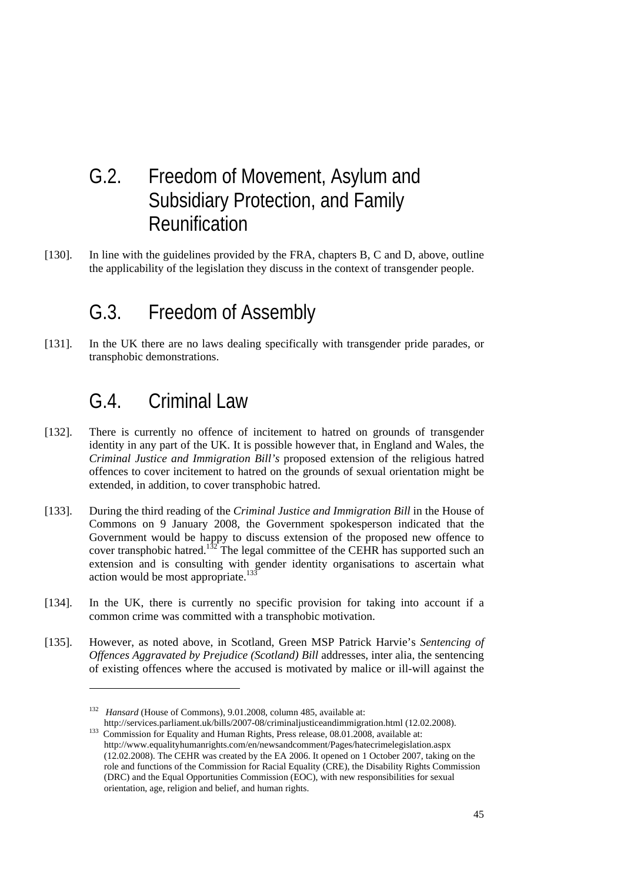## G.2. Freedom of Movement, Asylum and Subsidiary Protection, and Family Reunification

[130]. In line with the guidelines provided by the FRA, chapters B, C and D, above, outline the applicability of the legislation they discuss in the context of transgender people.

## G.3. Freedom of Assembly

[131]. In the UK there are no laws dealing specifically with transgender pride parades, or transphobic demonstrations.

## G.4. Criminal Law

[132]. There is currently no offence of incitement to hatred on grounds of transgender identity in any part of the UK. It is possible however that, in England and Wales, the *Criminal Justice and Immigration Bill's* proposed extension of the religious hatred offences to cover incitement to hatred on the grounds of sexual orientation might be extended, in addition, to cover transphobic hatred.

[133]. During the third reading of the *Criminal Justice and Immigration Bill* in the House of Commons on 9 January 2008, the Government spokesperson indicated that the Government would be happy to discuss extension of the proposed new offence to cover transphobic hatred.[132] The legal committee of the CEHR has supported such an extension and is consulting with gender identity organisations to ascertain what action would be most appropriate.[133]

[134]. In the UK, there is currently no specific provision for taking into account if a common crime was committed with a transphobic motivation.

[135]. However, as noted above, in Scotland, Green MSP Patrick Harvie's *Sentencing of Offences Aggravated by Prejudice (Scotland) Bill* addresses, inter alia, the sentencing of existing offences where the accused is motivated by malice or ill-will against the

---

[132] *Hansard* (House of Commons), 9.01.2008, column 485, available at: http://services.parliament.uk/bills/2007-08/criminaljusticeandimmigration.html (12.02.2008).

[133] Commission for Equality and Human Rights, Press release, 08.01.2008, available at: http://www.equalityhumanrights.com/en/newsandcomment/Pages/hatecrimelegislation.aspx (12.02.2008). The CEHR was created by the EA 2006. It opened on 1 October 2007, taking on the role and functions of the Commission for Racial Equality (CRE), the Disability Rights Commission (DRC) and the Equal Opportunities Commission (EOC), with new responsibilities for sexual orientation, age, religion and belief, and human rights.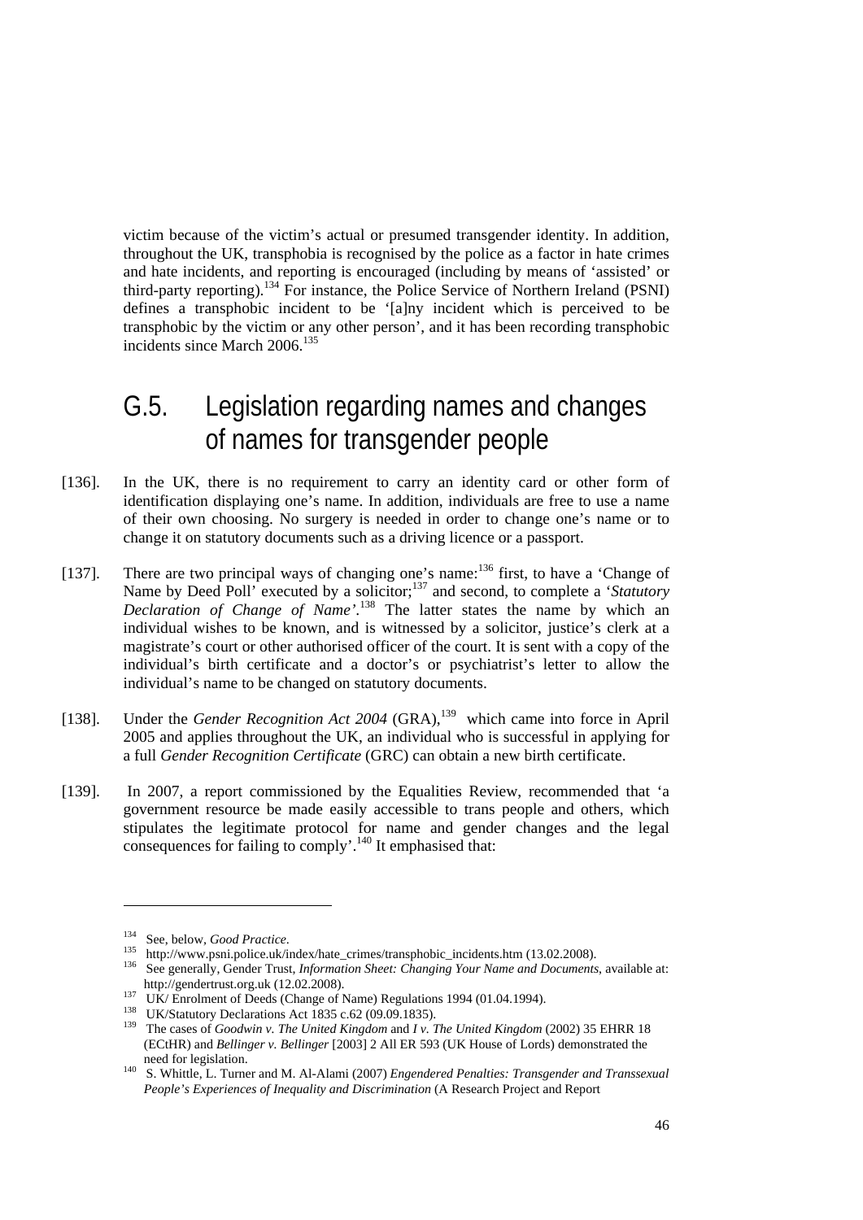victim because of the victim's actual or presumed transgender identity. In addition, throughout the UK, transphobia is recognised by the police as a factor in hate crimes and hate incidents, and reporting is encouraged (including by means of 'assisted' or third-party reporting).[134] For instance, the Police Service of Northern Ireland (PSNI) defines a transphobic incident to be '[a]ny incident which is perceived to be transphobic by the victim or any other person', and it has been recording transphobic incidents since March 2006.[135]

## G.5. Legislation regarding names and changes of names for transgender people

[136]. In the UK, there is no requirement to carry an identity card or other form of identification displaying one's name. In addition, individuals are free to use a name of their own choosing. No surgery is needed in order to change one's name or to change it on statutory documents such as a driving licence or a passport.

[137]. There are two principal ways of changing one's name:[136] first, to have a 'Change of Name by Deed Poll' executed by a solicitor;[137] and second, to complete a '*Statutory Declaration of Change of Name*'.[138] The latter states the name by which an individual wishes to be known, and is witnessed by a solicitor, justice's clerk at a magistrate's court or other authorised officer of the court. It is sent with a copy of the individual's birth certificate and a doctor's or psychiatrist's letter to allow the individual's name to be changed on statutory documents.

[138]. Under the *Gender Recognition Act 2004* (GRA),[139] which came into force in April 2005 and applies throughout the UK, an individual who is successful in applying for a full *Gender Recognition Certificate* (GRC) can obtain a new birth certificate.

[139]. In 2007, a report commissioned by the Equalities Review, recommended that 'a government resource be made easily accessible to trans people and others, which stipulates the legitimate protocol for name and gender changes and the legal consequences for failing to comply'.[140] It emphasised that:

---

[134] See, below, *Good Practice*.

[135] http://www.psni.police.uk/index/hate_crimes/transphobic_incidents.htm (13.02.2008).

[136] See generally, Gender Trust, *Information Sheet: Changing Your Name and Documents*, available at: http://gendertrust.org.uk (12.02.2008).

[137] UK/ Enrolment of Deeds (Change of Name) Regulations 1994 (01.04.1994).

[138] UK/Statutory Declarations Act 1835 c.62 (09.09.1835).

[139] The cases of *Goodwin v. The United Kingdom* and *I v. The United Kingdom* (2002) 35 EHRR 18 (ECtHR) and *Bellinger v. Bellinger* [2003] 2 All ER 593 (UK House of Lords) demonstrated the need for legislation.

[140] S. Whittle, L. Turner and M. Al-Alami (2007) *Engendered Penalties: Transgender and Transsexual People's Experiences of Inequality and Discrimination* (A Research Project and Report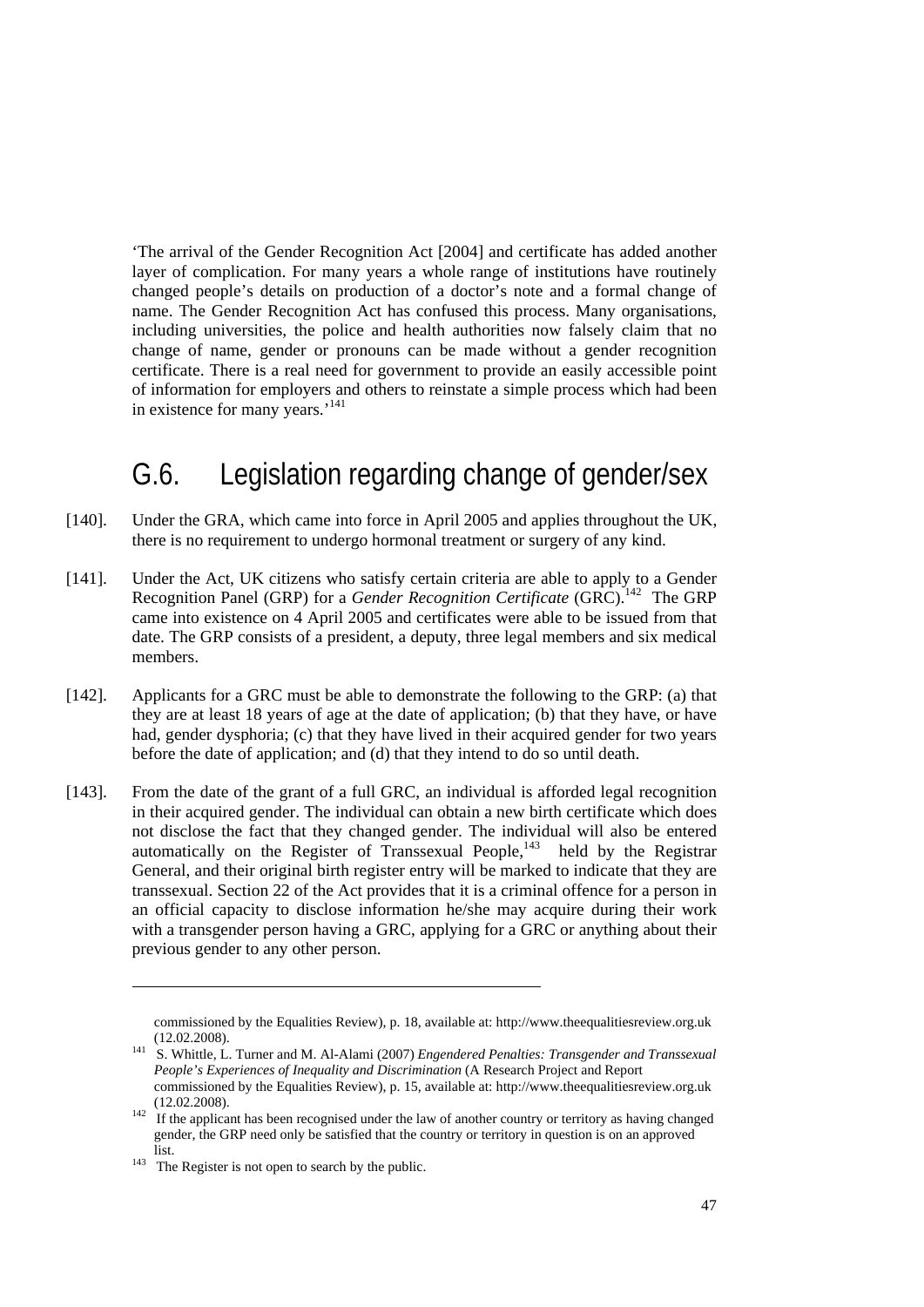'The arrival of the Gender Recognition Act [2004] and certificate has added another layer of complication. For many years a whole range of institutions have routinely changed people's details on production of a doctor's note and a formal change of name. The Gender Recognition Act has confused this process. Many organisations, including universities, the police and health authorities now falsely claim that no change of name, gender or pronouns can be made without a gender recognition certificate. There is a real need for government to provide an easily accessible point of information for employers and others to reinstate a simple process which had been in existence for many years.'[141]

## G.6. Legislation regarding change of gender/sex

[140]. Under the GRA, which came into force in April 2005 and applies throughout the UK, there is no requirement to undergo hormonal treatment or surgery of any kind.

[141]. Under the Act, UK citizens who satisfy certain criteria are able to apply to a Gender Recognition Panel (GRP) for a *Gender Recognition Certificate* (GRC).[142] The GRP came into existence on 4 April 2005 and certificates were able to be issued from that date. The GRP consists of a president, a deputy, three legal members and six medical members.

[142]. Applicants for a GRC must be able to demonstrate the following to the GRP: (a) that they are at least 18 years of age at the date of application; (b) that they have, or have had, gender dysphoria; (c) that they have lived in their acquired gender for two years before the date of application; and (d) that they intend to do so until death.

[143]. From the date of the grant of a full GRC, an individual is afforded legal recognition in their acquired gender. The individual can obtain a new birth certificate which does not disclose the fact that they changed gender. The individual will also be entered automatically on the Register of Transsexual People,[143] held by the Registrar General, and their original birth register entry will be marked to indicate that they are transsexual. Section 22 of the Act provides that it is a criminal offence for a person in an official capacity to disclose information he/she may acquire during their work with a transgender person having a GRC, applying for a GRC or anything about their previous gender to any other person.

---

commissioned by the Equalities Review), p. 18, available at: http://www.theequalitiesreview.org.uk (12.02.2008).

[141] S. Whittle, L. Turner and M. Al-Alami (2007) *Engendered Penalties: Transgender and Transsexual People's Experiences of Inequality and Discrimination* (A Research Project and Report commissioned by the Equalities Review), p. 15, available at: http://www.theequalitiesreview.org.uk (12.02.2008).

[142] If the applicant has been recognised under the law of another country or territory as having changed gender, the GRP need only be satisfied that the country or territory in question is on an approved list.

[143] The Register is not open to search by the public.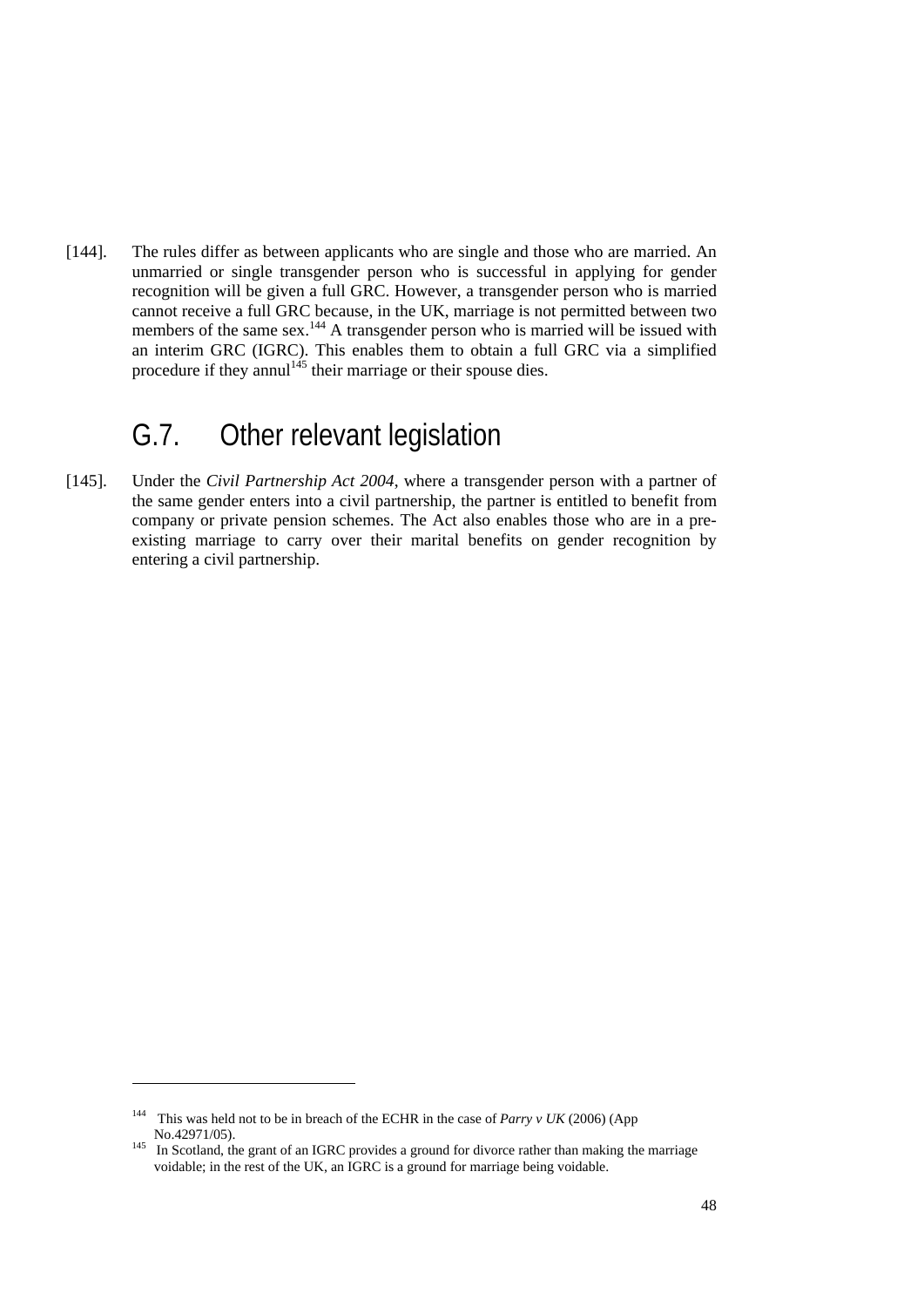[144]. The rules differ as between applicants who are single and those who are married. An unmarried or single transgender person who is successful in applying for gender recognition will be given a full GRC. However, a transgender person who is married cannot receive a full GRC because, in the UK, marriage is not permitted between two members of the same sex.[144] A transgender person who is married will be issued with an interim GRC (IGRC). This enables them to obtain a full GRC via a simplified procedure if they annul[145] their marriage or their spouse dies.

## G.7. Other relevant legislation

[145]. Under the *Civil Partnership Act 2004*, where a transgender person with a partner of the same gender enters into a civil partnership, the partner is entitled to benefit from company or private pension schemes. The Act also enables those who are in a pre-existing marriage to carry over their marital benefits on gender recognition by entering a civil partnership.

---

[144] This was held not to be in breach of the ECHR in the case of *Parry v UK* (2006) (App No.42971/05).

[145] In Scotland, the grant of an IGRC provides a ground for divorce rather than making the marriage voidable; in the rest of the UK, an IGRC is a ground for marriage being voidable.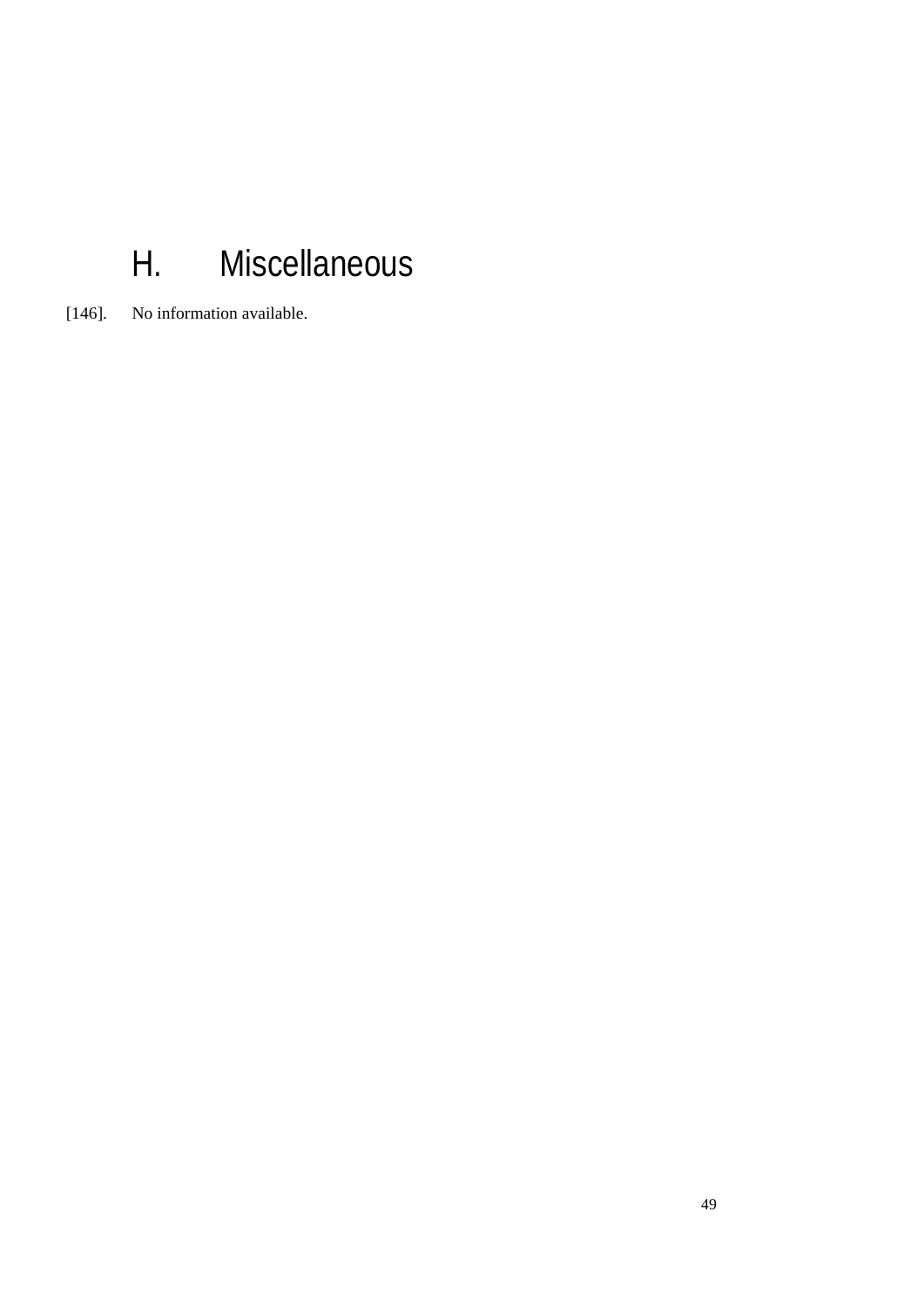## H. Miscellaneous

[146]. No information available.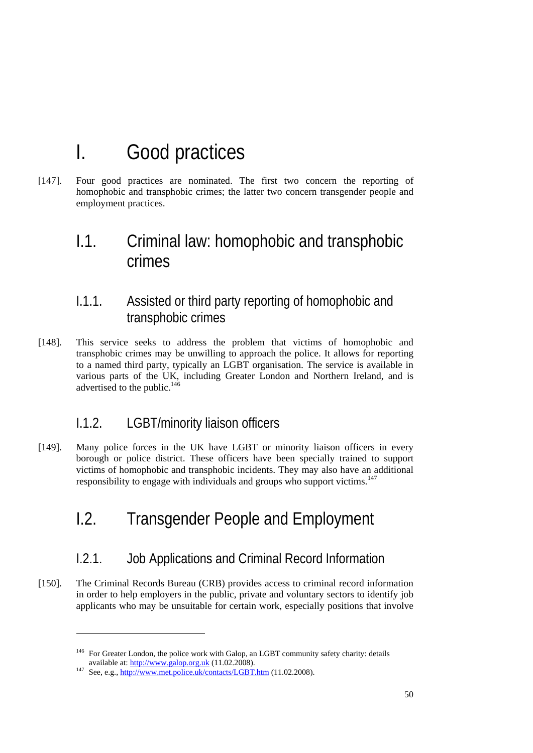# I. Good practices

[147]. Four good practices are nominated. The first two concern the reporting of homophobic and transphobic crimes; the latter two concern transgender people and employment practices.

## I.1. Criminal law: homophobic and transphobic crimes

### I.1.1. Assisted or third party reporting of homophobic and transphobic crimes

[148]. This service seeks to address the problem that victims of homophobic and transphobic crimes may be unwilling to approach the police. It allows for reporting to a named third party, typically an LGBT organisation. The service is available in various parts of the UK, including Greater London and Northern Ireland, and is advertised to the public.[146]

### I.1.2. LGBT/minority liaison officers

[149]. Many police forces in the UK have LGBT or minority liaison officers in every borough or police district. These officers have been specially trained to support victims of homophobic and transphobic incidents. They may also have an additional responsibility to engage with individuals and groups who support victims.[147]

## I.2. Transgender People and Employment

### I.2.1. Job Applications and Criminal Record Information

[150]. The Criminal Records Bureau (CRB) provides access to criminal record information in order to help employers in the public, private and voluntary sectors to identify job applicants who may be unsuitable for certain work, especially positions that involve

---

[146] For Greater London, the police work with Galop, an LGBT community safety charity: details available at: http://www.galop.org.uk (11.02.2008).

[147] See, e.g., http://www.met.police.uk/contacts/LGBT.htm (11.02.2008).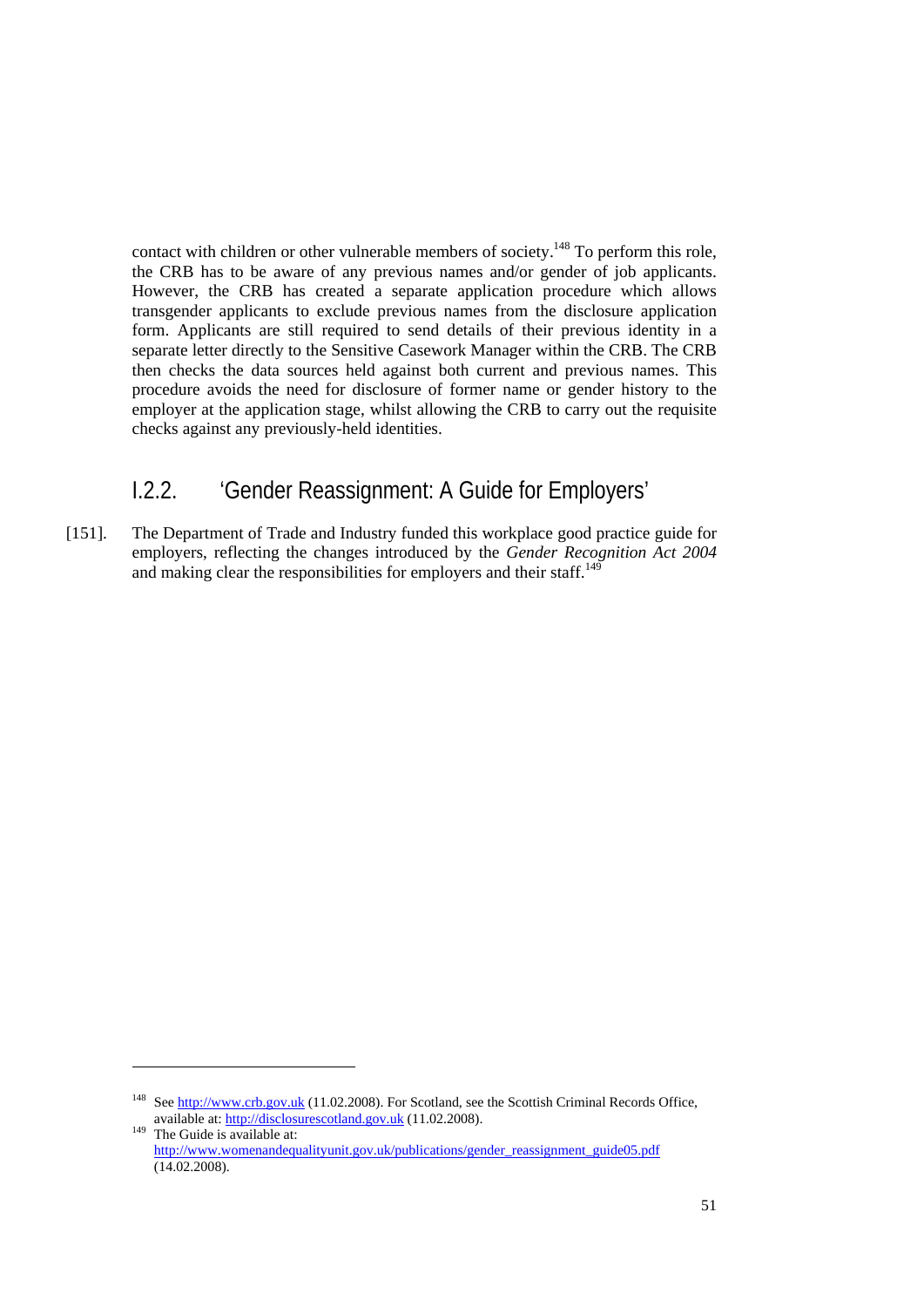contact with children or other vulnerable members of society.[148] To perform this role, the CRB has to be aware of any previous names and/or gender of job applicants. However, the CRB has created a separate application procedure which allows transgender applicants to exclude previous names from the disclosure application form. Applicants are still required to send details of their previous identity in a separate letter directly to the Sensitive Casework Manager within the CRB. The CRB then checks the data sources held against both current and previous names. This procedure avoids the need for disclosure of former name or gender history to the employer at the application stage, whilst allowing the CRB to carry out the requisite checks against any previously-held identities.

### I.2.2. 'Gender Reassignment: A Guide for Employers'

[151]. The Department of Trade and Industry funded this workplace good practice guide for employers, reflecting the changes introduced by the *Gender Recognition Act 2004* and making clear the responsibilities for employers and their staff.[149]

---

[148] See http://www.crb.gov.uk (11.02.2008). For Scotland, see the Scottish Criminal Records Office, available at: http://disclosurescotland.gov.uk (11.02.2008).

[149] The Guide is available at: http://www.womenandequalityunit.gov.uk/publications/gender_reassignment_guide05.pdf (14.02.2008).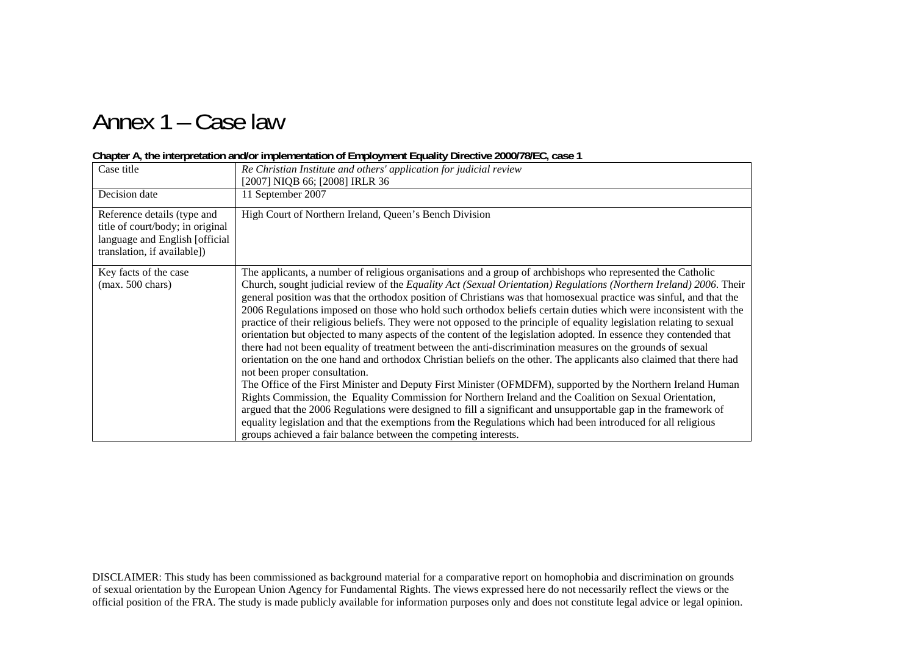# Annex 1 – Case law

**Chapter A, the interpretation and/or implementation of Employment Equality Directive 2000/78/EC, case 1**

| | |
|---|---|
| Case title | *Re Christian Institute and others' application for judicial review*<br>[2007] NIQB 66; [2008] IRLR 36 |
| Decision date | 11 September 2007 |
| Reference details (type and title of court/body; in original language and English [official translation, if available]) | High Court of Northern Ireland, Queen's Bench Division |
| Key facts of the case<br>(max. 500 chars) | The applicants, a number of religious organisations and a group of archbishops who represented the Catholic Church, sought judicial review of the *Equality Act (Sexual Orientation) Regulations (Northern Ireland) 2006*. Their general position was that the orthodox position of Christians was that homosexual practice was sinful, and that the 2006 Regulations imposed on those who hold such orthodox beliefs certain duties which were inconsistent with the practice of their religious beliefs. They were not opposed to the principle of equality legislation relating to sexual orientation but objected to many aspects of the content of the legislation adopted. In essence they contended that there had not been equality of treatment between the anti-discrimination measures on the grounds of sexual orientation on the one hand and orthodox Christian beliefs on the other. The applicants also claimed that there had not been proper consultation.<br>The Office of the First Minister and Deputy First Minister (OFMDFM), supported by the Northern Ireland Human Rights Commission, the Equality Commission for Northern Ireland and the Coalition on Sexual Orientation, argued that the 2006 Regulations were designed to fill a significant and unsupportable gap in the framework of equality legislation and that the exemptions from the Regulations which had been introduced for all religious groups achieved a fair balance between the competing interests. |

DISCLAIMER: This study has been commissioned as background material for a comparative report on homophobia and discrimination on grounds of sexual orientation by the European Union Agency for Fundamental Rights. The views expressed here do not necessarily reflect the views or the official position of the FRA. The study is made publicly available for information purposes only and does not constitute legal advice or legal opinion.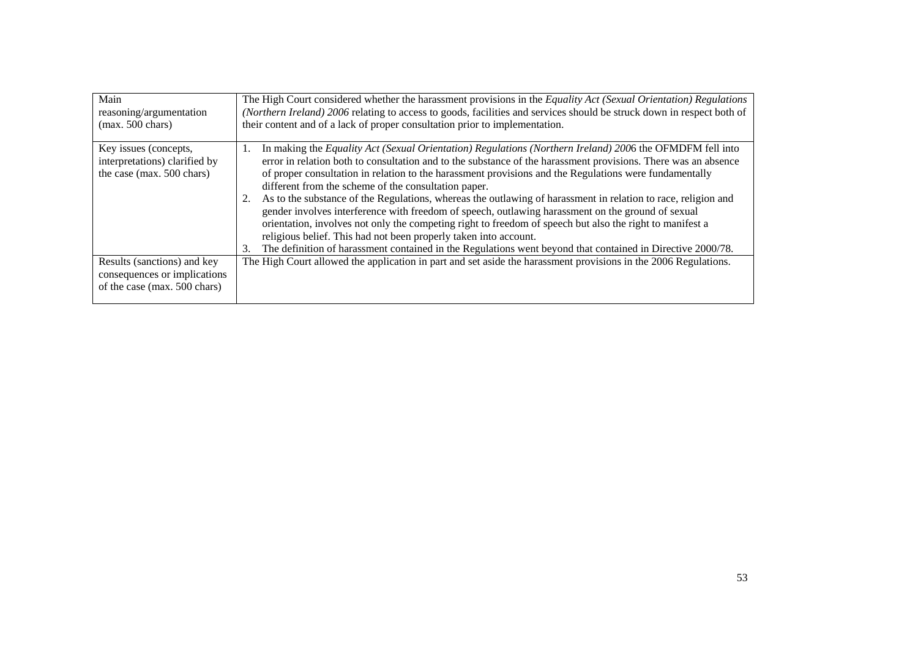| Main reasoning/argumentation (max. 500 chars) | The High Court considered whether the harassment provisions in the *Equality Act (Sexual Orientation) Regulations (Northern Ireland) 2006* relating to access to goods, facilities and services should be struck down in respect both of their content and of a lack of proper consultation prior to implementation. |
|---|---|
| Key issues (concepts, interpretations) clarified by the case (max. 500 chars) | 1. In making the *Equality Act (Sexual Orientation) Regulations (Northern Ireland) 200*6 the OFMDFM fell into error in relation both to consultation and to the substance of the harassment provisions. There was an absence of proper consultation in relation to the harassment provisions and the Regulations were fundamentally different from the scheme of the consultation paper. 2. As to the substance of the Regulations, whereas the outlawing of harassment in relation to race, religion and gender involves interference with freedom of speech, outlawing harassment on the ground of sexual orientation, involves not only the competing right to freedom of speech but also the right to manifest a religious belief. This had not been properly taken into account. 3. The definition of harassment contained in the Regulations went beyond that contained in Directive 2000/78. |
| Results (sanctions) and key consequences or implications of the case (max. 500 chars) | The High Court allowed the application in part and set aside the harassment provisions in the 2006 Regulations. |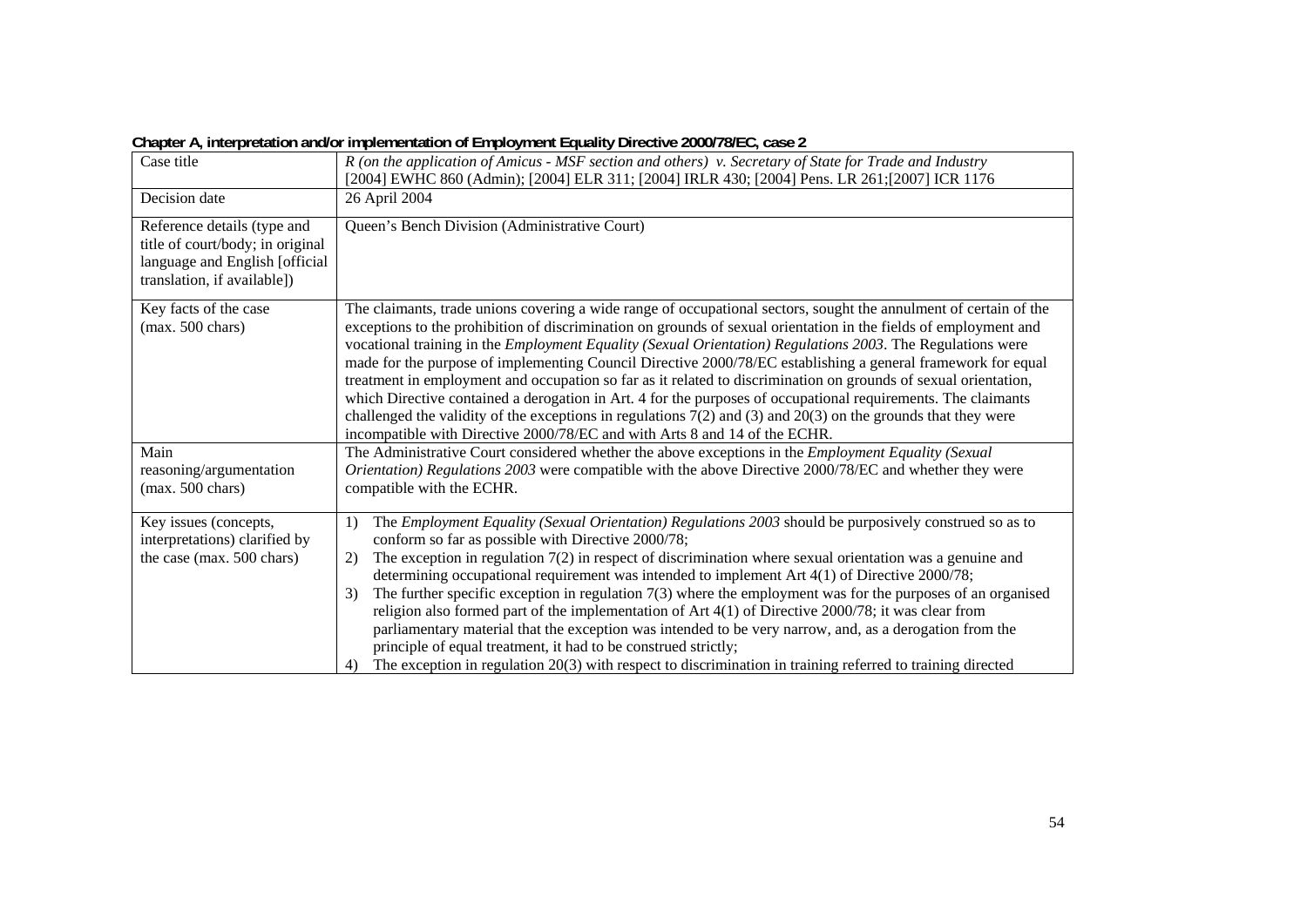**Chapter A, interpretation and/or implementation of Employment Equality Directive 2000/78/EC, case 2**

| Case title | *R (on the application of Amicus - MSF section and others) v. Secretary of State for Trade and Industry* [2004] EWHC 860 (Admin); [2004] ELR 311; [2004] IRLR 430; [2004] Pens. LR 261;[2007] ICR 1176 |
|---|---|
| Decision date | 26 April 2004 |
| Reference details (type and title of court/body; in original language and English [official translation, if available]) | Queen's Bench Division (Administrative Court) |
| Key facts of the case (max. 500 chars) | The claimants, trade unions covering a wide range of occupational sectors, sought the annulment of certain of the exceptions to the prohibition of discrimination on grounds of sexual orientation in the fields of employment and vocational training in the *Employment Equality (Sexual Orientation) Regulations 2003*. The Regulations were made for the purpose of implementing Council Directive 2000/78/EC establishing a general framework for equal treatment in employment and occupation so far as it related to discrimination on grounds of sexual orientation, which Directive contained a derogation in Art. 4 for the purposes of occupational requirements. The claimants challenged the validity of the exceptions in regulations 7(2) and (3) and 20(3) on the grounds that they were incompatible with Directive 2000/78/EC and with Arts 8 and 14 of the ECHR. |
| Main reasoning/argumentation (max. 500 chars) | The Administrative Court considered whether the above exceptions in the *Employment Equality (Sexual Orientation) Regulations 2003* were compatible with the above Directive 2000/78/EC and whether they were compatible with the ECHR. |
| Key issues (concepts, interpretations) clarified by the case (max. 500 chars) | 1) The *Employment Equality (Sexual Orientation) Regulations 2003* should be purposively construed so as to conform so far as possible with Directive 2000/78;<br>2) The exception in regulation 7(2) in respect of discrimination where sexual orientation was a genuine and determining occupational requirement was intended to implement Art 4(1) of Directive 2000/78;<br>3) The further specific exception in regulation 7(3) where the employment was for the purposes of an organised religion also formed part of the implementation of Art 4(1) of Directive 2000/78; it was clear from parliamentary material that the exception was intended to be very narrow, and, as a derogation from the principle of equal treatment, it had to be construed strictly;<br>4) The exception in regulation 20(3) with respect to discrimination in training referred to training directed |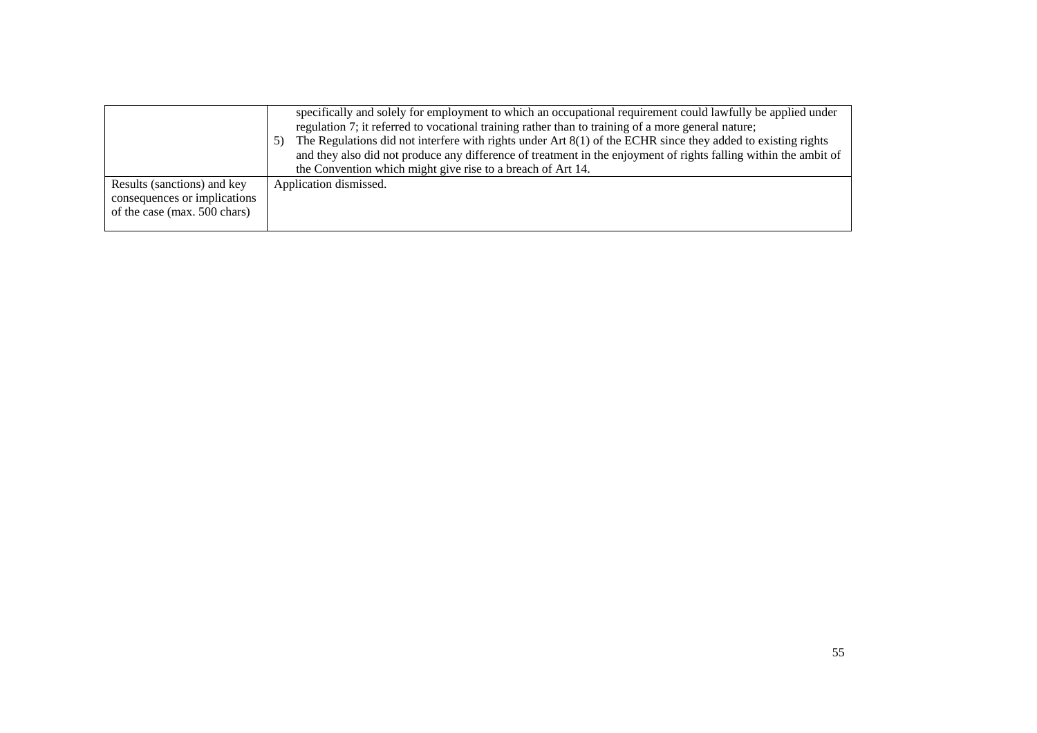| | |
|---|---|
| | specifically and solely for employment to which an occupational requirement could lawfully be applied under regulation 7; it referred to vocational training rather than to training of a more general nature;<br>5) The Regulations did not interfere with rights under Art 8(1) of the ECHR since they added to existing rights and they also did not produce any difference of treatment in the enjoyment of rights falling within the ambit of the Convention which might give rise to a breach of Art 14. |
| Results (sanctions) and key consequences or implications of the case (max. 500 chars) | Application dismissed. |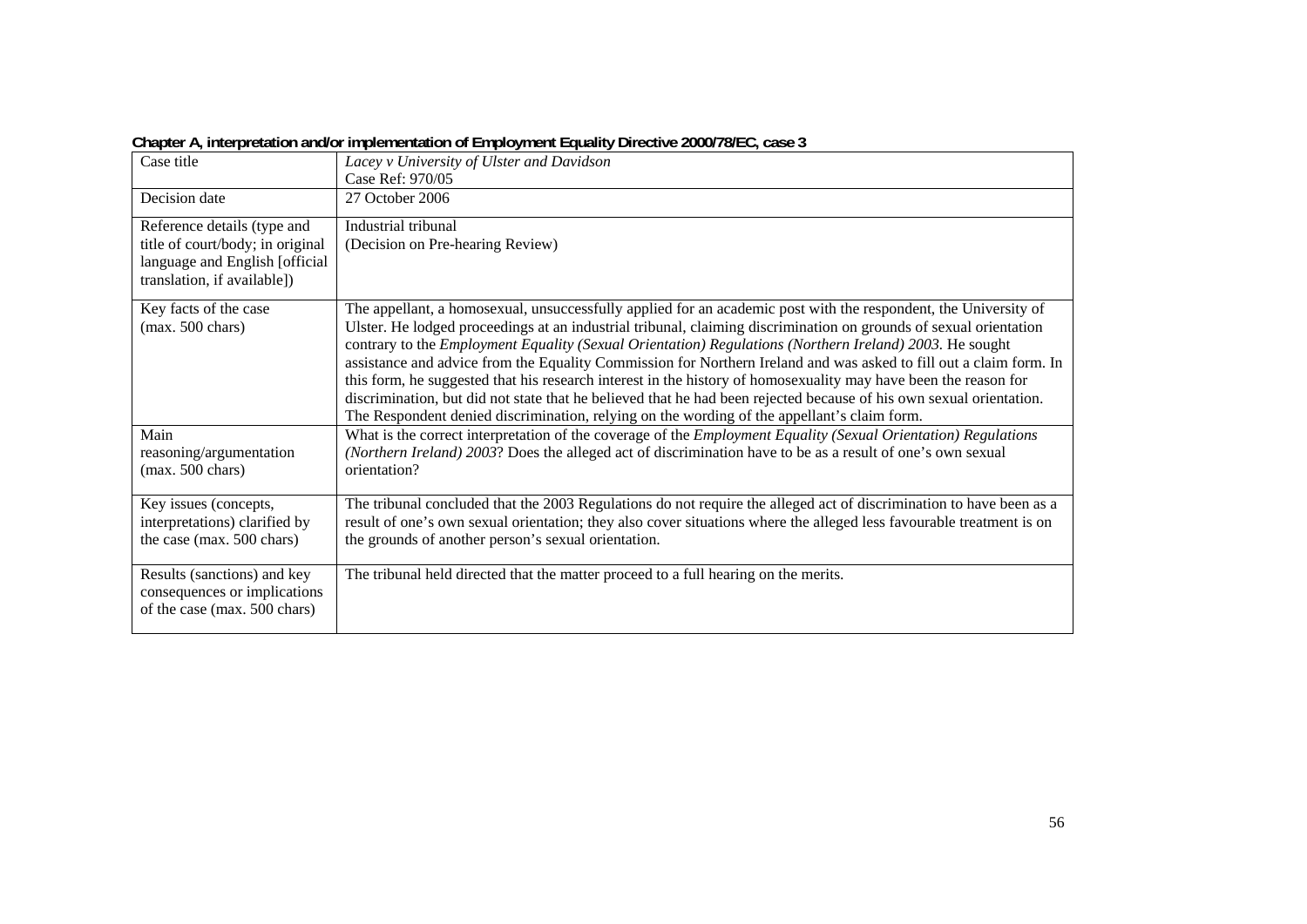**Chapter A, interpretation and/or implementation of Employment Equality Directive 2000/78/EC, case 3**

| Case title | *Lacey v University of Ulster and Davidson*<br>Case Ref: 970/05 |
|---|---|
| Decision date | 27 October 2006 |
| Reference details (type and title of court/body; in original language and English [official translation, if available]) | Industrial tribunal<br>(Decision on Pre-hearing Review) |
| Key facts of the case (max. 500 chars) | The appellant, a homosexual, unsuccessfully applied for an academic post with the respondent, the University of Ulster. He lodged proceedings at an industrial tribunal, claiming discrimination on grounds of sexual orientation contrary to the *Employment Equality (Sexual Orientation) Regulations (Northern Ireland) 2003*. He sought assistance and advice from the Equality Commission for Northern Ireland and was asked to fill out a claim form. In this form, he suggested that his research interest in the history of homosexuality may have been the reason for discrimination, but did not state that he believed that he had been rejected because of his own sexual orientation. The Respondent denied discrimination, relying on the wording of the appellant's claim form. |
| Main reasoning/argumentation (max. 500 chars) | What is the correct interpretation of the coverage of the *Employment Equality (Sexual Orientation) Regulations (Northern Ireland) 2003*? Does the alleged act of discrimination have to be as a result of one's own sexual orientation? |
| Key issues (concepts, interpretations) clarified by the case (max. 500 chars) | The tribunal concluded that the 2003 Regulations do not require the alleged act of discrimination to have been as a result of one's own sexual orientation; they also cover situations where the alleged less favourable treatment is on the grounds of another person's sexual orientation. |
| Results (sanctions) and key consequences or implications of the case (max. 500 chars) | The tribunal held directed that the matter proceed to a full hearing on the merits. |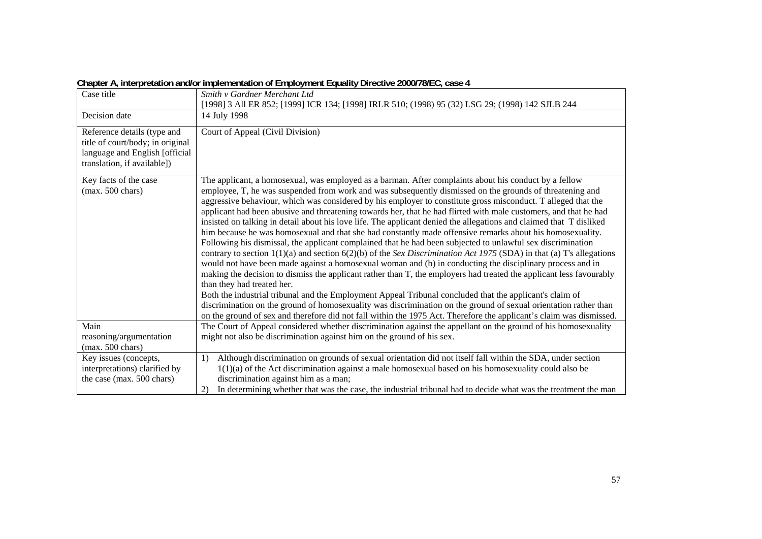**Chapter A, interpretation and/or implementation of Employment Equality Directive 2000/78/EC, case 4**

| Case title | *Smith v Gardner Merchant Ltd*<br>[1998] 3 All ER 852; [1999] ICR 134; [1998] IRLR 510; (1998) 95 (32) LSG 29; (1998) 142 SJLB 244 |
|---|---|
| Decision date | 14 July 1998 |
| Reference details (type and title of court/body; in original language and English [official translation, if available]) | Court of Appeal (Civil Division) |
| Key facts of the case (max. 500 chars) | The applicant, a homosexual, was employed as a barman. After complaints about his conduct by a fellow employee, T, he was suspended from work and was subsequently dismissed on the grounds of threatening and aggressive behaviour, which was considered by his employer to constitute gross misconduct. T alleged that the applicant had been abusive and threatening towards her, that he had flirted with male customers, and that he had insisted on talking in detail about his love life. The applicant denied the allegations and claimed that T disliked him because he was homosexual and that she had constantly made offensive remarks about his homosexuality. Following his dismissal, the applicant complained that he had been subjected to unlawful sex discrimination contrary to section 1(1)(a) and section 6(2)(b) of the *Sex Discrimination Act 1975* (SDA) in that (a) T's allegations would not have been made against a homosexual woman and (b) in conducting the disciplinary process and in making the decision to dismiss the applicant rather than T, the employers had treated the applicant less favourably than they had treated her.<br>Both the industrial tribunal and the Employment Appeal Tribunal concluded that the applicant's claim of discrimination on the ground of homosexuality was discrimination on the ground of sexual orientation rather than on the ground of sex and therefore did not fall within the 1975 Act. Therefore the applicant's claim was dismissed. |
| Main reasoning/argumentation (max. 500 chars) | The Court of Appeal considered whether discrimination against the appellant on the ground of his homosexuality might not also be discrimination against him on the ground of his sex. |
| Key issues (concepts, interpretations) clarified by the case (max. 500 chars) | 1) Although discrimination on grounds of sexual orientation did not itself fall within the SDA, under section 1(1)(a) of the Act discrimination against a male homosexual based on his homosexuality could also be discrimination against him as a man;<br>2) In determining whether that was the case, the industrial tribunal had to decide what was the treatment the man |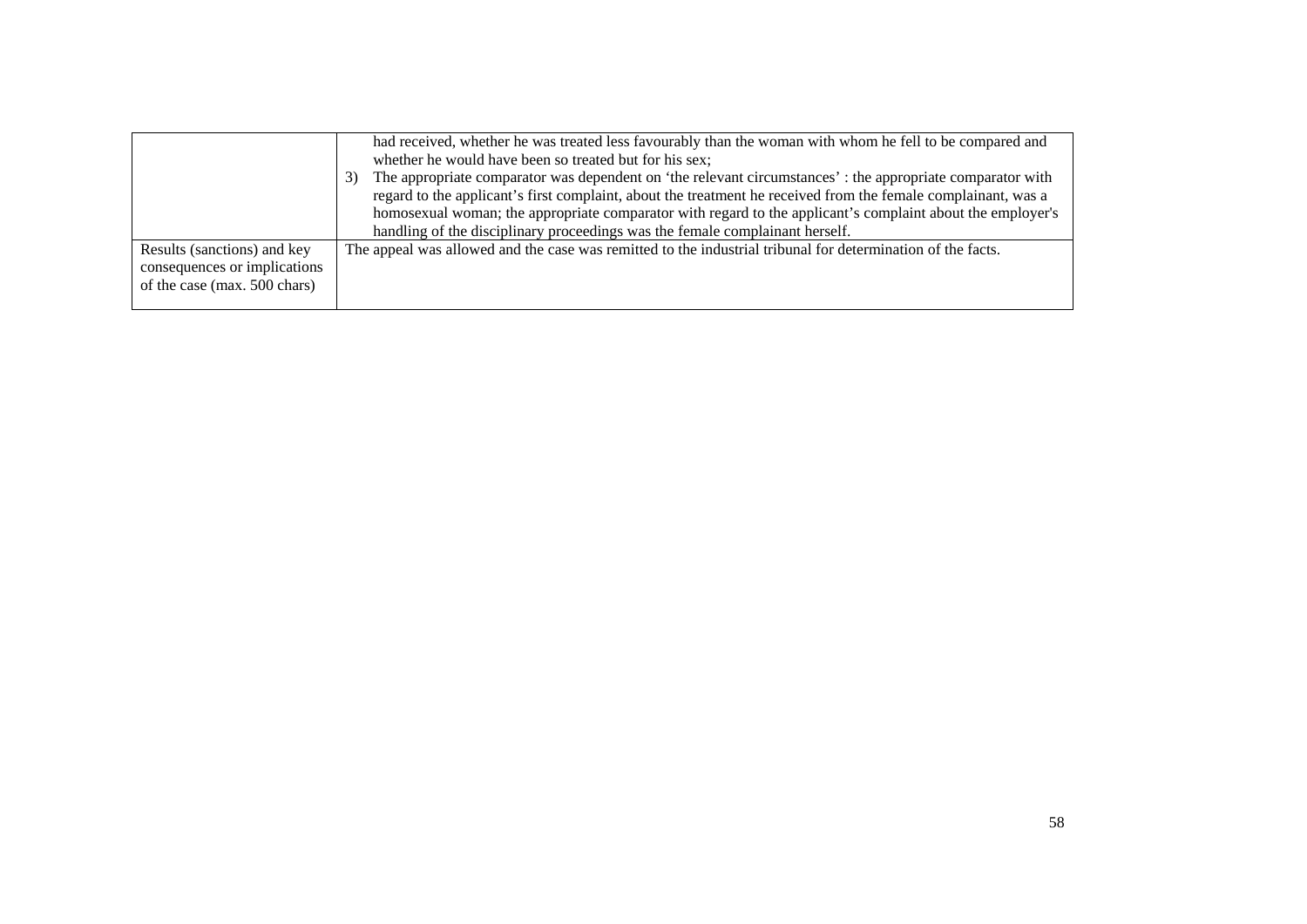| | |
|---|---|
| | had received, whether he was treated less favourably than the woman with whom he fell to be compared and whether he would have been so treated but for his sex;<br>3) The appropriate comparator was dependent on 'the relevant circumstances' : the appropriate comparator with regard to the applicant's first complaint, about the treatment he received from the female complainant, was a homosexual woman; the appropriate comparator with regard to the applicant's complaint about the employer's handling of the disciplinary proceedings was the female complainant herself. |
| Results (sanctions) and key consequences or implications of the case (max. 500 chars) | The appeal was allowed and the case was remitted to the industrial tribunal for determination of the facts. |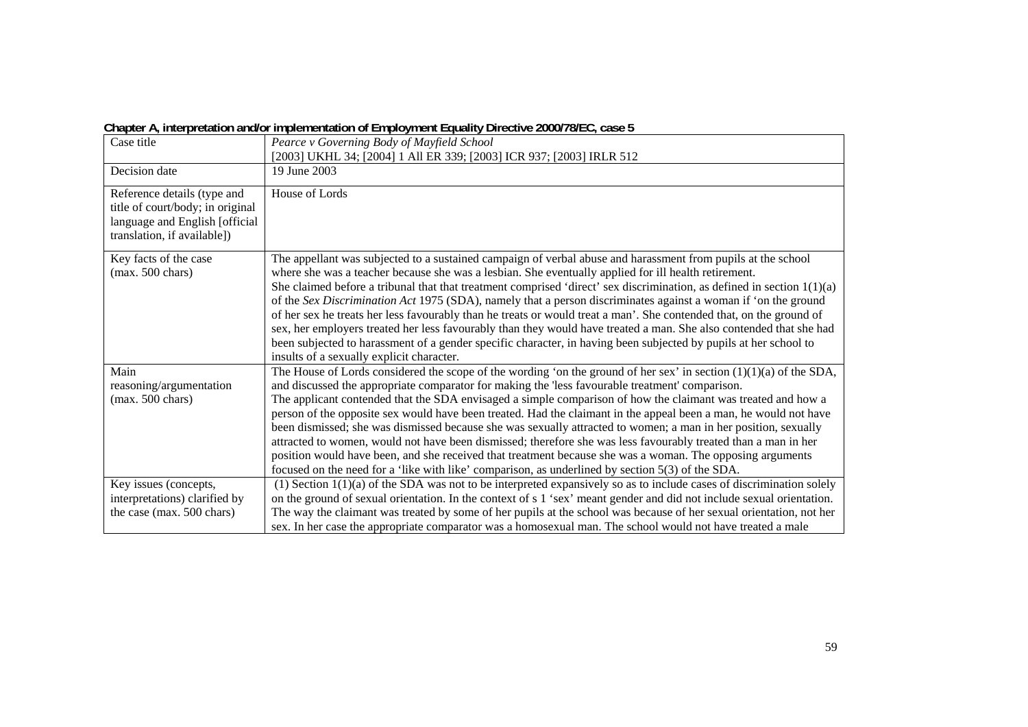**Chapter A, interpretation and/or implementation of Employment Equality Directive 2000/78/EC, case 5**

| Case title | *Pearce v Governing Body of Mayfield School* [2003] UKHL 34; [2004] 1 All ER 339; [2003] ICR 937; [2003] IRLR 512 |
|---|---|
| Decision date | 19 June 2003 |
| Reference details (type and title of court/body; in original language and English [official translation, if available]) | House of Lords |
| Key facts of the case (max. 500 chars) | The appellant was subjected to a sustained campaign of verbal abuse and harassment from pupils at the school where she was a teacher because she was a lesbian. She eventually applied for ill health retirement. She claimed before a tribunal that that treatment comprised 'direct' sex discrimination, as defined in section 1(1)(a) of the *Sex Discrimination Act* 1975 (SDA), namely that a person discriminates against a woman if 'on the ground of her sex he treats her less favourably than he treats or would treat a man'. She contended that, on the ground of sex, her employers treated her less favourably than they would have treated a man. She also contended that she had been subjected to harassment of a gender specific character, in having been subjected by pupils at her school to insults of a sexually explicit character. |
| Main reasoning/argumentation (max. 500 chars) | The House of Lords considered the scope of the wording 'on the ground of her sex' in section (1)(1)(a) of the SDA, and discussed the appropriate comparator for making the 'less favourable treatment' comparison. The applicant contended that the SDA envisaged a simple comparison of how the claimant was treated and how a person of the opposite sex would have been treated. Had the claimant in the appeal been a man, he would not have been dismissed; she was dismissed because she was sexually attracted to women; a man in her position, sexually attracted to women, would not have been dismissed; therefore she was less favourably treated than a man in her position would have been, and she received that treatment because she was a woman. The opposing arguments focused on the need for a 'like with like' comparison, as underlined by section 5(3) of the SDA. |
| Key issues (concepts, interpretations) clarified by the case (max. 500 chars) | (1) Section 1(1)(a) of the SDA was not to be interpreted expansively so as to include cases of discrimination solely on the ground of sexual orientation. In the context of s 1 'sex' meant gender and did not include sexual orientation. The way the claimant was treated by some of her pupils at the school was because of her sexual orientation, not her sex. In her case the appropriate comparator was a homosexual man. The school would not have treated a male |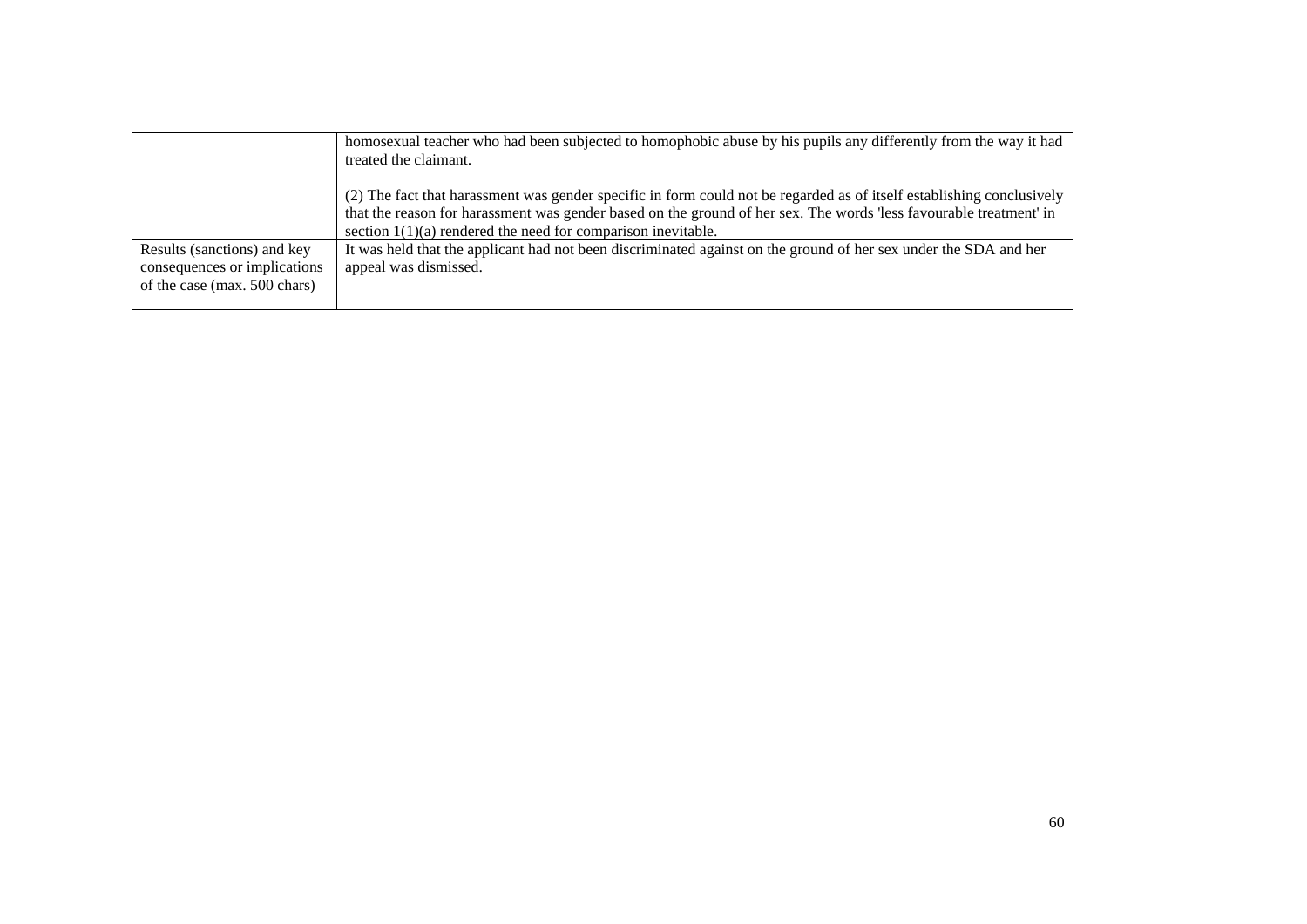| | |
|---|---|
| | homosexual teacher who had been subjected to homophobic abuse by his pupils any differently from the way it had treated the claimant.<br><br>(2) The fact that harassment was gender specific in form could not be regarded as of itself establishing conclusively that the reason for harassment was gender based on the ground of her sex. The words 'less favourable treatment' in section 1(1)(a) rendered the need for comparison inevitable. |
| Results (sanctions) and key consequences or implications of the case (max. 500 chars) | It was held that the applicant had not been discriminated against on the ground of her sex under the SDA and her appeal was dismissed. |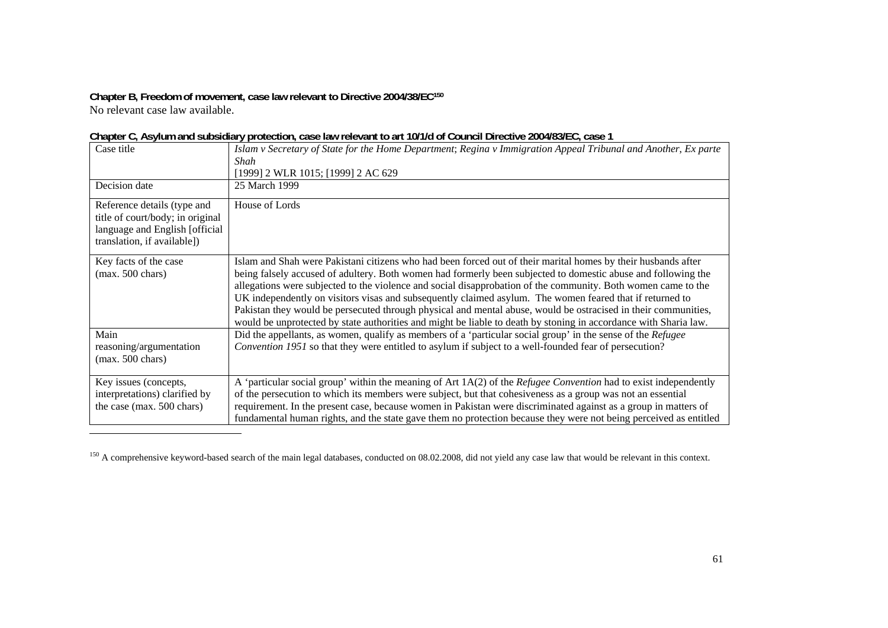**Chapter B, Freedom of movement, case law relevant to Directive 2004/38/EC**[150]

No relevant case law available.

**Chapter C, Asylum and subsidiary protection, case law relevant to art 10/1/d of Council Directive 2004/83/EC, case 1**

| Case title | *Islam v Secretary of State for the Home Department*; *Regina v Immigration Appeal Tribunal and Another, Ex parte Shah* [1999] 2 WLR 1015; [1999] 2 AC 629 |
|---|---|
| Decision date | 25 March 1999 |
| Reference details (type and title of court/body; in original language and English [official translation, if available]) | House of Lords |
| Key facts of the case (max. 500 chars) | Islam and Shah were Pakistani citizens who had been forced out of their marital homes by their husbands after being falsely accused of adultery. Both women had formerly been subjected to domestic abuse and following the allegations were subjected to the violence and social disapprobation of the community. Both women came to the UK independently on visitors visas and subsequently claimed asylum. The women feared that if returned to Pakistan they would be persecuted through physical and mental abuse, would be ostracised in their communities, would be unprotected by state authorities and might be liable to death by stoning in accordance with Sharia law. |
| Main reasoning/argumentation (max. 500 chars) | Did the appellants, as women, qualify as members of a 'particular social group' in the sense of the *Refugee Convention 1951* so that they were entitled to asylum if subject to a well-founded fear of persecution? |
| Key issues (concepts, interpretations) clarified by the case (max. 500 chars) | A 'particular social group' within the meaning of Art 1A(2) of the *Refugee Convention* had to exist independently of the persecution to which its members were subject, but that cohesiveness as a group was not an essential requirement. In the present case, because women in Pakistan were discriminated against as a group in matters of fundamental human rights, and the state gave them no protection because they were not being perceived as entitled |

[150] A comprehensive keyword-based search of the main legal databases, conducted on 08.02.2008, did not yield any case law that would be relevant in this context.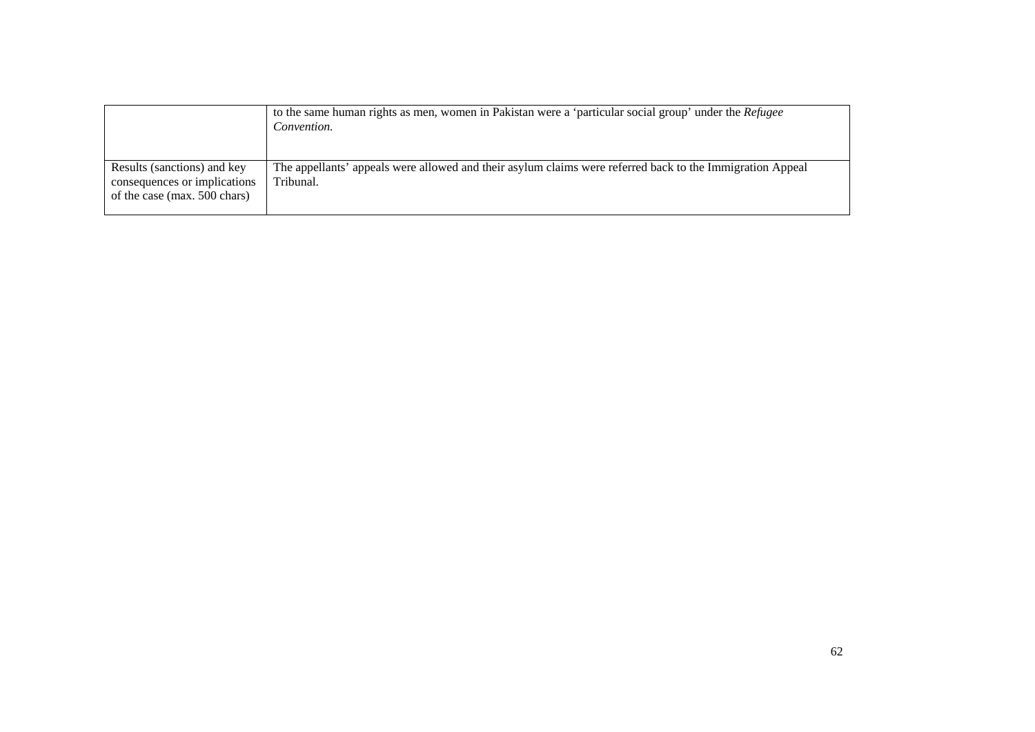| | |
|---|---|
| | to the same human rights as men, women in Pakistan were a 'particular social group' under the *Refugee Convention.* |
| Results (sanctions) and key consequences or implications of the case (max. 500 chars) | The appellants' appeals were allowed and their asylum claims were referred back to the Immigration Appeal Tribunal. |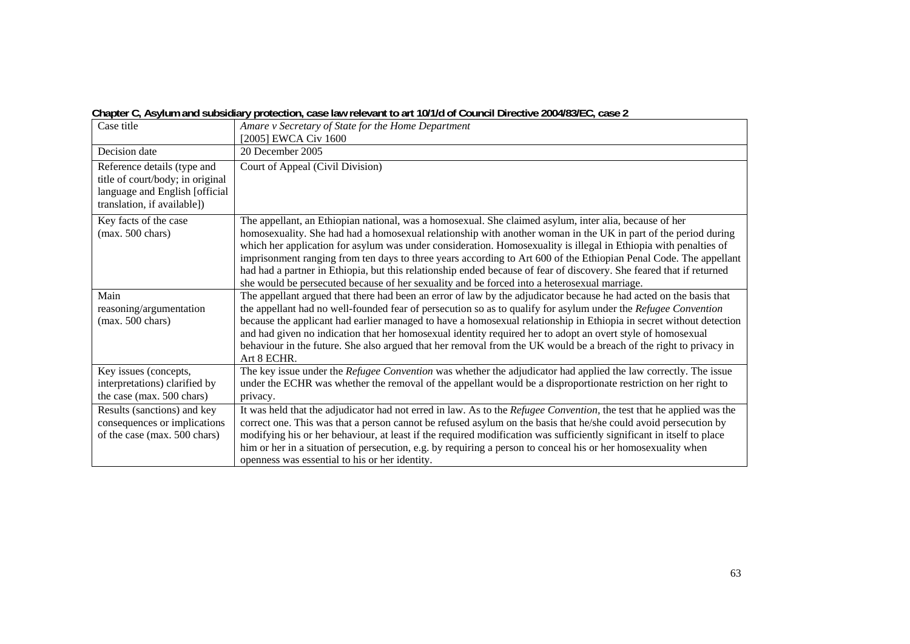**Chapter C, Asylum and subsidiary protection, case law relevant to art 10/1/d of Council Directive 2004/83/EC, case 2**

| Case title | *Amare v Secretary of State for the Home Department* [2005] EWCA Civ 1600 |
|---|---|
| Decision date | 20 December 2005 |
| Reference details (type and title of court/body; in original language and English [official translation, if available]) | Court of Appeal (Civil Division) |
| Key facts of the case (max. 500 chars) | The appellant, an Ethiopian national, was a homosexual. She claimed asylum, inter alia, because of her homosexuality. She had had a homosexual relationship with another woman in the UK in part of the period during which her application for asylum was under consideration. Homosexuality is illegal in Ethiopia with penalties of imprisonment ranging from ten days to three years according to Art 600 of the Ethiopian Penal Code. The appellant had had a partner in Ethiopia, but this relationship ended because of fear of discovery. She feared that if returned she would be persecuted because of her sexuality and be forced into a heterosexual marriage. |
| Main reasoning/argumentation (max. 500 chars) | The appellant argued that there had been an error of law by the adjudicator because he had acted on the basis that the appellant had no well-founded fear of persecution so as to qualify for asylum under the *Refugee Convention* because the applicant had earlier managed to have a homosexual relationship in Ethiopia in secret without detection and had given no indication that her homosexual identity required her to adopt an overt style of homosexual behaviour in the future. She also argued that her removal from the UK would be a breach of the right to privacy in Art 8 ECHR. |
| Key issues (concepts, interpretations) clarified by the case (max. 500 chars) | The key issue under the *Refugee Convention* was whether the adjudicator had applied the law correctly. The issue under the ECHR was whether the removal of the appellant would be a disproportionate restriction on her right to privacy. |
| Results (sanctions) and key consequences or implications of the case (max. 500 chars) | It was held that the adjudicator had not erred in law. As to the *Refugee Convention*, the test that he applied was the correct one. This was that a person cannot be refused asylum on the basis that he/she could avoid persecution by modifying his or her behaviour, at least if the required modification was sufficiently significant in itself to place him or her in a situation of persecution, e.g. by requiring a person to conceal his or her homosexuality when openness was essential to his or her identity. |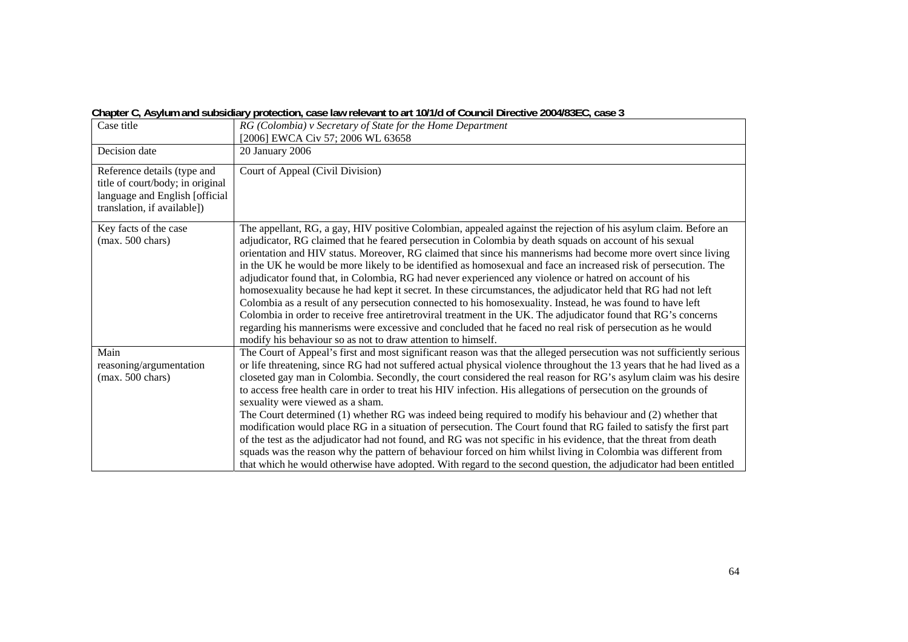**Chapter C, Asylum and subsidiary protection, case law relevant to art 10/1/d of Council Directive 2004/83EC, case 3**

| | |
|---|---|
| Case title | *RG (Colombia) v Secretary of State for the Home Department* [2006] EWCA Civ 57; 2006 WL 63658 |
| Decision date | 20 January 2006 |
| Reference details (type and title of court/body; in original language and English [official translation, if available]) | Court of Appeal (Civil Division) |
| Key facts of the case (max. 500 chars) | The appellant, RG, a gay, HIV positive Colombian, appealed against the rejection of his asylum claim. Before an adjudicator, RG claimed that he feared persecution in Colombia by death squads on account of his sexual orientation and HIV status. Moreover, RG claimed that since his mannerisms had become more overt since living in the UK he would be more likely to be identified as homosexual and face an increased risk of persecution. The adjudicator found that, in Colombia, RG had never experienced any violence or hatred on account of his homosexuality because he had kept it secret. In these circumstances, the adjudicator held that RG had not left Colombia as a result of any persecution connected to his homosexuality. Instead, he was found to have left Colombia in order to receive free antiretroviral treatment in the UK. The adjudicator found that RG's concerns regarding his mannerisms were excessive and concluded that he faced no real risk of persecution as he would modify his behaviour so as not to draw attention to himself. |
| Main reasoning/argumentation (max. 500 chars) | The Court of Appeal's first and most significant reason was that the alleged persecution was not sufficiently serious or life threatening, since RG had not suffered actual physical violence throughout the 13 years that he had lived as a closeted gay man in Colombia. Secondly, the court considered the real reason for RG's asylum claim was his desire to access free health care in order to treat his HIV infection. His allegations of persecution on the grounds of sexuality were viewed as a sham.<br>The Court determined (1) whether RG was indeed being required to modify his behaviour and (2) whether that modification would place RG in a situation of persecution. The Court found that RG failed to satisfy the first part of the test as the adjudicator had not found, and RG was not specific in his evidence, that the threat from death squads was the reason why the pattern of behaviour forced on him whilst living in Colombia was different from that which he would otherwise have adopted. With regard to the second question, the adjudicator had been entitled |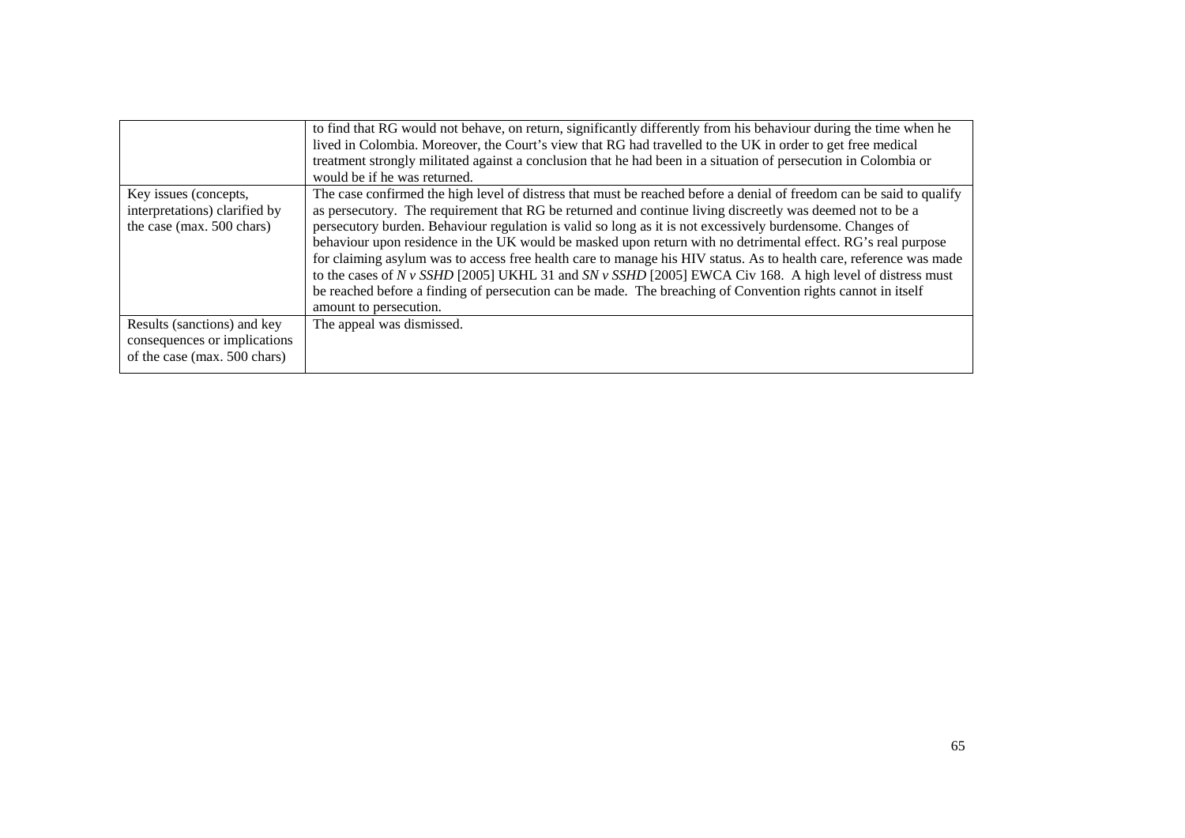| | |
|---|---|
| | to find that RG would not behave, on return, significantly differently from his behaviour during the time when he lived in Colombia. Moreover, the Court's view that RG had travelled to the UK in order to get free medical treatment strongly militated against a conclusion that he had been in a situation of persecution in Colombia or would be if he was returned. |
| Key issues (concepts, interpretations) clarified by the case (max. 500 chars) | The case confirmed the high level of distress that must be reached before a denial of freedom can be said to qualify as persecutory. The requirement that RG be returned and continue living discreetly was deemed not to be a persecutory burden. Behaviour regulation is valid so long as it is not excessively burdensome. Changes of behaviour upon residence in the UK would be masked upon return with no detrimental effect. RG's real purpose for claiming asylum was to access free health care to manage his HIV status. As to health care, reference was made to the cases of *N v SSHD* [2005] UKHL 31 and *SN v SSHD* [2005] EWCA Civ 168. A high level of distress must be reached before a finding of persecution can be made. The breaching of Convention rights cannot in itself amount to persecution. |
| Results (sanctions) and key consequences or implications of the case (max. 500 chars) | The appeal was dismissed. |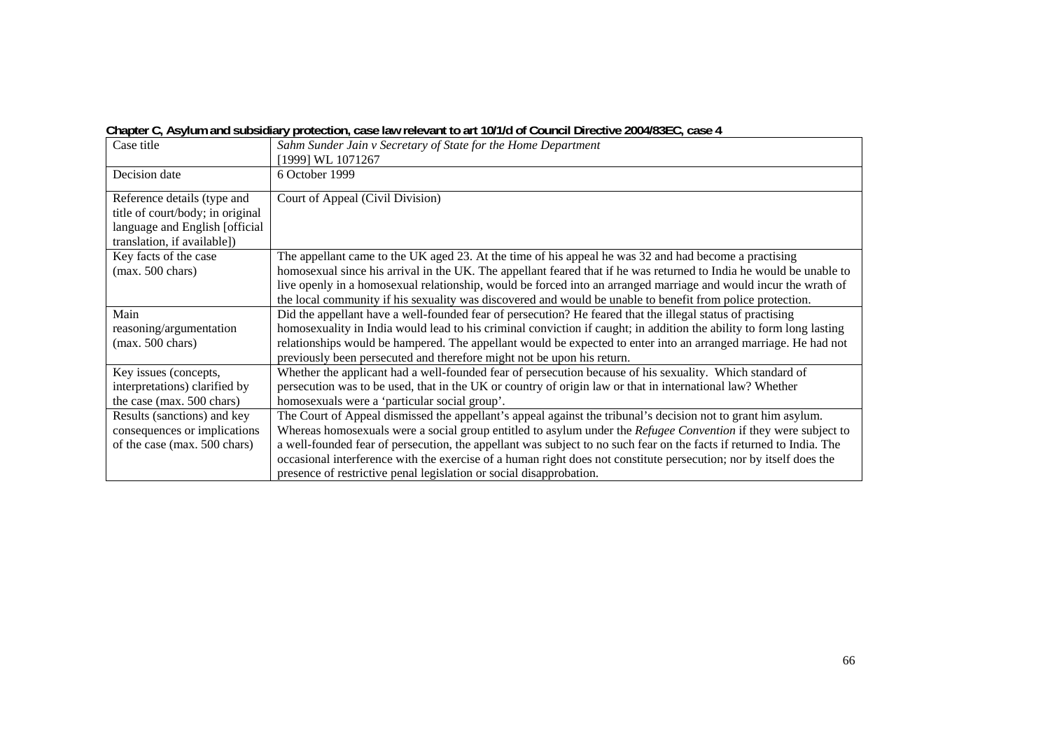**Chapter C, Asylum and subsidiary protection, case law relevant to art 10/1/d of Council Directive 2004/83EC, case 4**

| Case title | *Sahm Sunder Jain v Secretary of State for the Home Department* [1999] WL 1071267 |
|---|---|
| Decision date | 6 October 1999 |
| Reference details (type and title of court/body; in original language and English [official translation, if available]) | Court of Appeal (Civil Division) |
| Key facts of the case (max. 500 chars) | The appellant came to the UK aged 23. At the time of his appeal he was 32 and had become a practising homosexual since his arrival in the UK. The appellant feared that if he was returned to India he would be unable to live openly in a homosexual relationship, would be forced into an arranged marriage and would incur the wrath of the local community if his sexuality was discovered and would be unable to benefit from police protection. |
| Main reasoning/argumentation (max. 500 chars) | Did the appellant have a well-founded fear of persecution? He feared that the illegal status of practising homosexuality in India would lead to his criminal conviction if caught; in addition the ability to form long lasting relationships would be hampered. The appellant would be expected to enter into an arranged marriage. He had not previously been persecuted and therefore might not be upon his return. |
| Key issues (concepts, interpretations) clarified by the case (max. 500 chars) | Whether the applicant had a well-founded fear of persecution because of his sexuality. Which standard of persecution was to be used, that in the UK or country of origin law or that in international law? Whether homosexuals were a 'particular social group'. |
| Results (sanctions) and key consequences or implications of the case (max. 500 chars) | The Court of Appeal dismissed the appellant's appeal against the tribunal's decision not to grant him asylum. Whereas homosexuals were a social group entitled to asylum under the *Refugee Convention* if they were subject to a well-founded fear of persecution, the appellant was subject to no such fear on the facts if returned to India. The occasional interference with the exercise of a human right does not constitute persecution; nor by itself does the presence of restrictive penal legislation or social disapprobation. |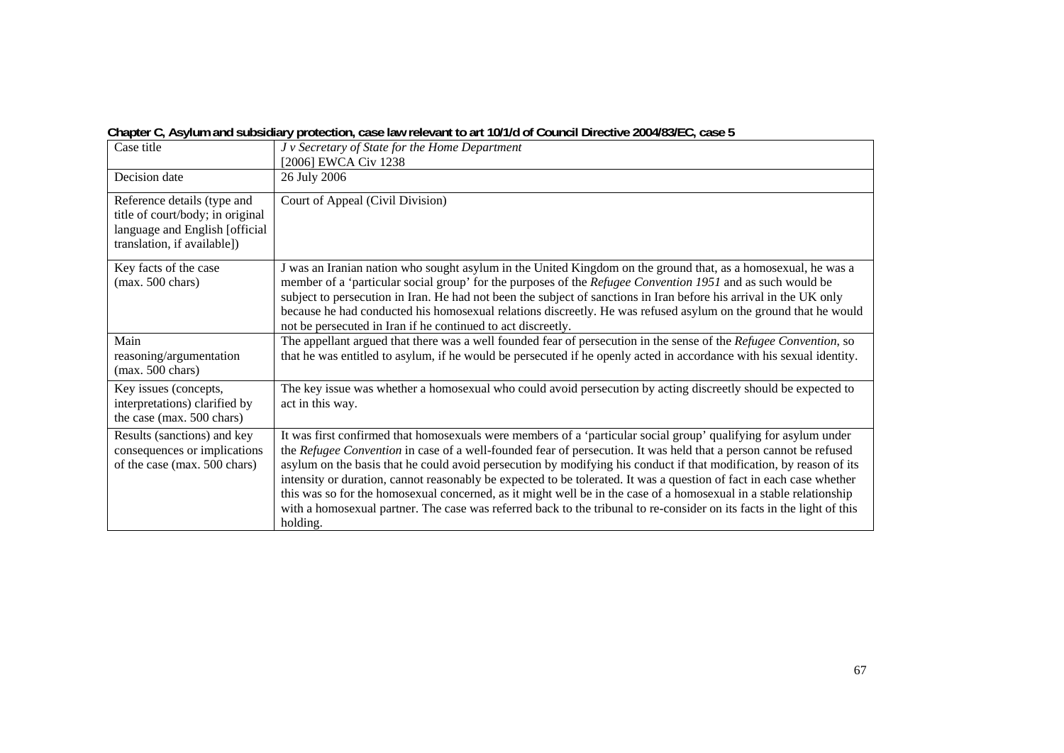**Chapter C, Asylum and subsidiary protection, case law relevant to art 10/1/d of Council Directive 2004/83/EC, case 5**

| Case title | *J v Secretary of State for the Home Department* [2006] EWCA Civ 1238 |
|---|---|
| Decision date | 26 July 2006 |
| Reference details (type and title of court/body; in original language and English [official translation, if available]) | Court of Appeal (Civil Division) |
| Key facts of the case (max. 500 chars) | J was an Iranian nation who sought asylum in the United Kingdom on the ground that, as a homosexual, he was a member of a 'particular social group' for the purposes of the *Refugee Convention 1951* and as such would be subject to persecution in Iran. He had not been the subject of sanctions in Iran before his arrival in the UK only because he had conducted his homosexual relations discreetly. He was refused asylum on the ground that he would not be persecuted in Iran if he continued to act discreetly. |
| Main reasoning/argumentation (max. 500 chars) | The appellant argued that there was a well founded fear of persecution in the sense of the *Refugee Convention*, so that he was entitled to asylum, if he would be persecuted if he openly acted in accordance with his sexual identity. |
| Key issues (concepts, interpretations) clarified by the case (max. 500 chars) | The key issue was whether a homosexual who could avoid persecution by acting discreetly should be expected to act in this way. |
| Results (sanctions) and key consequences or implications of the case (max. 500 chars) | It was first confirmed that homosexuals were members of a 'particular social group' qualifying for asylum under the *Refugee Convention* in case of a well-founded fear of persecution. It was held that a person cannot be refused asylum on the basis that he could avoid persecution by modifying his conduct if that modification, by reason of its intensity or duration, cannot reasonably be expected to be tolerated. It was a question of fact in each case whether this was so for the homosexual concerned, as it might well be in the case of a homosexual in a stable relationship with a homosexual partner. The case was referred back to the tribunal to re-consider on its facts in the light of this holding. |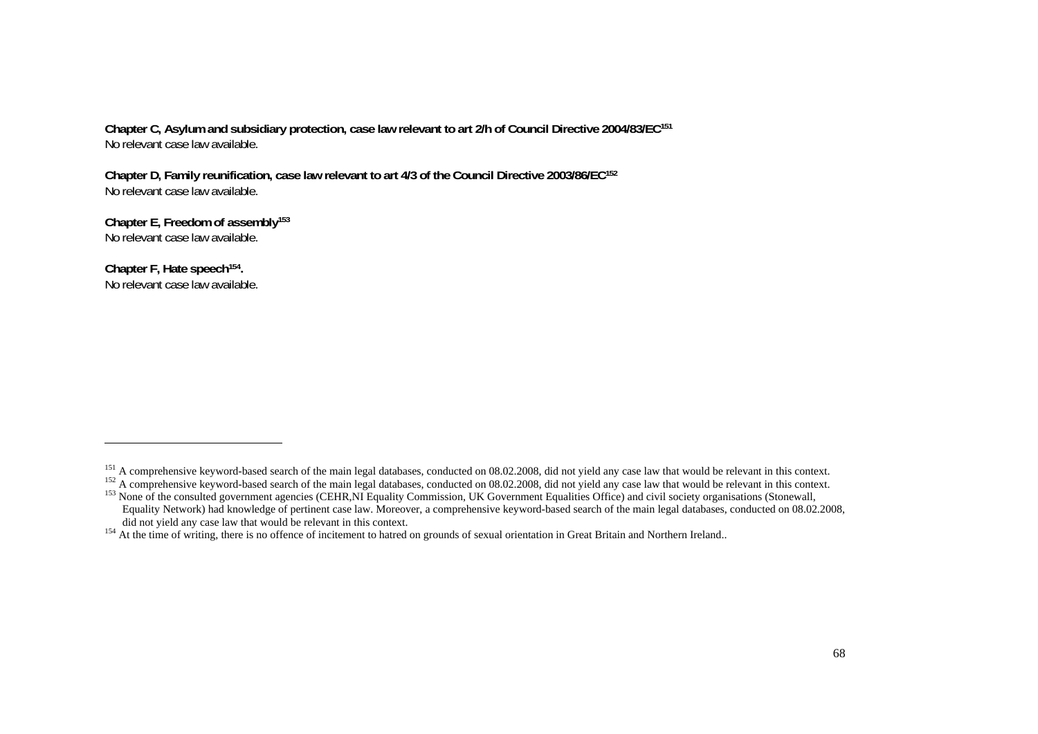**Chapter C, Asylum and subsidiary protection, case law relevant to art 2/h of Council Directive 2004/83/EC**[151]
No relevant case law available.

**Chapter D, Family reunification, case law relevant to art 4/3 of the Council Directive 2003/86/EC**[152]
No relevant case law available.

**Chapter E, Freedom of assembly**[153]
No relevant case law available.

**Chapter F, Hate speech**[154]**.**
No relevant case law available.

---

[151] A comprehensive keyword-based search of the main legal databases, conducted on 08.02.2008, did not yield any case law that would be relevant in this context.

[152] A comprehensive keyword-based search of the main legal databases, conducted on 08.02.2008, did not yield any case law that would be relevant in this context.

[153] None of the consulted government agencies (CEHR,NI Equality Commission, UK Government Equalities Office) and civil society organisations (Stonewall, Equality Network) had knowledge of pertinent case law. Moreover, a comprehensive keyword-based search of the main legal databases, conducted on 08.02.2008, did not yield any case law that would be relevant in this context.

[154] At the time of writing, there is no offence of incitement to hatred on grounds of sexual orientation in Great Britain and Northern Ireland..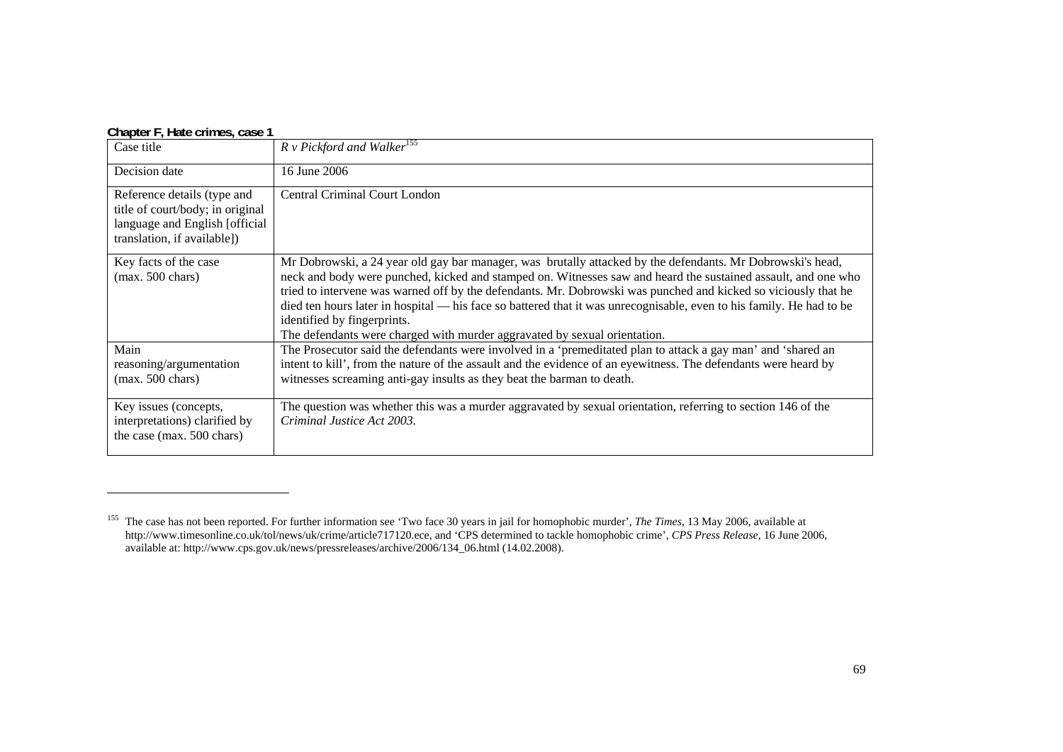**Chapter F, Hate crimes, case 1**

| Case title | *R v Pickford and Walker*[155] |
|---|---|
| Decision date | 16 June 2006 |
| Reference details (type and title of court/body; in original language and English [official translation, if available]) | Central Criminal Court London |
| Key facts of the case (max. 500 chars) | Mr Dobrowski, a 24 year old gay bar manager, was brutally attacked by the defendants. Mr Dobrowski's head, neck and body were punched, kicked and stamped on. Witnesses saw and heard the sustained assault, and one who tried to intervene was warned off by the defendants. Mr. Dobrowski was punched and kicked so viciously that he died ten hours later in hospital — his face so battered that it was unrecognisable, even to his family. He had to be identified by fingerprints. The defendants were charged with murder aggravated by sexual orientation. |
| Main reasoning/argumentation (max. 500 chars) | The Prosecutor said the defendants were involved in a 'premeditated plan to attack a gay man' and 'shared an intent to kill', from the nature of the assault and the evidence of an eyewitness. The defendants were heard by witnesses screaming anti-gay insults as they beat the barman to death. |
| Key issues (concepts, interpretations) clarified by the case (max. 500 chars) | The question was whether this was a murder aggravated by sexual orientation, referring to section 146 of the *Criminal Justice Act 2003*. |

[155] The case has not been reported. For further information see 'Two face 30 years in jail for homophobic murder', *The Times*, 13 May 2006, available at http://www.timesonline.co.uk/tol/news/uk/crime/article717120.ece, and 'CPS determined to tackle homophobic crime', *CPS Press Release*, 16 June 2006, available at: http://www.cps.gov.uk/news/pressreleases/archive/2006/134_06.html (14.02.2008).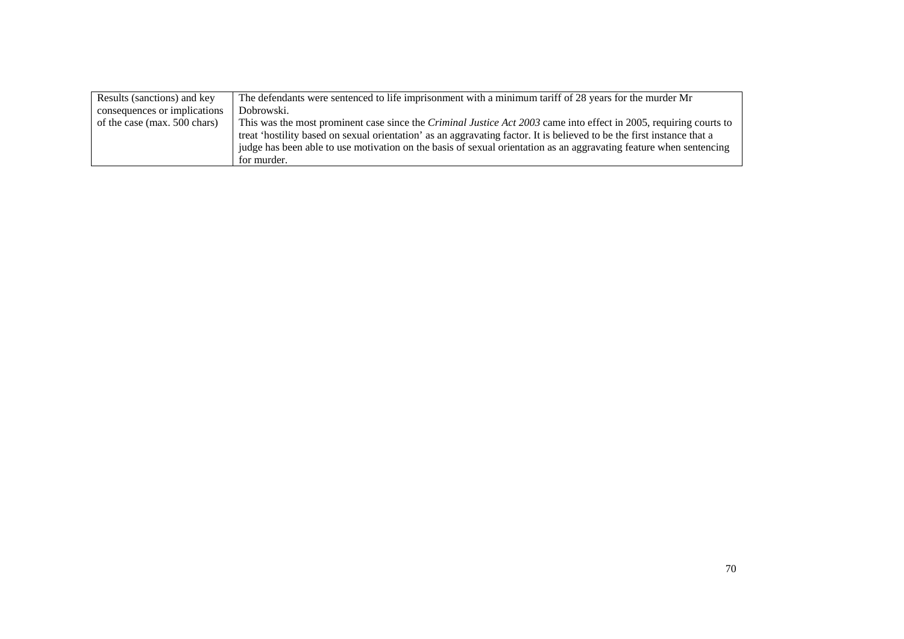| Results (sanctions) and key consequences or implications of the case (max. 500 chars) | The defendants were sentenced to life imprisonment with a minimum tariff of 28 years for the murder Mr Dobrowski.<br>This was the most prominent case since the *Criminal Justice Act 2003* came into effect in 2005, requiring courts to treat 'hostility based on sexual orientation' as an aggravating factor. It is believed to be the first instance that a judge has been able to use motivation on the basis of sexual orientation as an aggravating feature when sentencing for murder. |
|---|---|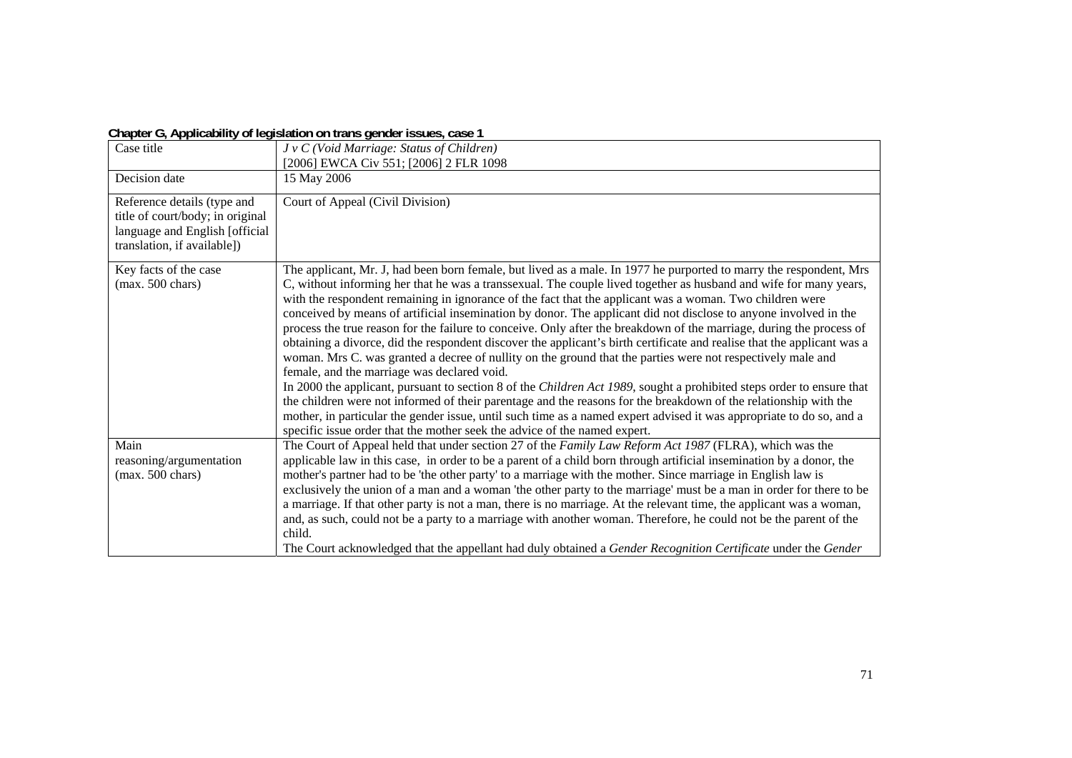**Chapter G, Applicability of legislation on trans gender issues, case 1**

| Case title | *J v C (Void Marriage: Status of Children)*<br>[2006] EWCA Civ 551; [2006] 2 FLR 1098 |
|---|---|
| Decision date | 15 May 2006 |
| Reference details (type and title of court/body; in original language and English [official translation, if available]) | Court of Appeal (Civil Division) |
| Key facts of the case<br>(max. 500 chars) | The applicant, Mr. J, had been born female, but lived as a male. In 1977 he purported to marry the respondent, Mrs C, without informing her that he was a transsexual. The couple lived together as husband and wife for many years, with the respondent remaining in ignorance of the fact that the applicant was a woman. Two children were conceived by means of artificial insemination by donor. The applicant did not disclose to anyone involved in the process the true reason for the failure to conceive. Only after the breakdown of the marriage, during the process of obtaining a divorce, did the respondent discover the applicant's birth certificate and realise that the applicant was a woman. Mrs C. was granted a decree of nullity on the ground that the parties were not respectively male and female, and the marriage was declared void.<br>In 2000 the applicant, pursuant to section 8 of the *Children Act 1989*, sought a prohibited steps order to ensure that the children were not informed of their parentage and the reasons for the breakdown of the relationship with the mother, in particular the gender issue, until such time as a named expert advised it was appropriate to do so, and a specific issue order that the mother seek the advice of the named expert. |
| Main reasoning/argumentation<br>(max. 500 chars) | The Court of Appeal held that under section 27 of the *Family Law Reform Act 1987* (FLRA), which was the applicable law in this case, in order to be a parent of a child born through artificial insemination by a donor, the mother's partner had to be 'the other party' to a marriage with the mother. Since marriage in English law is exclusively the union of a man and a woman 'the other party to the marriage' must be a man in order for there to be a marriage. If that other party is not a man, there is no marriage. At the relevant time, the applicant was a woman, and, as such, could not be a party to a marriage with another woman. Therefore, he could not be the parent of the child.<br>The Court acknowledged that the appellant had duly obtained a *Gender Recognition Certificate* under the *Gender* |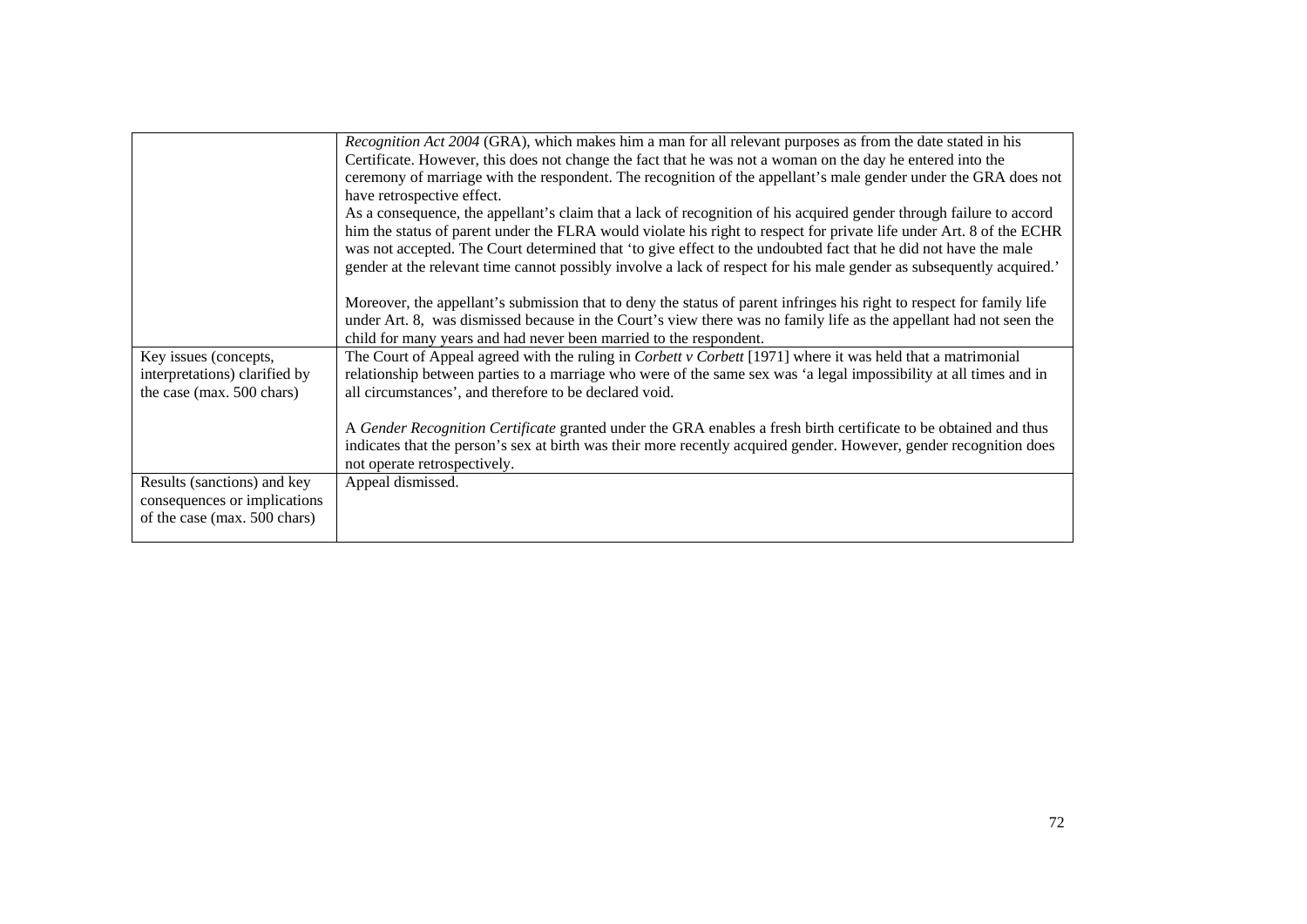| | |
|---|---|
| | *Recognition Act 2004* (GRA), which makes him a man for all relevant purposes as from the date stated in his Certificate. However, this does not change the fact that he was not a woman on the day he entered into the ceremony of marriage with the respondent. The recognition of the appellant's male gender under the GRA does not have retrospective effect.<br>As a consequence, the appellant's claim that a lack of recognition of his acquired gender through failure to accord him the status of parent under the FLRA would violate his right to respect for private life under Art. 8 of the ECHR was not accepted. The Court determined that 'to give effect to the undoubted fact that he did not have the male gender at the relevant time cannot possibly involve a lack of respect for his male gender as subsequently acquired.'<br><br>Moreover, the appellant's submission that to deny the status of parent infringes his right to respect for family life under Art. 8, was dismissed because in the Court's view there was no family life as the appellant had not seen the child for many years and had never been married to the respondent. |
| Key issues (concepts, interpretations) clarified by the case (max. 500 chars) | The Court of Appeal agreed with the ruling in *Corbett v Corbett* [1971] where it was held that a matrimonial relationship between parties to a marriage who were of the same sex was 'a legal impossibility at all times and in all circumstances', and therefore to be declared void.<br><br>A *Gender Recognition Certificate* granted under the GRA enables a fresh birth certificate to be obtained and thus indicates that the person's sex at birth was their more recently acquired gender. However, gender recognition does not operate retrospectively. |
| Results (sanctions) and key consequences or implications of the case (max. 500 chars) | Appeal dismissed. |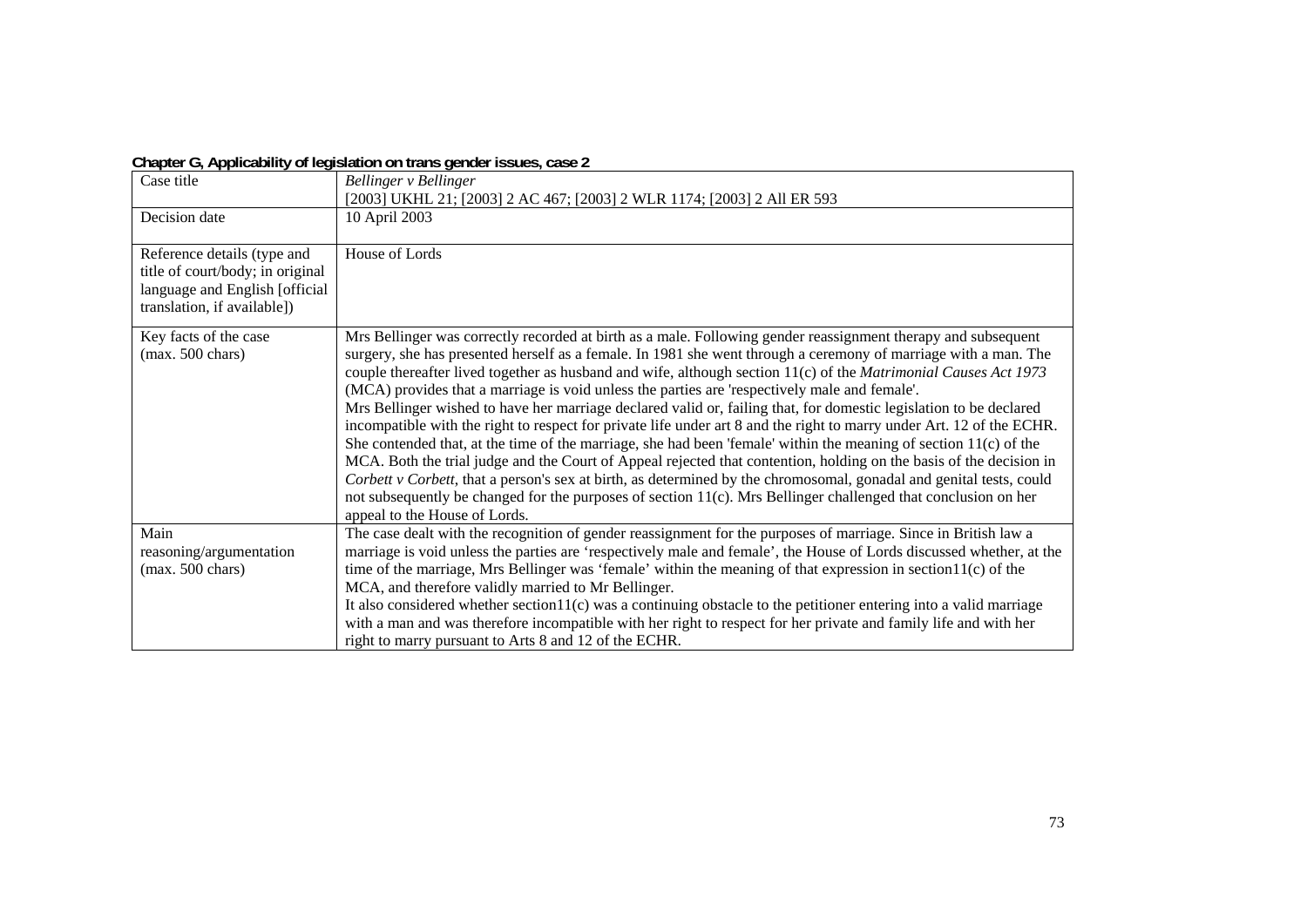**Chapter G, Applicability of legislation on trans gender issues, case 2**

| Case title | *Bellinger v Bellinger*<br>[2003] UKHL 21; [2003] 2 AC 467; [2003] 2 WLR 1174; [2003] 2 All ER 593 |
|---|---|
| Decision date | 10 April 2003 |
| Reference details (type and title of court/body; in original language and English [official translation, if available]) | House of Lords |
| Key facts of the case<br>(max. 500 chars) | Mrs Bellinger was correctly recorded at birth as a male. Following gender reassignment therapy and subsequent surgery, she has presented herself as a female. In 1981 she went through a ceremony of marriage with a man. The couple thereafter lived together as husband and wife, although section 11(c) of the *Matrimonial Causes Act 1973* (MCA) provides that a marriage is void unless the parties are 'respectively male and female'.<br>Mrs Bellinger wished to have her marriage declared valid or, failing that, for domestic legislation to be declared incompatible with the right to respect for private life under art 8 and the right to marry under Art. 12 of the ECHR. She contended that, at the time of the marriage, she had been 'female' within the meaning of section 11(c) of the MCA. Both the trial judge and the Court of Appeal rejected that contention, holding on the basis of the decision in *Corbett v Corbett*, that a person's sex at birth, as determined by the chromosomal, gonadal and genital tests, could not subsequently be changed for the purposes of section 11(c). Mrs Bellinger challenged that conclusion on her appeal to the House of Lords. |
| Main reasoning/argumentation<br>(max. 500 chars) | The case dealt with the recognition of gender reassignment for the purposes of marriage. Since in British law a marriage is void unless the parties are 'respectively male and female', the House of Lords discussed whether, at the time of the marriage, Mrs Bellinger was 'female' within the meaning of that expression in section11(c) of the MCA, and therefore validly married to Mr Bellinger.<br>It also considered whether section11(c) was a continuing obstacle to the petitioner entering into a valid marriage with a man and was therefore incompatible with her right to respect for her private and family life and with her right to marry pursuant to Arts 8 and 12 of the ECHR. |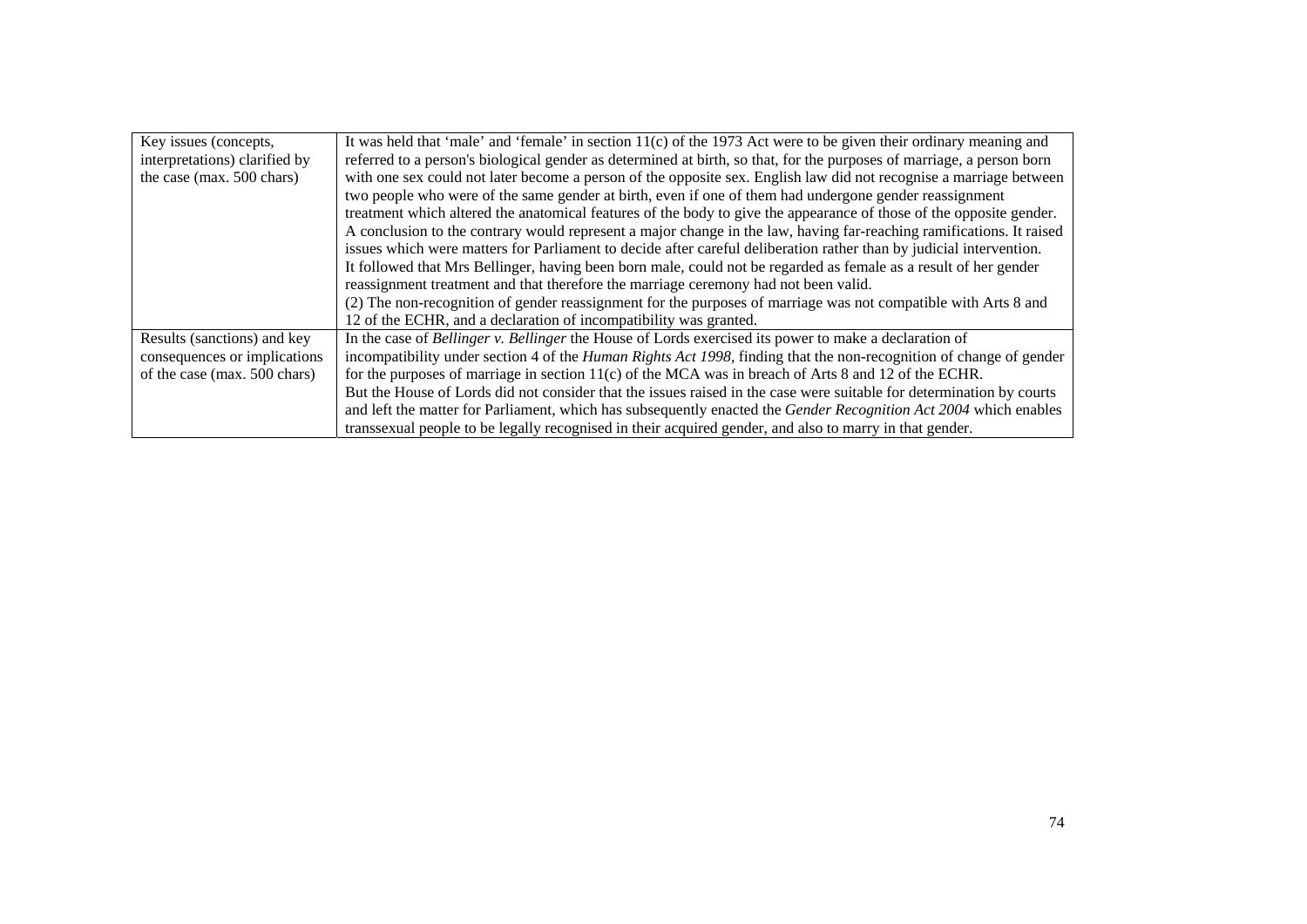| | |
|---|---|
| Key issues (concepts, interpretations) clarified by the case (max. 500 chars) | It was held that 'male' and 'female' in section 11(c) of the 1973 Act were to be given their ordinary meaning and referred to a person's biological gender as determined at birth, so that, for the purposes of marriage, a person born with one sex could not later become a person of the opposite sex. English law did not recognise a marriage between two people who were of the same gender at birth, even if one of them had undergone gender reassignment treatment which altered the anatomical features of the body to give the appearance of those of the opposite gender. A conclusion to the contrary would represent a major change in the law, having far-reaching ramifications. It raised issues which were matters for Parliament to decide after careful deliberation rather than by judicial intervention. It followed that Mrs Bellinger, having been born male, could not be regarded as female as a result of her gender reassignment treatment and that therefore the marriage ceremony had not been valid.<br>(2) The non-recognition of gender reassignment for the purposes of marriage was not compatible with Arts 8 and 12 of the ECHR, and a declaration of incompatibility was granted. |
| Results (sanctions) and key consequences or implications of the case (max. 500 chars) | In the case of *Bellinger v. Bellinger* the House of Lords exercised its power to make a declaration of incompatibility under section 4 of the *Human Rights Act 1998*, finding that the non-recognition of change of gender for the purposes of marriage in section 11(c) of the MCA was in breach of Arts 8 and 12 of the ECHR.<br>But the House of Lords did not consider that the issues raised in the case were suitable for determination by courts and left the matter for Parliament, which has subsequently enacted the *Gender Recognition Act 2004* which enables transsexual people to be legally recognised in their acquired gender, and also to marry in that gender. |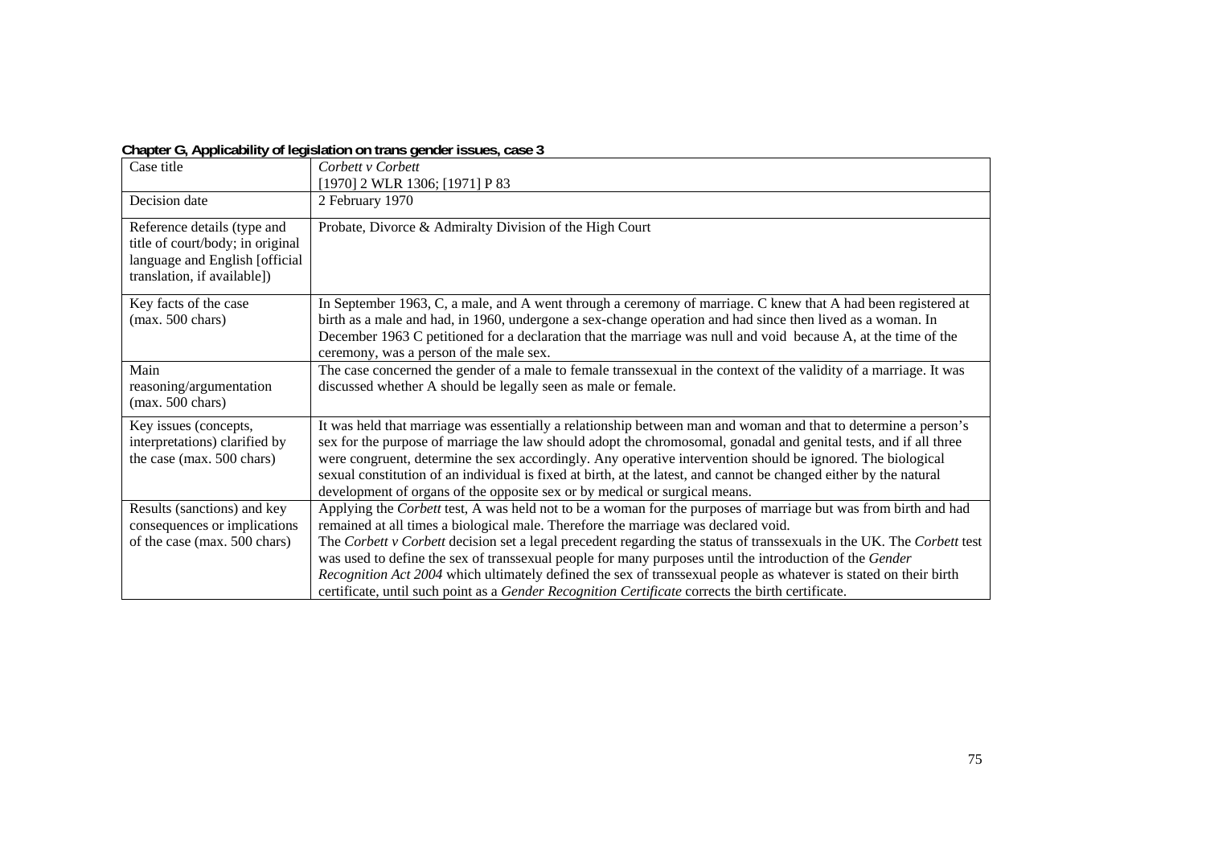**Chapter G, Applicability of legislation on trans gender issues, case 3**

| Case title | *Corbett v Corbett*<br>[1970] 2 WLR 1306; [1971] P 83 |
|---|---|
| Decision date | 2 February 1970 |
| Reference details (type and title of court/body; in original language and English [official translation, if available]) | Probate, Divorce & Admiralty Division of the High Court |
| Key facts of the case (max. 500 chars) | In September 1963, C, a male, and A went through a ceremony of marriage. C knew that A had been registered at birth as a male and had, in 1960, undergone a sex-change operation and had since then lived as a woman. In December 1963 C petitioned for a declaration that the marriage was null and void because A, at the time of the ceremony, was a person of the male sex. |
| Main reasoning/argumentation (max. 500 chars) | The case concerned the gender of a male to female transsexual in the context of the validity of a marriage. It was discussed whether A should be legally seen as male or female. |
| Key issues (concepts, interpretations) clarified by the case (max. 500 chars) | It was held that marriage was essentially a relationship between man and woman and that to determine a person's sex for the purpose of marriage the law should adopt the chromosomal, gonadal and genital tests, and if all three were congruent, determine the sex accordingly. Any operative intervention should be ignored. The biological sexual constitution of an individual is fixed at birth, at the latest, and cannot be changed either by the natural development of organs of the opposite sex or by medical or surgical means. |
| Results (sanctions) and key consequences or implications of the case (max. 500 chars) | Applying the *Corbett* test, A was held not to be a woman for the purposes of marriage but was from birth and had remained at all times a biological male. Therefore the marriage was declared void.<br>The *Corbett v Corbett* decision set a legal precedent regarding the status of transsexuals in the UK. The *Corbett* test was used to define the sex of transsexual people for many purposes until the introduction of the *Gender Recognition Act 2004* which ultimately defined the sex of transsexual people as whatever is stated on their birth certificate, until such point as a *Gender Recognition Certificate* corrects the birth certificate. |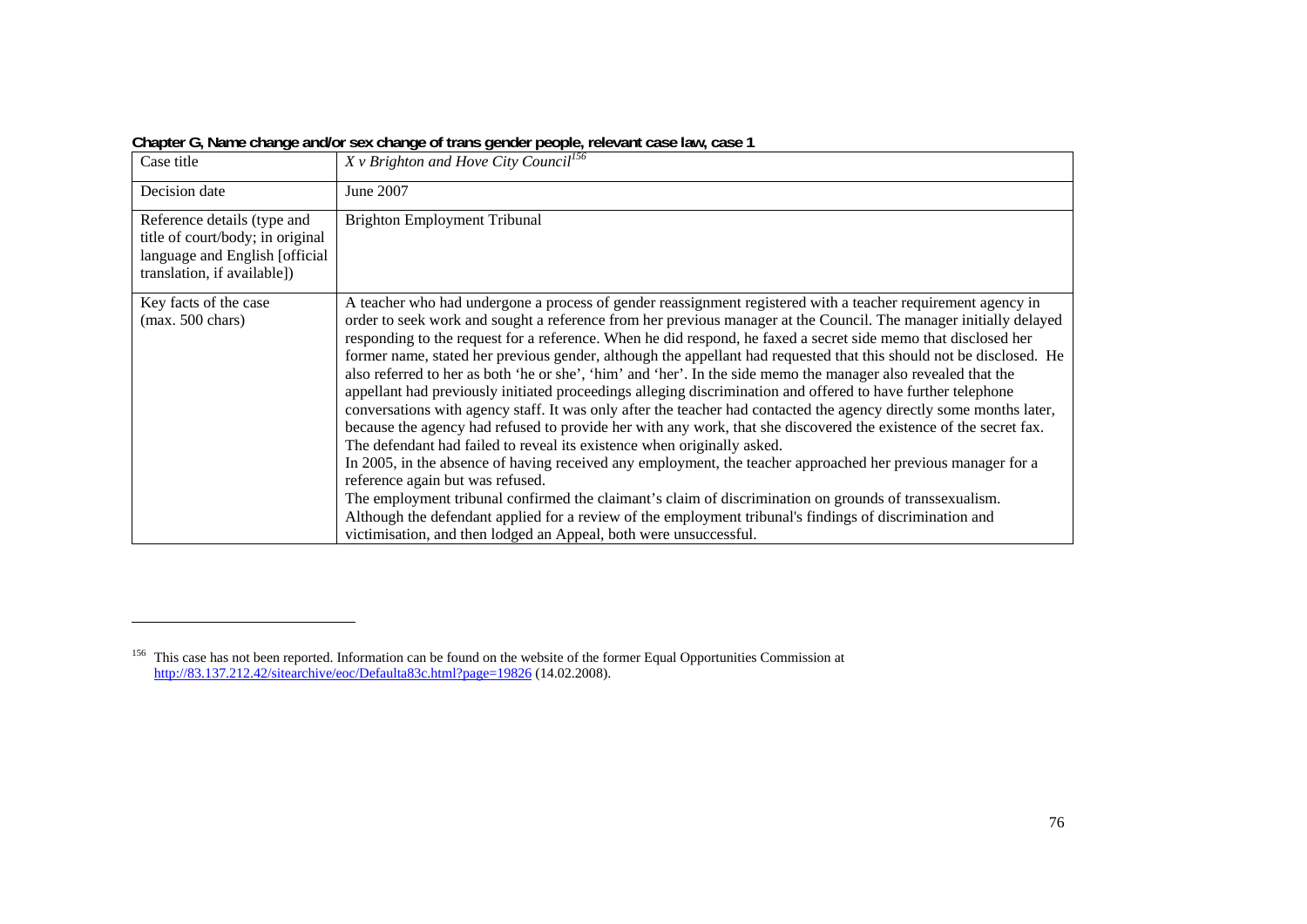**Chapter G, Name change and/or sex change of trans gender people, relevant case law, case 1**

| Case title | *X v Brighton and Hove City Council*[156] |
|---|---|
| Decision date | June 2007 |
| Reference details (type and title of court/body; in original language and English [official translation, if available]) | Brighton Employment Tribunal |
| Key facts of the case (max. 500 chars) | A teacher who had undergone a process of gender reassignment registered with a teacher requirement agency in order to seek work and sought a reference from her previous manager at the Council. The manager initially delayed responding to the request for a reference. When he did respond, he faxed a secret side memo that disclosed her former name, stated her previous gender, although the appellant had requested that this should not be disclosed. He also referred to her as both 'he or she', 'him' and 'her'. In the side memo the manager also revealed that the appellant had previously initiated proceedings alleging discrimination and offered to have further telephone conversations with agency staff. It was only after the teacher had contacted the agency directly some months later, because the agency had refused to provide her with any work, that she discovered the existence of the secret fax. The defendant had failed to reveal its existence when originally asked.<br>In 2005, in the absence of having received any employment, the teacher approached her previous manager for a reference again but was refused.<br>The employment tribunal confirmed the claimant's claim of discrimination on grounds of transsexualism. Although the defendant applied for a review of the employment tribunal's findings of discrimination and victimisation, and then lodged an Appeal, both were unsuccessful. |

---

[156] This case has not been reported. Information can be found on the website of the former Equal Opportunities Commission at http://83.137.212.42/sitearchive/eoc/Defaulta83c.html?page=19826 (14.02.2008).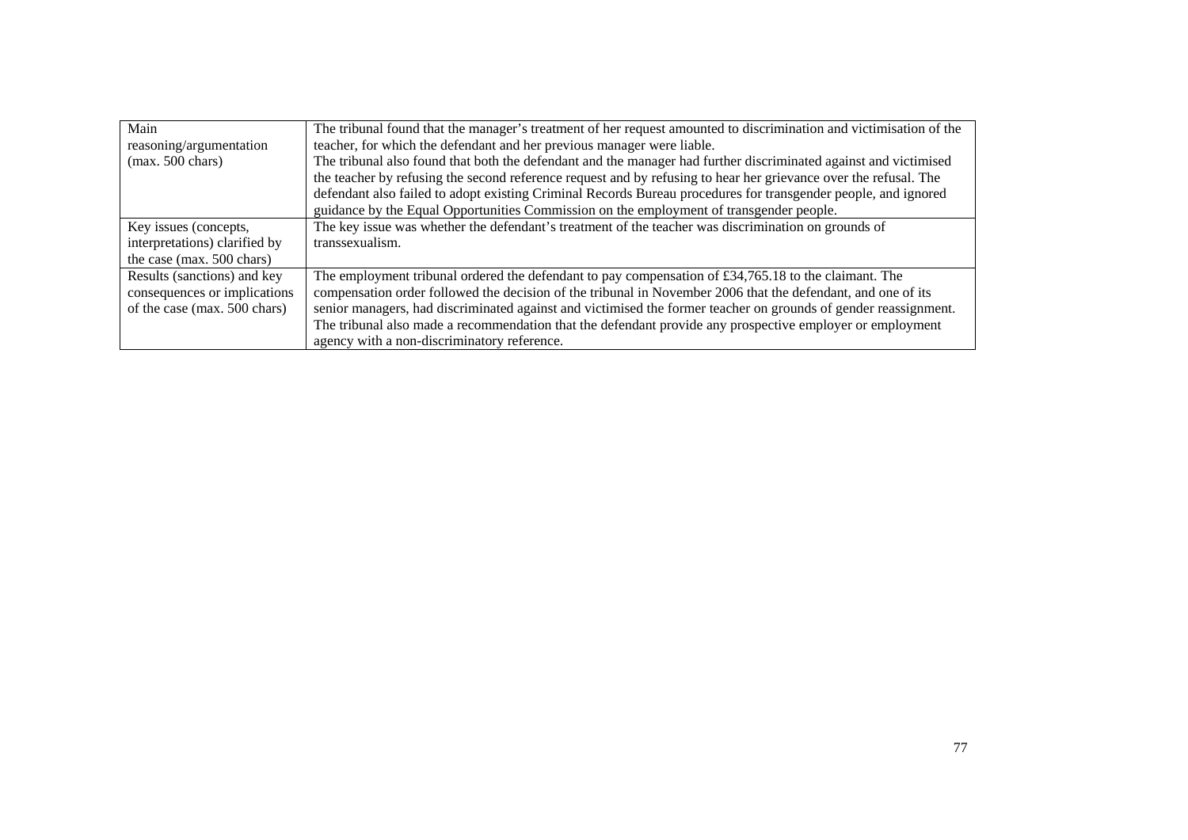| | |
|---|---|
| Main reasoning/argumentation (max. 500 chars) | The tribunal found that the manager's treatment of her request amounted to discrimination and victimisation of the teacher, for which the defendant and her previous manager were liable. The tribunal also found that both the defendant and the manager had further discriminated against and victimised the teacher by refusing the second reference request and by refusing to hear her grievance over the refusal. The defendant also failed to adopt existing Criminal Records Bureau procedures for transgender people, and ignored guidance by the Equal Opportunities Commission on the employment of transgender people. |
| Key issues (concepts, interpretations) clarified by the case (max. 500 chars) | The key issue was whether the defendant's treatment of the teacher was discrimination on grounds of transsexualism. |
| Results (sanctions) and key consequences or implications of the case (max. 500 chars) | The employment tribunal ordered the defendant to pay compensation of £34,765.18 to the claimant. The compensation order followed the decision of the tribunal in November 2006 that the defendant, and one of its senior managers, had discriminated against and victimised the former teacher on grounds of gender reassignment. The tribunal also made a recommendation that the defendant provide any prospective employer or employment agency with a non-discriminatory reference. |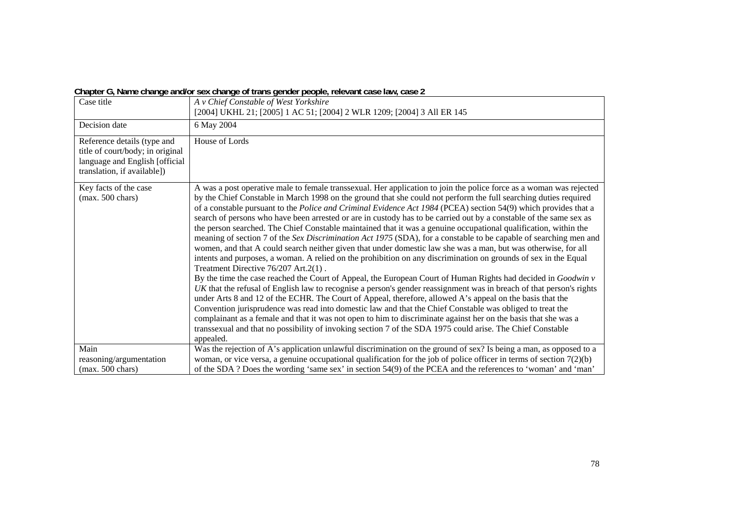**Chapter G, Name change and/or sex change of trans gender people, relevant case law, case 2**

| Case title | *A v Chief Constable of West Yorkshire* [2004] UKHL 21; [2005] 1 AC 51; [2004] 2 WLR 1209; [2004] 3 All ER 145 |
|---|---|
| Decision date | 6 May 2004 |
| Reference details (type and title of court/body; in original language and English [official translation, if available]) | House of Lords |
| Key facts of the case (max. 500 chars) | A was a post operative male to female transsexual. Her application to join the police force as a woman was rejected by the Chief Constable in March 1998 on the ground that she could not perform the full searching duties required of a constable pursuant to the *Police and Criminal Evidence Act 1984* (PCEA) section 54(9) which provides that a search of persons who have been arrested or are in custody has to be carried out by a constable of the same sex as the person searched. The Chief Constable maintained that it was a genuine occupational qualification, within the meaning of section 7 of the *Sex Discrimination Act 1975* (SDA), for a constable to be capable of searching men and women, and that A could search neither given that under domestic law she was a man, but was otherwise, for all intents and purposes, a woman. A relied on the prohibition on any discrimination on grounds of sex in the Equal Treatment Directive 76/207 Art.2(1) .<br>By the time the case reached the Court of Appeal, the European Court of Human Rights had decided in *Goodwin v UK* that the refusal of English law to recognise a person's gender reassignment was in breach of that person's rights under Arts 8 and 12 of the ECHR. The Court of Appeal, therefore, allowed A's appeal on the basis that the Convention jurisprudence was read into domestic law and that the Chief Constable was obliged to treat the complainant as a female and that it was not open to him to discriminate against her on the basis that she was a transsexual and that no possibility of invoking section 7 of the SDA 1975 could arise. The Chief Constable appealed. |
| Main reasoning/argumentation (max. 500 chars) | Was the rejection of A's application unlawful discrimination on the ground of sex? Is being a man, as opposed to a woman, or vice versa, a genuine occupational qualification for the job of police officer in terms of section 7(2)(b) of the SDA ? Does the wording 'same sex' in section 54(9) of the PCEA and the references to 'woman' and 'man' |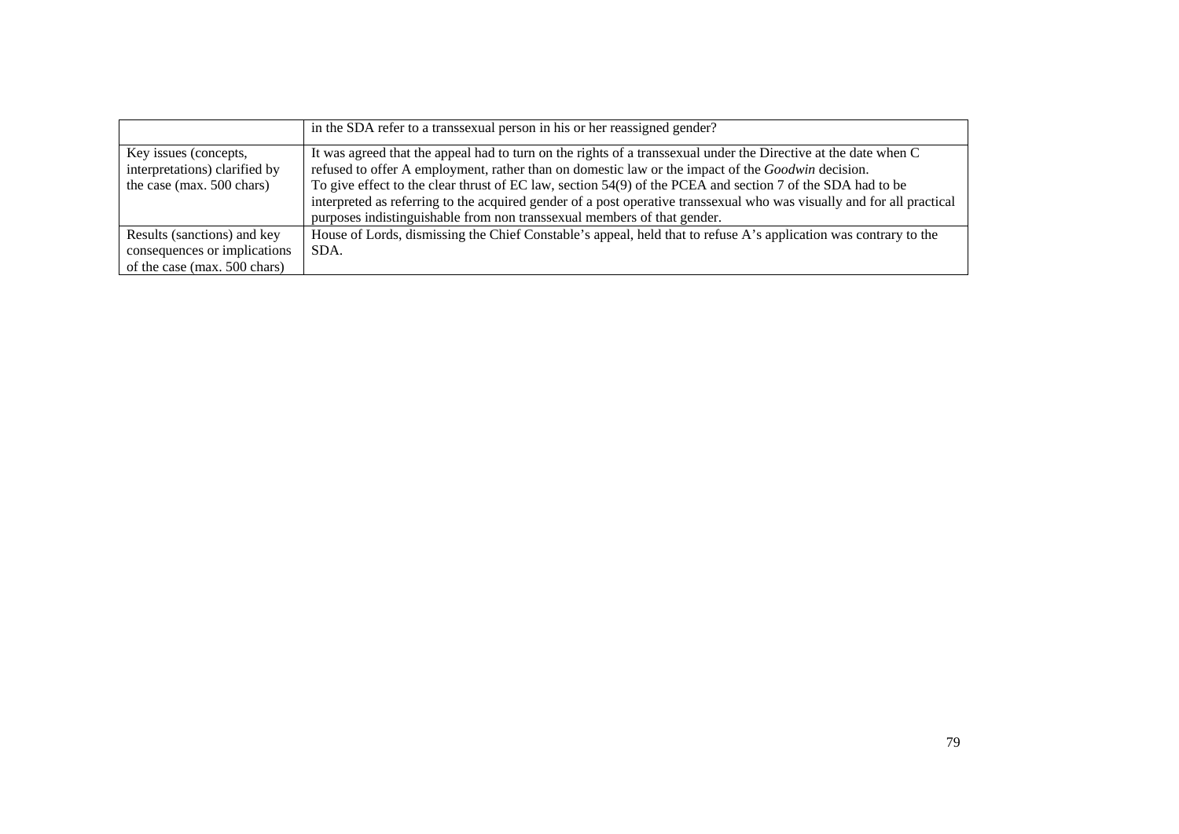| | |
|---|---|
| | in the SDA refer to a transsexual person in his or her reassigned gender? |
| Key issues (concepts, interpretations) clarified by the case (max. 500 chars) | It was agreed that the appeal had to turn on the rights of a transsexual under the Directive at the date when C refused to offer A employment, rather than on domestic law or the impact of the *Goodwin* decision.<br>To give effect to the clear thrust of EC law, section 54(9) of the PCEA and section 7 of the SDA had to be interpreted as referring to the acquired gender of a post operative transsexual who was visually and for all practical purposes indistinguishable from non transsexual members of that gender. |
| Results (sanctions) and key consequences or implications of the case (max. 500 chars) | House of Lords, dismissing the Chief Constable's appeal, held that to refuse A's application was contrary to the SDA. |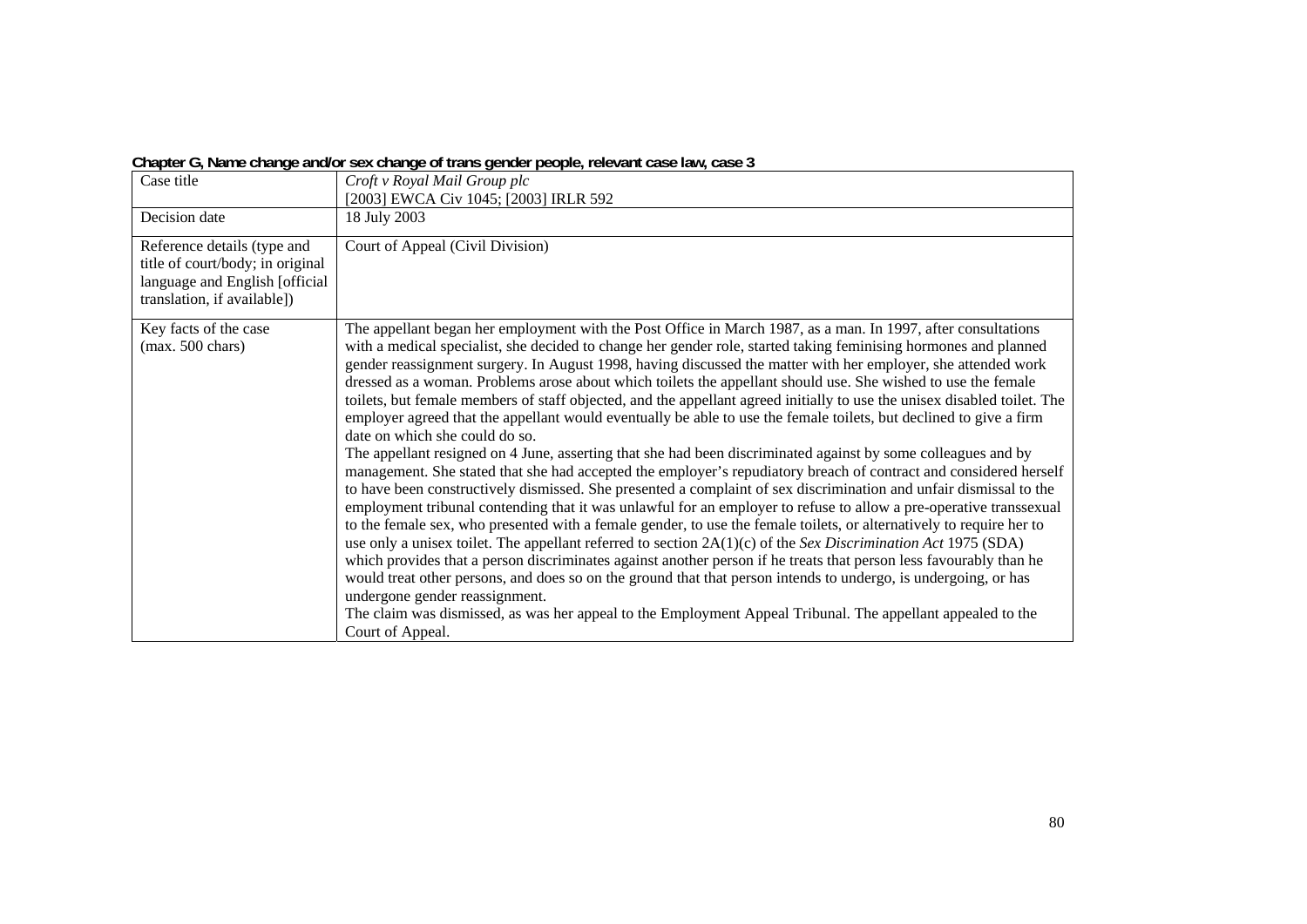**Chapter G, Name change and/or sex change of trans gender people, relevant case law, case 3**

| Case title | *Croft v Royal Mail Group plc*<br>[2003] EWCA Civ 1045; [2003] IRLR 592 |
|---|---|
| Decision date | 18 July 2003 |
| Reference details (type and title of court/body; in original language and English [official translation, if available]) | Court of Appeal (Civil Division) |
| Key facts of the case<br>(max. 500 chars) | The appellant began her employment with the Post Office in March 1987, as a man. In 1997, after consultations with a medical specialist, she decided to change her gender role, started taking feminising hormones and planned gender reassignment surgery. In August 1998, having discussed the matter with her employer, she attended work dressed as a woman. Problems arose about which toilets the appellant should use. She wished to use the female toilets, but female members of staff objected, and the appellant agreed initially to use the unisex disabled toilet. The employer agreed that the appellant would eventually be able to use the female toilets, but declined to give a firm date on which she could do so.<br>The appellant resigned on 4 June, asserting that she had been discriminated against by some colleagues and by management. She stated that she had accepted the employer's repudiatory breach of contract and considered herself to have been constructively dismissed. She presented a complaint of sex discrimination and unfair dismissal to the employment tribunal contending that it was unlawful for an employer to refuse to allow a pre-operative transsexual to the female sex, who presented with a female gender, to use the female toilets, or alternatively to require her to use only a unisex toilet. The appellant referred to section 2A(1)(c) of the *Sex Discrimination Act* 1975 (SDA) which provides that a person discriminates against another person if he treats that person less favourably than he would treat other persons, and does so on the ground that that person intends to undergo, is undergoing, or has undergone gender reassignment.<br>The claim was dismissed, as was her appeal to the Employment Appeal Tribunal. The appellant appealed to the Court of Appeal. |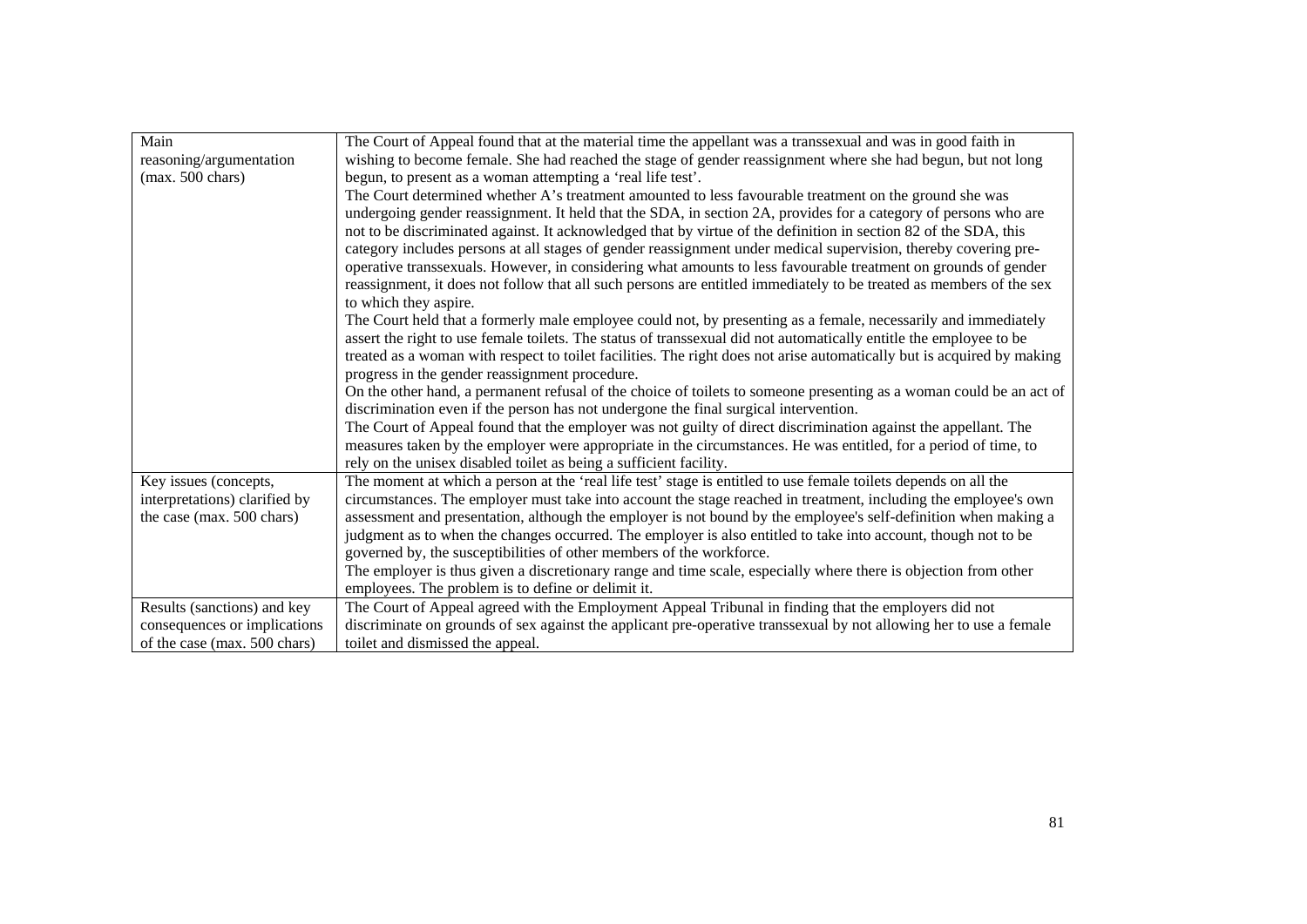| Main reasoning/argumentation (max. 500 chars) | The Court of Appeal found that at the material time the appellant was a transsexual and was in good faith in wishing to become female. She had reached the stage of gender reassignment where she had begun, but not long begun, to present as a woman attempting a 'real life test'.<br>The Court determined whether A's treatment amounted to less favourable treatment on the ground she was undergoing gender reassignment. It held that the SDA, in section 2A, provides for a category of persons who are not to be discriminated against. It acknowledged that by virtue of the definition in section 82 of the SDA, this category includes persons at all stages of gender reassignment under medical supervision, thereby covering pre-operative transsexuals. However, in considering what amounts to less favourable treatment on grounds of gender reassignment, it does not follow that all such persons are entitled immediately to be treated as members of the sex to which they aspire.<br>The Court held that a formerly male employee could not, by presenting as a female, necessarily and immediately assert the right to use female toilets. The status of transsexual did not automatically entitle the employee to be treated as a woman with respect to toilet facilities. The right does not arise automatically but is acquired by making progress in the gender reassignment procedure.<br>On the other hand, a permanent refusal of the choice of toilets to someone presenting as a woman could be an act of discrimination even if the person has not undergone the final surgical intervention.<br>The Court of Appeal found that the employer was not guilty of direct discrimination against the appellant. The measures taken by the employer were appropriate in the circumstances. He was entitled, for a period of time, to rely on the unisex disabled toilet as being a sufficient facility. |
|---|---|
| Key issues (concepts, interpretations) clarified by the case (max. 500 chars) | The moment at which a person at the 'real life test' stage is entitled to use female toilets depends on all the circumstances. The employer must take into account the stage reached in treatment, including the employee's own assessment and presentation, although the employer is not bound by the employee's self-definition when making a judgment as to when the changes occurred. The employer is also entitled to take into account, though not to be governed by, the susceptibilities of other members of the workforce.<br>The employer is thus given a discretionary range and time scale, especially where there is objection from other employees. The problem is to define or delimit it. |
| Results (sanctions) and key consequences or implications of the case (max. 500 chars) | The Court of Appeal agreed with the Employment Appeal Tribunal in finding that the employers did not discriminate on grounds of sex against the applicant pre-operative transsexual by not allowing her to use a female toilet and dismissed the appeal. |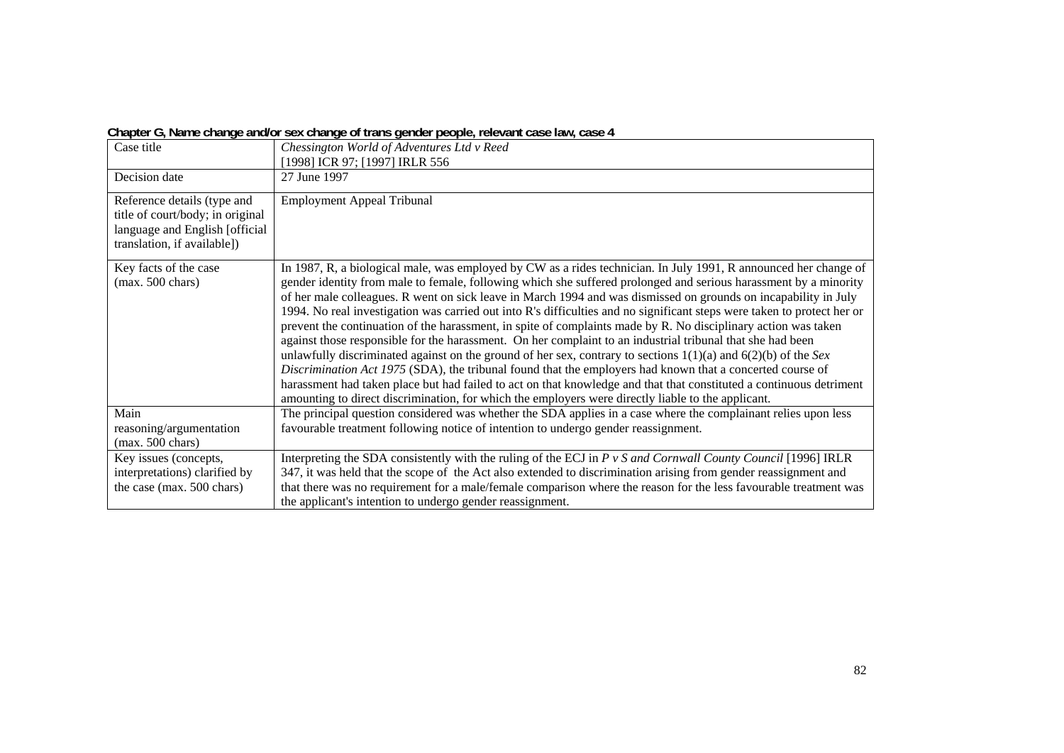**Chapter G, Name change and/or sex change of trans gender people, relevant case law, case 4**

| Case title | *Chessington World of Adventures Ltd v Reed*<br>[1998] ICR 97; [1997] IRLR 556 |
|---|---|
| Decision date | 27 June 1997 |
| Reference details (type and title of court/body; in original language and English [official translation, if available]) | Employment Appeal Tribunal |
| Key facts of the case<br>(max. 500 chars) | In 1987, R, a biological male, was employed by CW as a rides technician. In July 1991, R announced her change of gender identity from male to female, following which she suffered prolonged and serious harassment by a minority of her male colleagues. R went on sick leave in March 1994 and was dismissed on grounds on incapability in July 1994. No real investigation was carried out into R's difficulties and no significant steps were taken to protect her or prevent the continuation of the harassment, in spite of complaints made by R. No disciplinary action was taken against those responsible for the harassment. On her complaint to an industrial tribunal that she had been unlawfully discriminated against on the ground of her sex, contrary to sections 1(1)(a) and 6(2)(b) of the *Sex Discrimination Act 1975* (SDA), the tribunal found that the employers had known that a concerted course of harassment had taken place but had failed to act on that knowledge and that that constituted a continuous detriment amounting to direct discrimination, for which the employers were directly liable to the applicant. |
| Main reasoning/argumentation<br>(max. 500 chars) | The principal question considered was whether the SDA applies in a case where the complainant relies upon less favourable treatment following notice of intention to undergo gender reassignment. |
| Key issues (concepts, interpretations) clarified by the case (max. 500 chars) | Interpreting the SDA consistently with the ruling of the ECJ in *P v S and Cornwall County Council* [1996] IRLR 347, it was held that the scope of the Act also extended to discrimination arising from gender reassignment and that there was no requirement for a male/female comparison where the reason for the less favourable treatment was the applicant's intention to undergo gender reassignment. |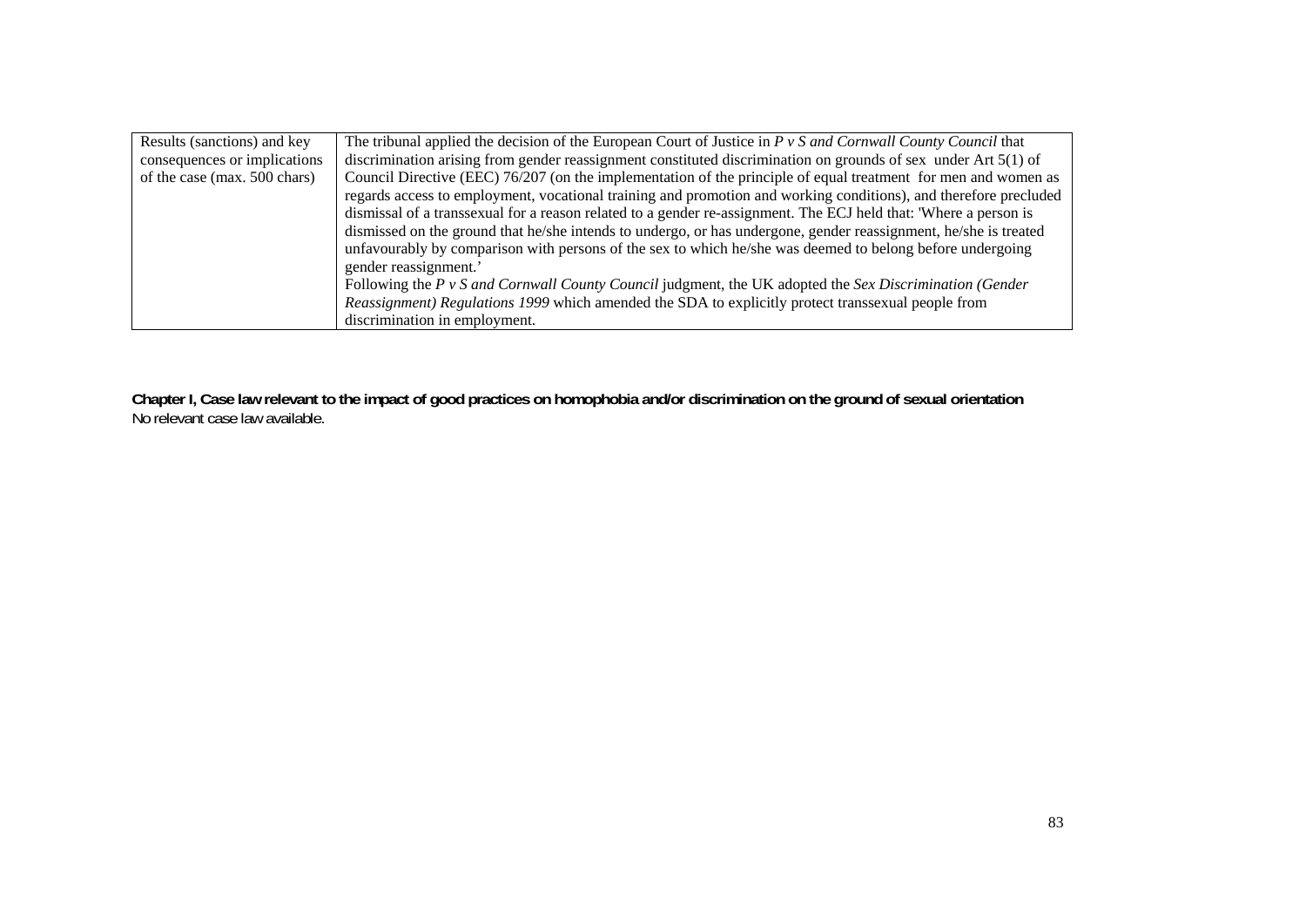| | |
|---|---|
| Results (sanctions) and key consequences or implications of the case (max. 500 chars) | The tribunal applied the decision of the European Court of Justice in *P v S and Cornwall County Council* that discrimination arising from gender reassignment constituted discrimination on grounds of sex under Art 5(1) of Council Directive (EEC) 76/207 (on the implementation of the principle of equal treatment for men and women as regards access to employment, vocational training and promotion and working conditions), and therefore precluded dismissal of a transsexual for a reason related to a gender re-assignment. The ECJ held that: 'Where a person is dismissed on the ground that he/she intends to undergo, or has undergone, gender reassignment, he/she is treated unfavourably by comparison with persons of the sex to which he/she was deemed to belong before undergoing gender reassignment.' <br>Following the *P v S and Cornwall County Council* judgment, the UK adopted the *Sex Discrimination (Gender Reassignment) Regulations 1999* which amended the SDA to explicitly protect transsexual people from discrimination in employment. |

**Chapter I, Case law relevant to the impact of good practices on homophobia and/or discrimination on the ground of sexual orientation**

No relevant case law available.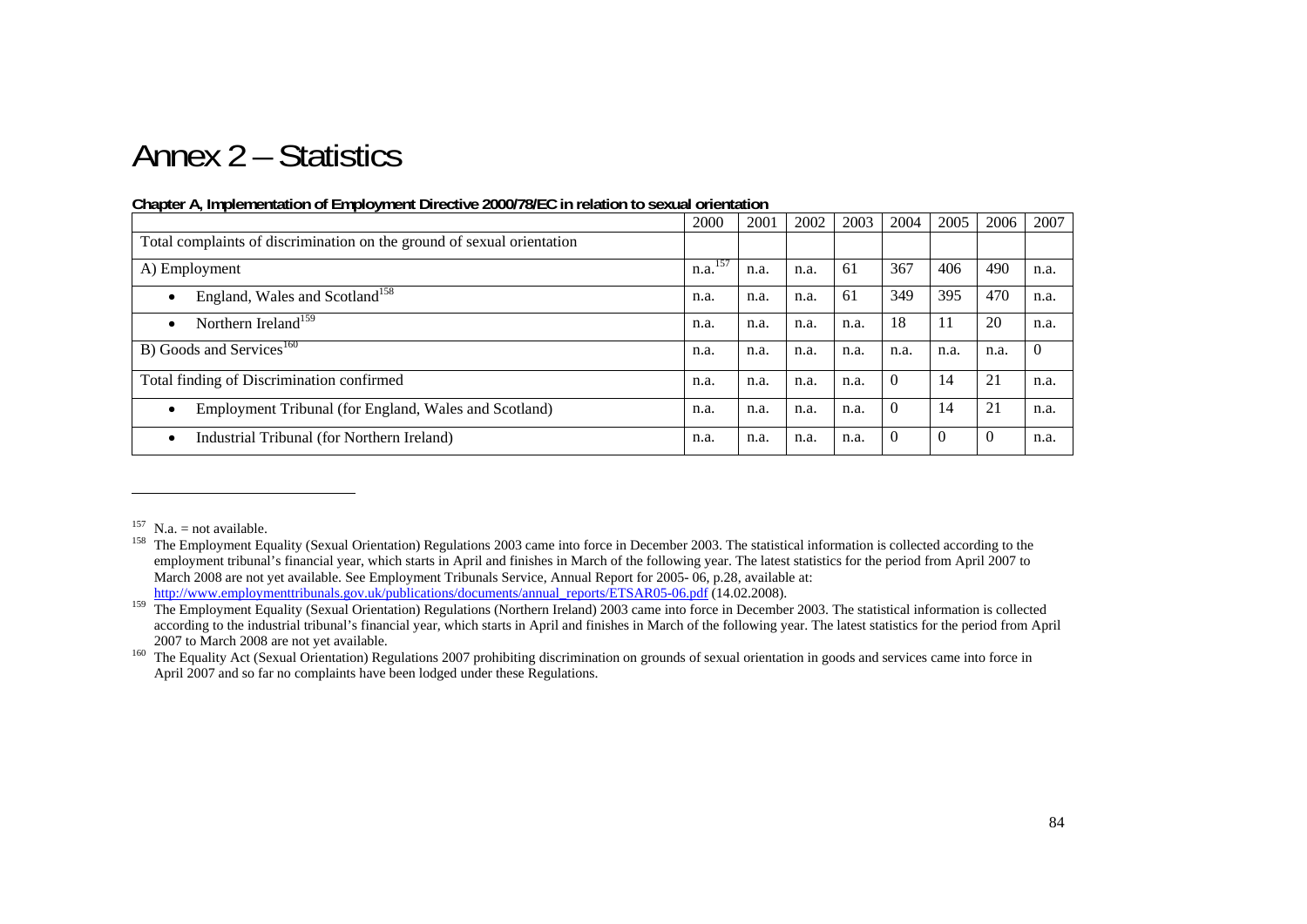# Annex 2 – Statistics

**Chapter A, Implementation of Employment Directive 2000/78/EC in relation to sexual orientation**

| | 2000 | 2001 | 2002 | 2003 | 2004 | 2005 | 2006 | 2007 |
|---|---|---|---|---|---|---|---|---|
| Total complaints of discrimination on the ground of sexual orientation | | | | | | | | |
| A) Employment | n.a.[157] | n.a. | n.a. | 61 | 367 | 406 | 490 | n.a. |
| • England, Wales and Scotland[158] | n.a. | n.a. | n.a. | 61 | 349 | 395 | 470 | n.a. |
| • Northern Ireland[159] | n.a. | n.a. | n.a. | n.a. | 18 | 11 | 20 | n.a. |
| B) Goods and Services[160] | n.a. | n.a. | n.a. | n.a. | n.a. | n.a. | n.a. | 0 |
| Total finding of Discrimination confirmed | n.a. | n.a. | n.a. | n.a. | 0 | 14 | 21 | n.a. |
| • Employment Tribunal (for England, Wales and Scotland) | n.a. | n.a. | n.a. | n.a. | 0 | 14 | 21 | n.a. |
| • Industrial Tribunal (for Northern Ireland) | n.a. | n.a. | n.a. | n.a. | 0 | 0 | 0 | n.a. |

---

[157] N.a. = not available.

[158] The Employment Equality (Sexual Orientation) Regulations 2003 came into force in December 2003. The statistical information is collected according to the employment tribunal's financial year, which starts in April and finishes in March of the following year. The latest statistics for the period from April 2007 to March 2008 are not yet available. See Employment Tribunals Service, Annual Report for 2005- 06, p.28, available at: http://www.employmenttribunals.gov.uk/publications/documents/annual_reports/ETSAR05-06.pdf (14.02.2008).

[159] The Employment Equality (Sexual Orientation) Regulations (Northern Ireland) 2003 came into force in December 2003. The statistical information is collected according to the industrial tribunal's financial year, which starts in April and finishes in March of the following year. The latest statistics for the period from April 2007 to March 2008 are not yet available.

[160] The Equality Act (Sexual Orientation) Regulations 2007 prohibiting discrimination on grounds of sexual orientation in goods and services came into force in April 2007 and so far no complaints have been lodged under these Regulations.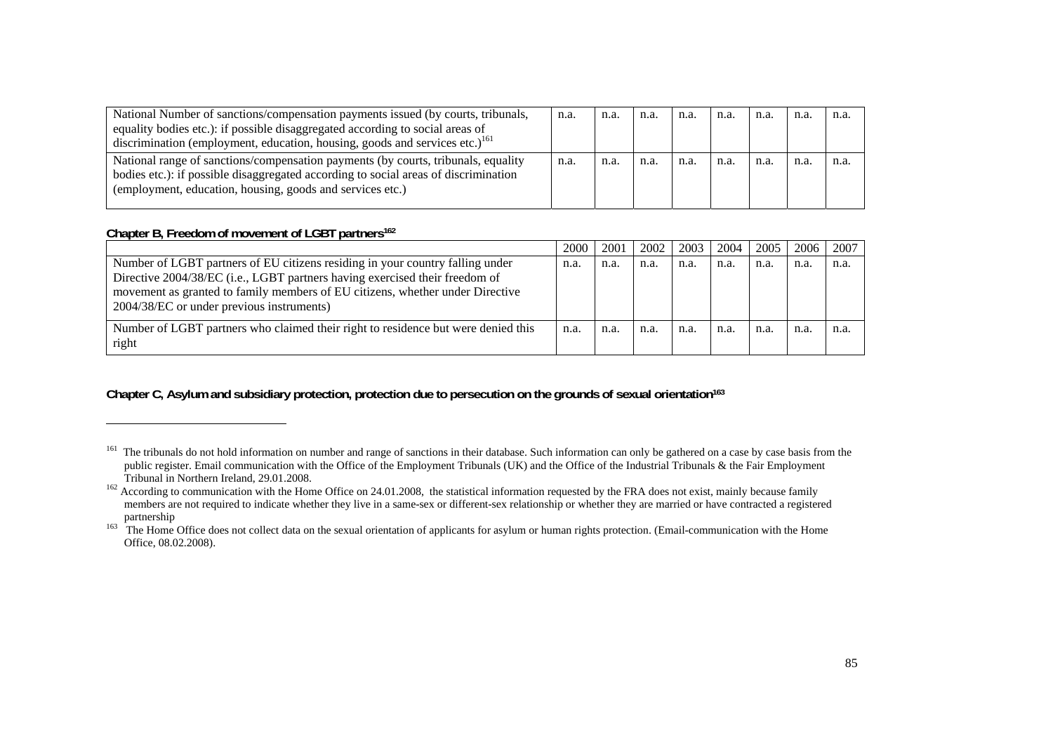| | | | | | | | | |
|---|---|---|---|---|---|---|---|---|
| National Number of sanctions/compensation payments issued (by courts, tribunals, equality bodies etc.): if possible disaggregated according to social areas of discrimination (employment, education, housing, goods and services etc.)[161] | n.a. | n.a. | n.a. | n.a. | n.a. | n.a. | n.a. | n.a. |
| National range of sanctions/compensation payments (by courts, tribunals, equality bodies etc.): if possible disaggregated according to social areas of discrimination (employment, education, housing, goods and services etc.) | n.a. | n.a. | n.a. | n.a. | n.a. | n.a. | n.a. | n.a. |

**Chapter B, Freedom of movement of LGBT partners[162]**

| | 2000 | 2001 | 2002 | 2003 | 2004 | 2005 | 2006 | 2007 |
|---|---|---|---|---|---|---|---|---|
| Number of LGBT partners of EU citizens residing in your country falling under Directive 2004/38/EC (i.e., LGBT partners having exercised their freedom of movement as granted to family members of EU citizens, whether under Directive 2004/38/EC or under previous instruments) | n.a. | n.a. | n.a. | n.a. | n.a. | n.a. | n.a. | n.a. |
| Number of LGBT partners who claimed their right to residence but were denied this right | n.a. | n.a. | n.a. | n.a. | n.a. | n.a. | n.a. | n.a. |

**Chapter C, Asylum and subsidiary protection, protection due to persecution on the grounds of sexual orientation[163]**

---

[161] The tribunals do not hold information on number and range of sanctions in their database. Such information can only be gathered on a case by case basis from the public register. Email communication with the Office of the Employment Tribunals (UK) and the Office of the Industrial Tribunals & the Fair Employment Tribunal in Northern Ireland, 29.01.2008.

[162] According to communication with the Home Office on 24.01.2008, the statistical information requested by the FRA does not exist, mainly because family members are not required to indicate whether they live in a same-sex or different-sex relationship or whether they are married or have contracted a registered partnership

[163] The Home Office does not collect data on the sexual orientation of applicants for asylum or human rights protection. (Email-communication with the Home Office, 08.02.2008).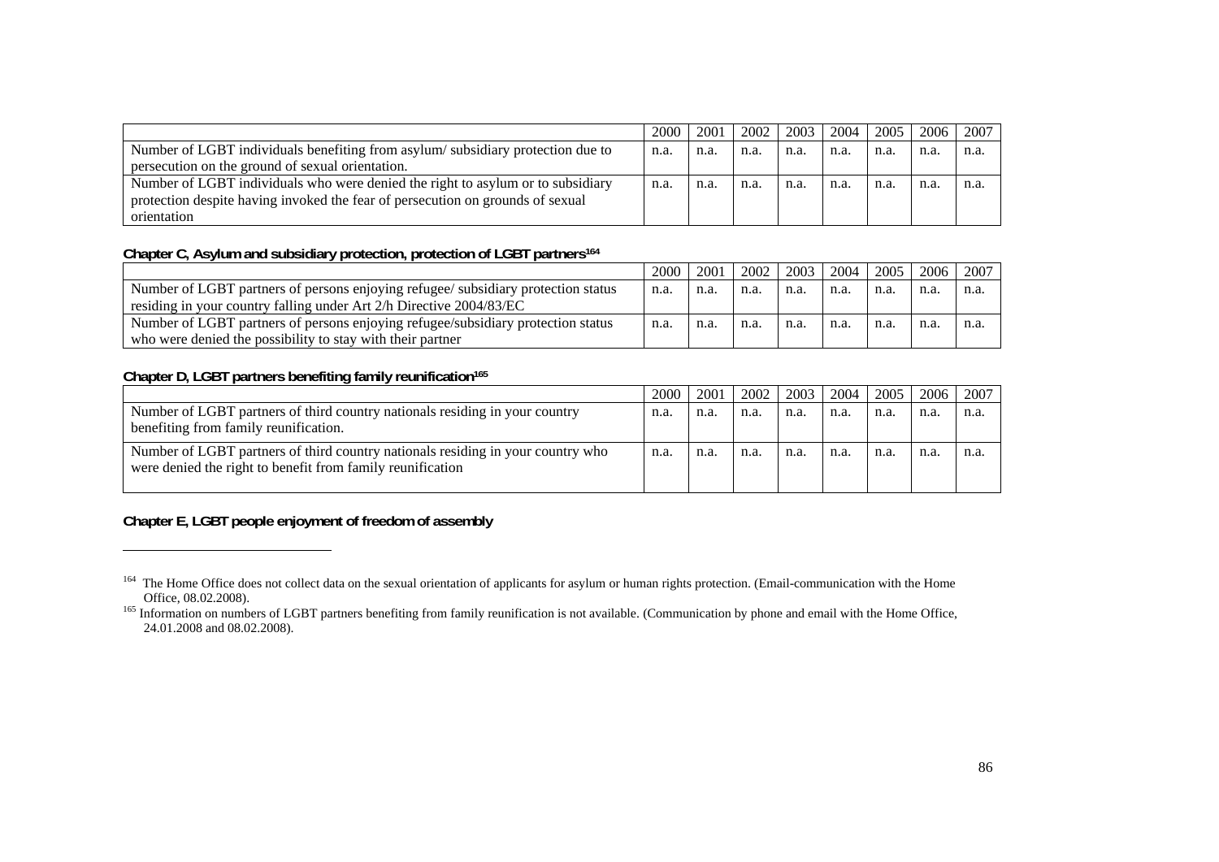| | 2000 | 2001 | 2002 | 2003 | 2004 | 2005 | 2006 | 2007 |
|---|---|---|---|---|---|---|---|---|
| Number of LGBT individuals benefiting from asylum/ subsidiary protection due to persecution on the ground of sexual orientation. | n.a. | n.a. | n.a. | n.a. | n.a. | n.a. | n.a. | n.a. |
| Number of LGBT individuals who were denied the right to asylum or to subsidiary protection despite having invoked the fear of persecution on grounds of sexual orientation | n.a. | n.a. | n.a. | n.a. | n.a. | n.a. | n.a. | n.a. |

**Chapter C, Asylum and subsidiary protection, protection of LGBT partners**[164]

| | 2000 | 2001 | 2002 | 2003 | 2004 | 2005 | 2006 | 2007 |
|---|---|---|---|---|---|---|---|---|
| Number of LGBT partners of persons enjoying refugee/ subsidiary protection status residing in your country falling under Art 2/h Directive 2004/83/EC | n.a. | n.a. | n.a. | n.a. | n.a. | n.a. | n.a. | n.a. |
| Number of LGBT partners of persons enjoying refugee/subsidiary protection status who were denied the possibility to stay with their partner | n.a. | n.a. | n.a. | n.a. | n.a. | n.a. | n.a. | n.a. |

**Chapter D, LGBT partners benefiting family reunification**[165]

| | 2000 | 2001 | 2002 | 2003 | 2004 | 2005 | 2006 | 2007 |
|---|---|---|---|---|---|---|---|---|
| Number of LGBT partners of third country nationals residing in your country benefiting from family reunification. | n.a. | n.a. | n.a. | n.a. | n.a. | n.a. | n.a. | n.a. |
| Number of LGBT partners of third country nationals residing in your country who were denied the right to benefit from family reunification | n.a. | n.a. | n.a. | n.a. | n.a. | n.a. | n.a. | n.a. |

**Chapter E, LGBT people enjoyment of freedom of assembly**

---

[164] The Home Office does not collect data on the sexual orientation of applicants for asylum or human rights protection. (Email-communication with the Home Office, 08.02.2008).

[165] Information on numbers of LGBT partners benefiting from family reunification is not available. (Communication by phone and email with the Home Office, 24.01.2008 and 08.02.2008).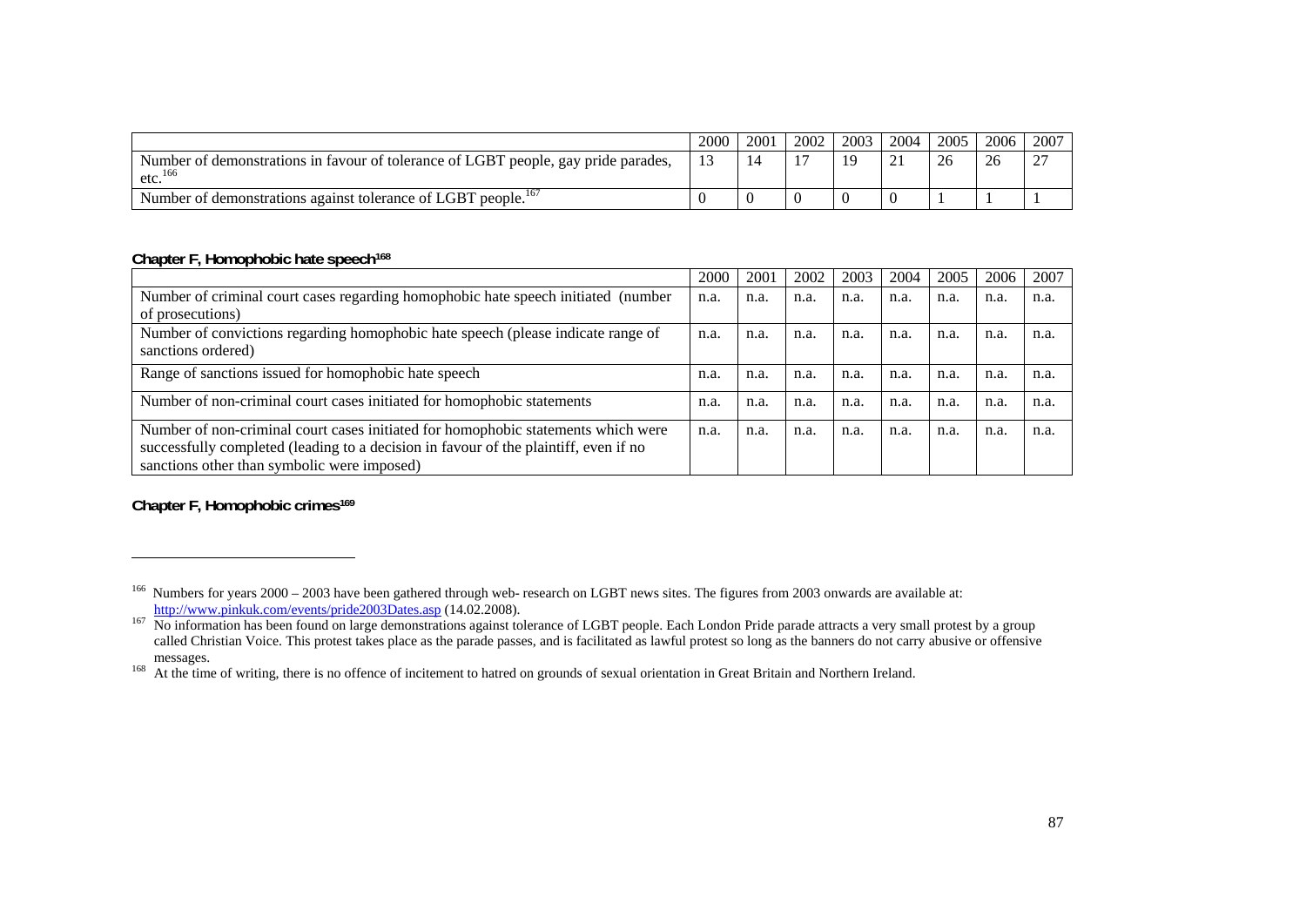| | 2000 | 2001 | 2002 | 2003 | 2004 | 2005 | 2006 | 2007 |
|---|---|---|---|---|---|---|---|---|
| Number of demonstrations in favour of tolerance of LGBT people, gay pride parades, etc.[166] | 13 | 14 | 17 | 19 | 21 | 26 | 26 | 27 |
| Number of demonstrations against tolerance of LGBT people.[167] | 0 | 0 | 0 | 0 | 0 | 1 | 1 | 1 |

**Chapter F, Homophobic hate speech[168]**

| | 2000 | 2001 | 2002 | 2003 | 2004 | 2005 | 2006 | 2007 |
|---|---|---|---|---|---|---|---|---|
| Number of criminal court cases regarding homophobic hate speech initiated (number of prosecutions) | n.a. | n.a. | n.a. | n.a. | n.a. | n.a. | n.a. | n.a. |
| Number of convictions regarding homophobic hate speech (please indicate range of sanctions ordered) | n.a. | n.a. | n.a. | n.a. | n.a. | n.a. | n.a. | n.a. |
| Range of sanctions issued for homophobic hate speech | n.a. | n.a. | n.a. | n.a. | n.a. | n.a. | n.a. | n.a. |
| Number of non-criminal court cases initiated for homophobic statements | n.a. | n.a. | n.a. | n.a. | n.a. | n.a. | n.a. | n.a. |
| Number of non-criminal court cases initiated for homophobic statements which were successfully completed (leading to a decision in favour of the plaintiff, even if no sanctions other than symbolic were imposed) | n.a. | n.a. | n.a. | n.a. | n.a. | n.a. | n.a. | n.a. |

**Chapter F, Homophobic crimes[169]**

---

[166] Numbers for years 2000 – 2003 have been gathered through web- research on LGBT news sites. The figures from 2003 onwards are available at: http://www.pinkuk.com/events/pride2003Dates.asp (14.02.2008).

[167] No information has been found on large demonstrations against tolerance of LGBT people. Each London Pride parade attracts a very small protest by a group called Christian Voice. This protest takes place as the parade passes, and is facilitated as lawful protest so long as the banners do not carry abusive or offensive messages.

[168] At the time of writing, there is no offence of incitement to hatred on grounds of sexual orientation in Great Britain and Northern Ireland.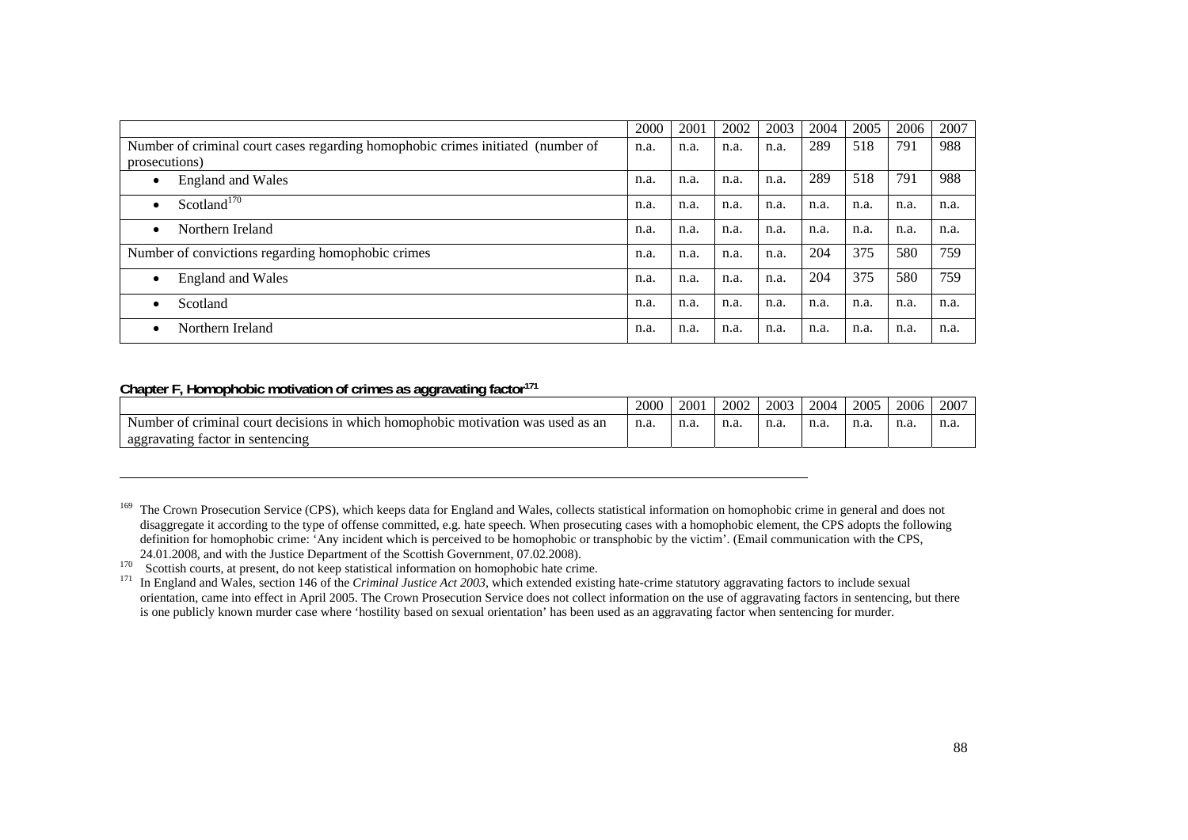| | 2000 | 2001 | 2002 | 2003 | 2004 | 2005 | 2006 | 2007 |
|---|---|---|---|---|---|---|---|---|
| Number of criminal court cases regarding homophobic crimes initiated (number of prosecutions) | n.a. | n.a. | n.a. | n.a. | 289 | 518 | 791 | 988 |
| • England and Wales | n.a. | n.a. | n.a. | n.a. | 289 | 518 | 791 | 988 |
| • Scotland[170] | n.a. | n.a. | n.a. | n.a. | n.a. | n.a. | n.a. | n.a. |
| • Northern Ireland | n.a. | n.a. | n.a. | n.a. | n.a. | n.a. | n.a. | n.a. |
| Number of convictions regarding homophobic crimes | n.a. | n.a. | n.a. | n.a. | 204 | 375 | 580 | 759 |
| • England and Wales | n.a. | n.a. | n.a. | n.a. | 204 | 375 | 580 | 759 |
| • Scotland | n.a. | n.a. | n.a. | n.a. | n.a. | n.a. | n.a. | n.a. |
| • Northern Ireland | n.a. | n.a. | n.a. | n.a. | n.a. | n.a. | n.a. | n.a. |

**Chapter F, Homophobic motivation of crimes as aggravating factor[171]**

| | 2000 | 2001 | 2002 | 2003 | 2004 | 2005 | 2006 | 2007 |
|---|---|---|---|---|---|---|---|---|
| Number of criminal court decisions in which homophobic motivation was used as an aggravating factor in sentencing | n.a. | n.a. | n.a. | n.a. | n.a. | n.a. | n.a. | n.a. |

---

[169] The Crown Prosecution Service (CPS), which keeps data for England and Wales, collects statistical information on homophobic crime in general and does not disaggregate it according to the type of offense committed, e.g. hate speech. When prosecuting cases with a homophobic element, the CPS adopts the following definition for homophobic crime: 'Any incident which is perceived to be homophobic or transphobic by the victim'. (Email communication with the CPS, 24.01.2008, and with the Justice Department of the Scottish Government, 07.02.2008).

[170] Scottish courts, at present, do not keep statistical information on homophobic hate crime.

[171] In England and Wales, section 146 of the *Criminal Justice Act 2003*, which extended existing hate-crime statutory aggravating factors to include sexual orientation, came into effect in April 2005. The Crown Prosecution Service does not collect information on the use of aggravating factors in sentencing, but there is one publicly known murder case where 'hostility based on sexual orientation' has been used as an aggravating factor when sentencing for murder.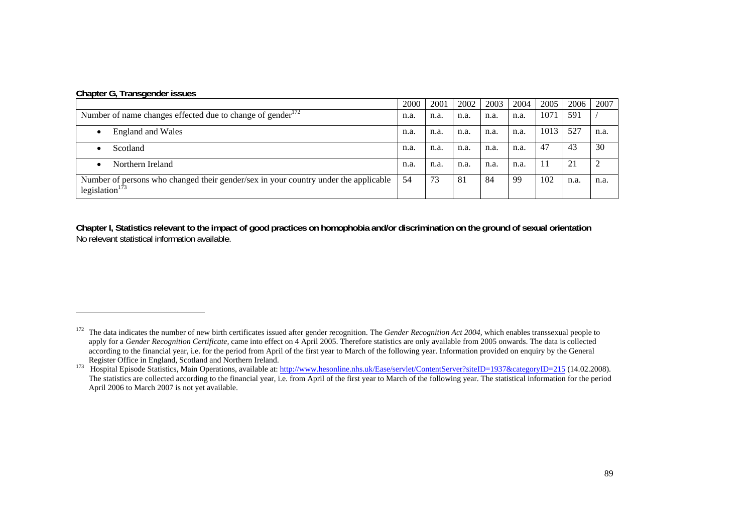**Chapter G, Transgender issues**

| | 2000 | 2001 | 2002 | 2003 | 2004 | 2005 | 2006 | 2007 |
|---|---|---|---|---|---|---|---|---|
| Number of name changes effected due to change of gender[172] | n.a. | n.a. | n.a. | n.a. | n.a. | 1071 | 591 | / |
| • England and Wales | n.a. | n.a. | n.a. | n.a. | n.a. | 1013 | 527 | n.a. |
| • Scotland | n.a. | n.a. | n.a. | n.a. | n.a. | 47 | 43 | 30 |
| • Northern Ireland | n.a. | n.a. | n.a. | n.a. | n.a. | 11 | 21 | 2 |
| Number of persons who changed their gender/sex in your country under the applicable legislation[173] | 54 | 73 | 81 | 84 | 99 | 102 | n.a. | n.a. |

**Chapter I, Statistics relevant to the impact of good practices on homophobia and/or discrimination on the ground of sexual orientation**

No relevant statistical information available.

---

[172] The data indicates the number of new birth certificates issued after gender recognition. The *Gender Recognition Act 2004*, which enables transsexual people to apply for a *Gender Recognition Certificate*, came into effect on 4 April 2005. Therefore statistics are only available from 2005 onwards. The data is collected according to the financial year, i.e. for the period from April of the first year to March of the following year. Information provided on enquiry by the General Register Office in England, Scotland and Northern Ireland.

[173] Hospital Episode Statistics, Main Operations, available at: http://www.hesonline.nhs.uk/Ease/servlet/ContentServer?siteID=1937&categoryID=215 (14.02.2008). The statistics are collected according to the financial year, i.e. from April of the first year to March of the following year. The statistical information for the period April 2006 to March 2007 is not yet available.